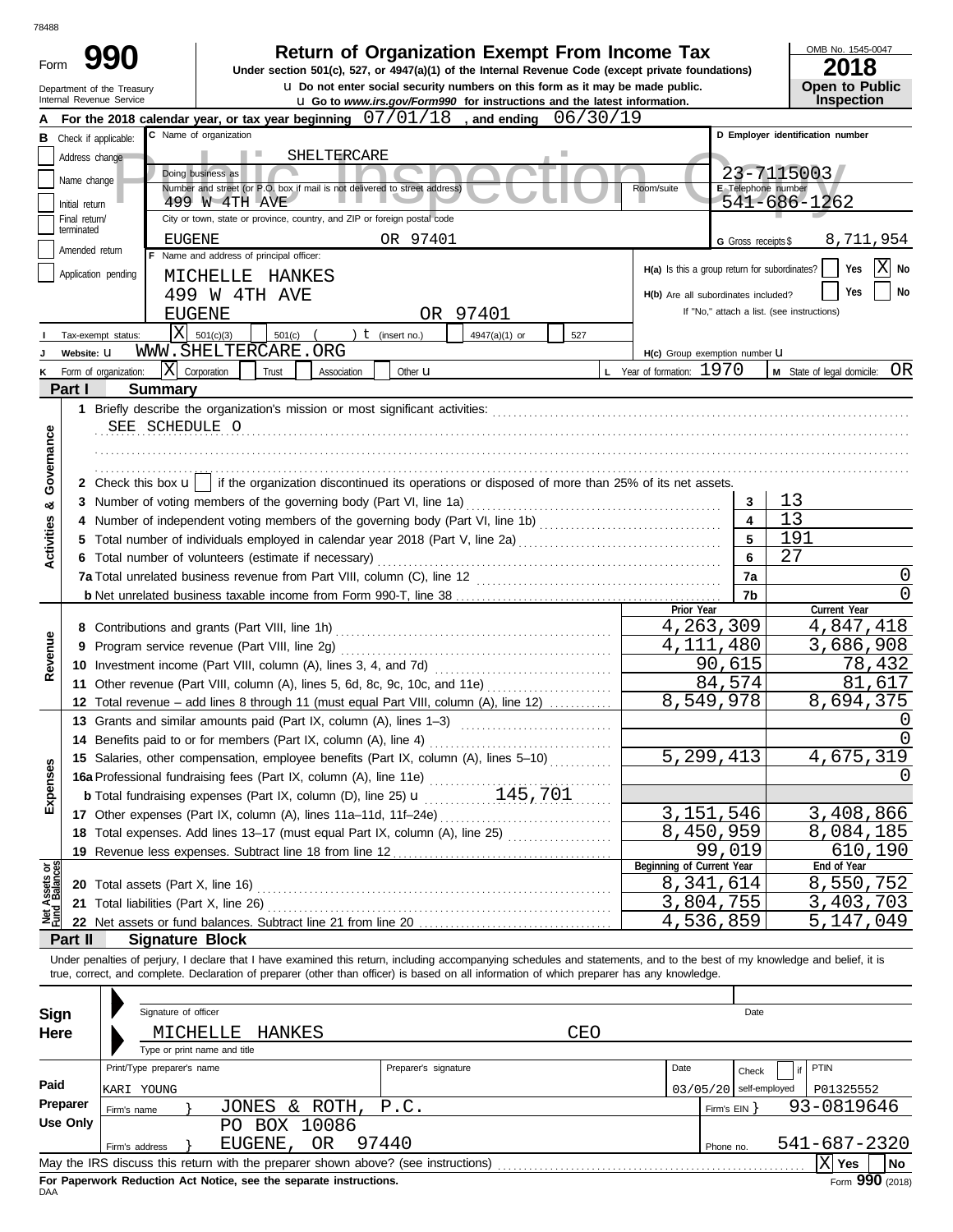78488

# Form 990 — Return of Organization Exempt From Income Tax

**Under section 501(c), 527, or 4947(a)(1) of the Internal Revenue Code (except private foundations)**

u Do not enter social security numbers on this form as it may be made public.

u Go to *www.irs.gov/Form990* for instructions and the latest information.

Department of the Treasury
Internal Revenue Service

OMB No. 1545-0047

**2018**

**Open to Public Inspection**

Public Inspection Copy

**A** For the 2018 calendar year, or tax year beginning 07/01/18 , and ending 06/30/19

**B** Check if applicable:
- Address change
- Name change
- Initial return
- Final return/terminated
- Amended return
- Application pending

**C** Name of organization: SHELTERCARE

Doing business as

Number and street (or P.O. box if mail is not delivered to street address): 499 W 4TH AVE — Room/suite

City or town, state or province, country, and ZIP or foreign postal code: EUGENE OR 97401

**D** Employer identification number: 23-7115003

**E** Telephone number: 541-686-1262

**G** Gross receipts $ 8,711,954

**F** Name and address of principal officer:
MICHELLE HANKES
499 W 4TH AVE
EUGENE OR 97401

**H(a)** Is this a group return for subordinates? Yes [ ] No [X]

**H(b)** Are all subordinates included? Yes [ ] No [ ]
If "No," attach a list. (see instructions)

**I** Tax-exempt status: [X] 501(c)(3) [ ] 501(c) ( ) t (insert no.) [ ] 4947(a)(1) or [ ] 527

**J** Website: u WWW.SHELTERCARE.ORG

**H(c)** Group exemption number u

**K** Form of organization: [X] Corporation [ ] Trust [ ] Association [ ] Other u

**L** Year of formation: 1970

**M** State of legal domicile: OR

## Part I — Summary

**Activities & Governance**

1 Briefly describe the organization's mission or most significant activities:
SEE SCHEDULE O

2 Check this box u [ ] if the organization discontinued its operations or disposed of more than 25% of its net assets.

| | | Line | |
|---|---|---|---|
| 3 | Number of voting members of the governing body (Part VI, line 1a) | 3 | 13 |
| 4 | Number of independent voting members of the governing body (Part VI, line 1b) | 4 | 13 |
| 5 | Total number of individuals employed in calendar year 2018 (Part V, line 2a) | 5 | 191 |
| 6 | Total number of volunteers (estimate if necessary) | 6 | 27 |
| 7a | Total unrelated business revenue from Part VIII, column (C), line 12 | 7a | 0 |
| b | Net unrelated business taxable income from Form 990-T, line 38 | 7b | 0 |

| | | Prior Year | Current Year |
|---|---|---|---|
| **Revenue** | | | |
| 8 | Contributions and grants (Part VIII, line 1h) | 4,263,309 | 4,847,418 |
| 9 | Program service revenue (Part VIII, line 2g) | 4,111,480 | 3,686,908 |
| 10 | Investment income (Part VIII, column (A), lines 3, 4, and 7d) | 90,615 | 78,432 |
| 11 | Other revenue (Part VIII, column (A), lines 5, 6d, 8c, 9c, 10c, and 11e) | 84,574 | 81,617 |
| 12 | Total revenue – add lines 8 through 11 (must equal Part VIII, column (A), line 12) | 8,549,978 | 8,694,375 |
| **Expenses** | | | |
| 13 | Grants and similar amounts paid (Part IX, column (A), lines 1–3) | | 0 |
| 14 | Benefits paid to or for members (Part IX, column (A), line 4) | | 0 |
| 15 | Salaries, other compensation, employee benefits (Part IX, column (A), lines 5–10) | 5,299,413 | 4,675,319 |
| 16a | Professional fundraising fees (Part IX, column (A), line 11e) | | 0 |
| b | Total fundraising expenses (Part IX, column (D), line 25) u 145,701 | | |
| 17 | Other expenses (Part IX, column (A), lines 11a–11d, 11f–24e) | 3,151,546 | 3,408,866 |
| 18 | Total expenses. Add lines 13–17 (must equal Part IX, column (A), line 25) | 8,450,959 | 8,084,185 |
| 19 | Revenue less expenses. Subtract line 18 from line 12 | 99,019 | 610,190 |

| **Net Assets or Fund Balances** | | Beginning of Current Year | End of Year |
|---|---|---|---|
| 20 | Total assets (Part X, line 16) | 8,341,614 | 8,550,752 |
| 21 | Total liabilities (Part X, line 26) | 3,804,755 | 3,403,703 |
| 22 | Net assets or fund balances. Subtract line 21 from line 20 | 4,536,859 | 5,147,049 |

## Part II — Signature Block

Under penalties of perjury, I declare that I have examined this return, including accompanying schedules and statements, and to the best of my knowledge and belief, it is true, correct, and complete. Declaration of preparer (other than officer) is based on all information of which preparer has any knowledge.

**Sign Here**

Signature of officer — Date

MICHELLE HANKES CEO
Type or print name and title

**Paid Preparer Use Only**

| Print/Type preparer's name | Preparer's signature | Date | Check [ ] if self-employed | PTIN |
|---|---|---|---|---|
| KARI YOUNG | | 03/05/20 | | P01325552 |

Firm's name } JONES & ROTH, P.C. — Firm's EIN } 93-0819646

Firm's address } PO BOX 10086, EUGENE, OR 97440 — Phone no. 541-687-2320

May the IRS discuss this return with the preparer shown above? (see instructions) [X] Yes [ ] No

**For Paperwork Reduction Act Notice, see the separate instructions.**

DAA

Form **990** (2018)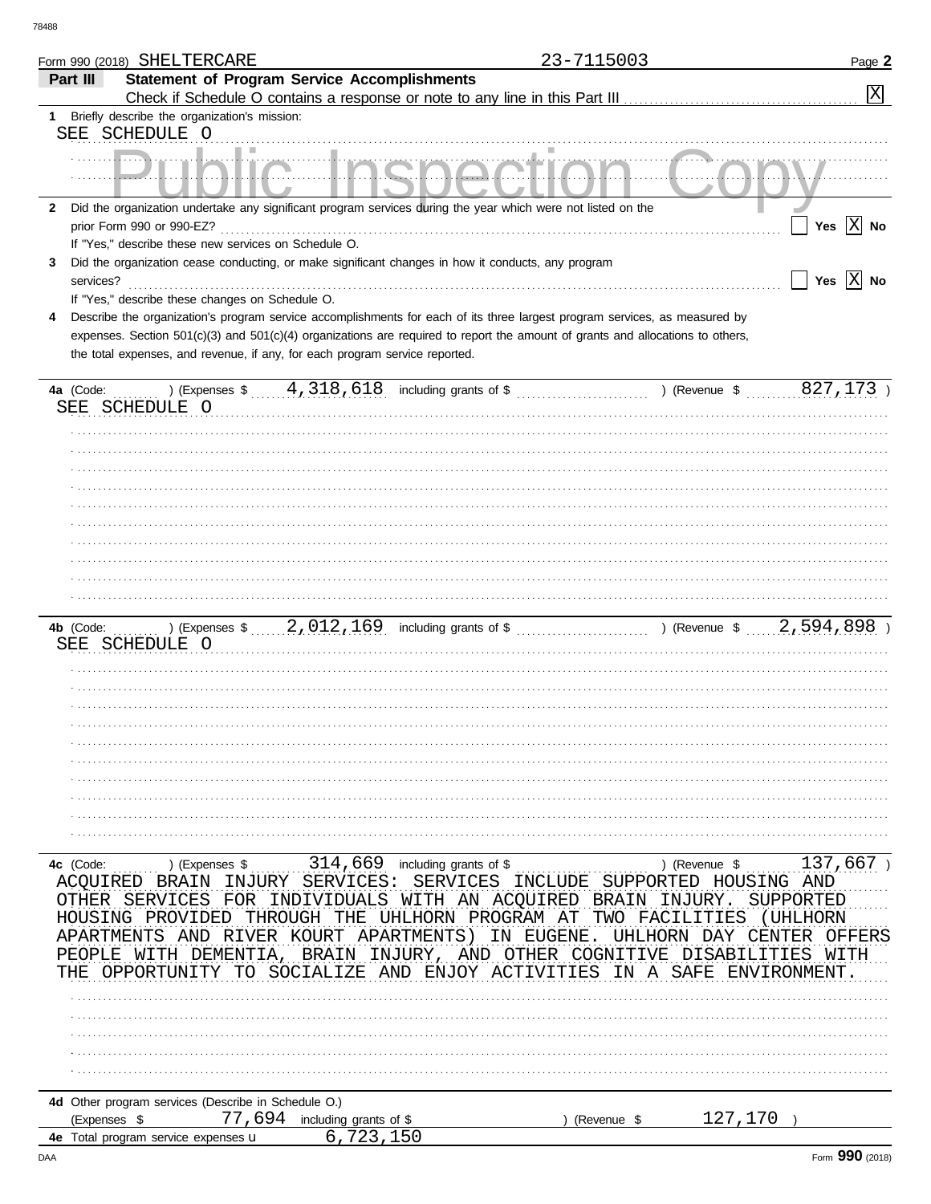Form 990 (2018) SHELTERCARE 23-7115003 Page **2**

**Part III** **Statement of Program Service Accomplishments**

Check if Schedule O contains a response or note to any line in this Part III [X]

**1** Briefly describe the organization's mission:

SEE SCHEDULE O

Public Inspection Copy

**2** Did the organization undertake any significant program services during the year which were not listed on the prior Form 990 or 990-EZ? [ ] Yes [X] No

If "Yes," describe these new services on Schedule O.

**3** Did the organization cease conducting, or make significant changes in how it conducts, any program services? [ ] Yes [X] No

If "Yes," describe these changes on Schedule O.

**4** Describe the organization's program service accomplishments for each of its three largest program services, as measured by expenses. Section 501(c)(3) and 501(c)(4) organizations are required to report the amount of grants and allocations to others, the total expenses, and revenue, if any, for each program service reported.

**4a** (Code: ) (Expenses $ 4,318,618 including grants of $ ) (Revenue $ 827,173 )

SEE SCHEDULE O

**4b** (Code: ) (Expenses $ 2,012,169 including grants of $ ) (Revenue $ 2,594,898 )

SEE SCHEDULE O

**4c** (Code: ) (Expenses $ 314,669 including grants of $ ) (Revenue $ 137,667 )

ACQUIRED BRAIN INJURY SERVICES: SERVICES INCLUDE SUPPORTED HOUSING AND OTHER SERVICES FOR INDIVIDUALS WITH AN ACQUIRED BRAIN INJURY. SUPPORTED HOUSING PROVIDED THROUGH THE UHLHORN PROGRAM AT TWO FACILITIES (UHLHORN APARTMENTS AND RIVER KOURT APARTMENTS) IN EUGENE. UHLHORN DAY CENTER OFFERS PEOPLE WITH DEMENTIA, BRAIN INJURY, AND OTHER COGNITIVE DISABILITIES WITH THE OPPORTUNITY TO SOCIALIZE AND ENJOY ACTIVITIES IN A SAFE ENVIRONMENT.

**4d** Other program services (Describe in Schedule O.)

(Expenses $ 77,694 including grants of $ ) (Revenue $ 127,170 )

**4e** Total program service expenses u 6,723,150

Form **990** (2018)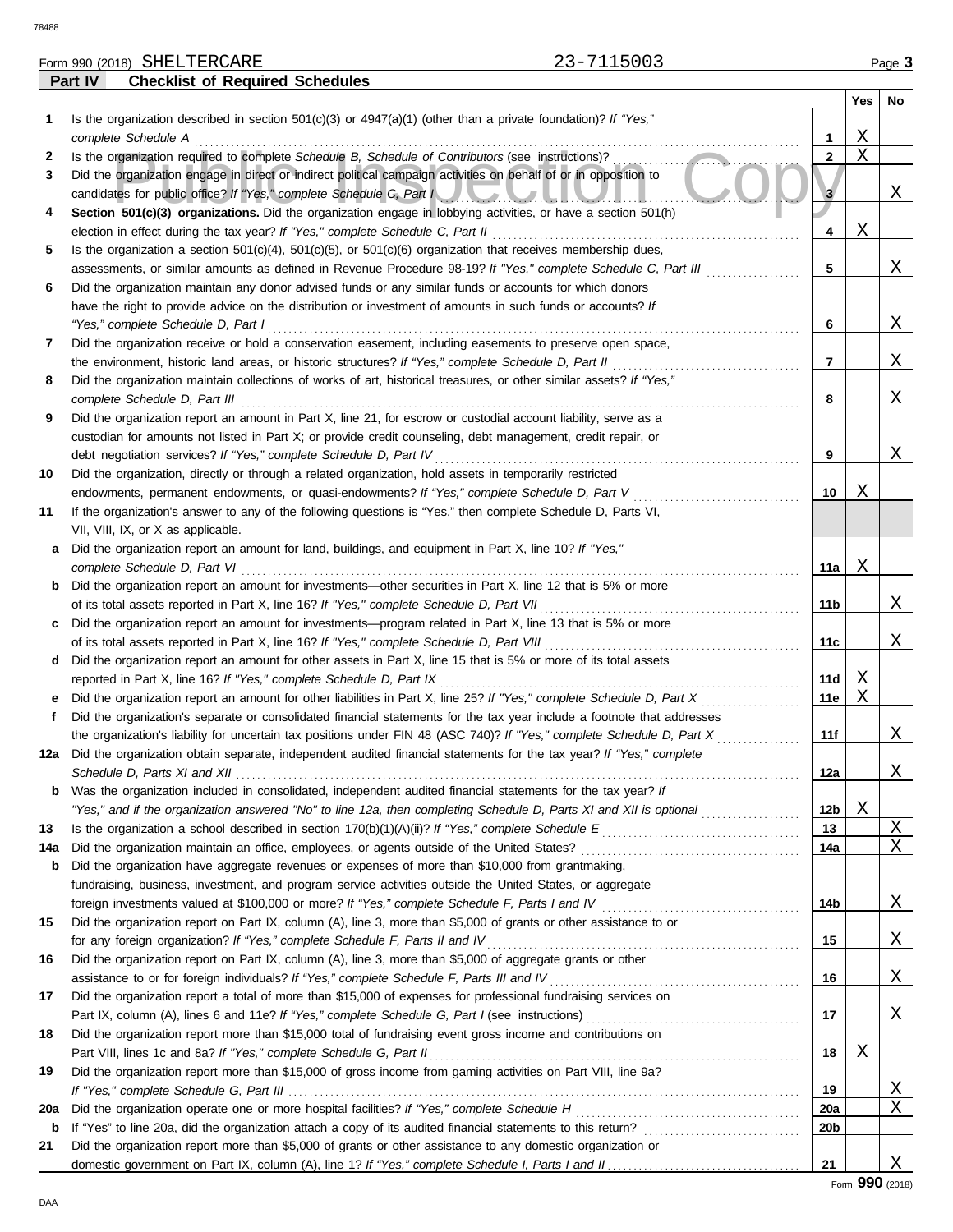Form 990 (2018) SHELTERCARE 23-7115003

## Part IV Checklist of Required Schedules

| | | | Yes | No |
|---|---|---|---|---|
| 1 | Is the organization described in section 501(c)(3) or 4947(a)(1) (other than a private foundation)? *If "Yes," complete Schedule A* | 1 | X | |
| 2 | Is the organization required to complete *Schedule B, Schedule of Contributors* (see instructions)? | 2 | X | |
| 3 | Did the organization engage in direct or indirect political campaign activities on behalf of or in opposition to candidates for public office? *If "Yes," complete Schedule C, Part I* | 3 | | X |
| 4 | **Section 501(c)(3) organizations.** Did the organization engage in lobbying activities, or have a section 501(h) election in effect during the tax year? *If "Yes," complete Schedule C, Part II* | 4 | X | |
| 5 | Is the organization a section 501(c)(4), 501(c)(5), or 501(c)(6) organization that receives membership dues, assessments, or similar amounts as defined in Revenue Procedure 98-19? *If "Yes," complete Schedule C, Part III* | 5 | | X |
| 6 | Did the organization maintain any donor advised funds or any similar funds or accounts for which donors have the right to provide advice on the distribution or investment of amounts in such funds or accounts? *If "Yes," complete Schedule D, Part I* | 6 | | X |
| 7 | Did the organization receive or hold a conservation easement, including easements to preserve open space, the environment, historic land areas, or historic structures? *If "Yes," complete Schedule D, Part II* | 7 | | X |
| 8 | Did the organization maintain collections of works of art, historical treasures, or other similar assets? *If "Yes," complete Schedule D, Part III* | 8 | | X |
| 9 | Did the organization report an amount in Part X, line 21, for escrow or custodial account liability, serve as a custodian for amounts not listed in Part X; or provide credit counseling, debt management, credit repair, or debt negotiation services? *If "Yes," complete Schedule D, Part IV* | 9 | | X |
| 10 | Did the organization, directly or through a related organization, hold assets in temporarily restricted endowments, permanent endowments, or quasi-endowments? *If "Yes," complete Schedule D, Part V* | 10 | X | |
| 11 | If the organization's answer to any of the following questions is "Yes," then complete Schedule D, Parts VI, VII, VIII, IX, or X as applicable. | | | |
| a | Did the organization report an amount for land, buildings, and equipment in Part X, line 10? *If "Yes," complete Schedule D, Part VI* | 11a | X | |
| b | Did the organization report an amount for investments—other securities in Part X, line 12 that is 5% or more of its total assets reported in Part X, line 16? *If "Yes," complete Schedule D, Part VII* | 11b | | X |
| c | Did the organization report an amount for investments—program related in Part X, line 13 that is 5% or more of its total assets reported in Part X, line 16? *If "Yes," complete Schedule D, Part VIII* | 11c | | X |
| d | Did the organization report an amount for other assets in Part X, line 15 that is 5% or more of its total assets reported in Part X, line 16? *If "Yes," complete Schedule D, Part IX* | 11d | X | |
| e | Did the organization report an amount for other liabilities in Part X, line 25? *If "Yes," complete Schedule D, Part X* | 11e | X | |
| f | Did the organization's separate or consolidated financial statements for the tax year include a footnote that addresses the organization's liability for uncertain tax positions under FIN 48 (ASC 740)? *If "Yes," complete Schedule D, Part X* | 11f | | X |
| 12a | Did the organization obtain separate, independent audited financial statements for the tax year? *If "Yes," complete Schedule D, Parts XI and XII* | 12a | | X |
| b | Was the organization included in consolidated, independent audited financial statements for the tax year? *If "Yes," and if the organization answered "No" to line 12a, then completing Schedule D, Parts XI and XII is optional* | 12b | X | |
| 13 | Is the organization a school described in section 170(b)(1)(A)(ii)? *If "Yes," complete Schedule E* | 13 | | X |
| 14a | Did the organization maintain an office, employees, or agents outside of the United States? | 14a | | X |
| b | Did the organization have aggregate revenues or expenses of more than $10,000 from grantmaking, fundraising, business, investment, and program service activities outside the United States, or aggregate foreign investments valued at $100,000 or more? *If "Yes," complete Schedule F, Parts I and IV* | 14b | | X |
| 15 | Did the organization report on Part IX, column (A), line 3, more than $5,000 of grants or other assistance to or for any foreign organization? *If "Yes," complete Schedule F, Parts II and IV* | 15 | | X |
| 16 | Did the organization report on Part IX, column (A), line 3, more than $5,000 of aggregate grants or other assistance to or for foreign individuals? *If "Yes," complete Schedule F, Parts III and IV* | 16 | | X |
| 17 | Did the organization report a total of more than $15,000 of expenses for professional fundraising services on Part IX, column (A), lines 6 and 11e? *If "Yes," complete Schedule G, Part I* (see instructions) | 17 | | X |
| 18 | Did the organization report more than $15,000 total of fundraising event gross income and contributions on Part VIII, lines 1c and 8a? *If "Yes," complete Schedule G, Part II* | 18 | X | |
| 19 | Did the organization report more than $15,000 of gross income from gaming activities on Part VIII, line 9a? *If "Yes," complete Schedule G, Part III* | 19 | | X |
| 20a | Did the organization operate one or more hospital facilities? *If "Yes," complete Schedule H* | 20a | | X |
| b | If "Yes" to line 20a, did the organization attach a copy of its audited financial statements to this return? | 20b | | |
| 21 | Did the organization report more than $5,000 of grants or other assistance to any domestic organization or domestic government on Part IX, column (A), line 1? *If "Yes," complete Schedule I, Parts I and II* | 21 | | X |

Form **990** (2018)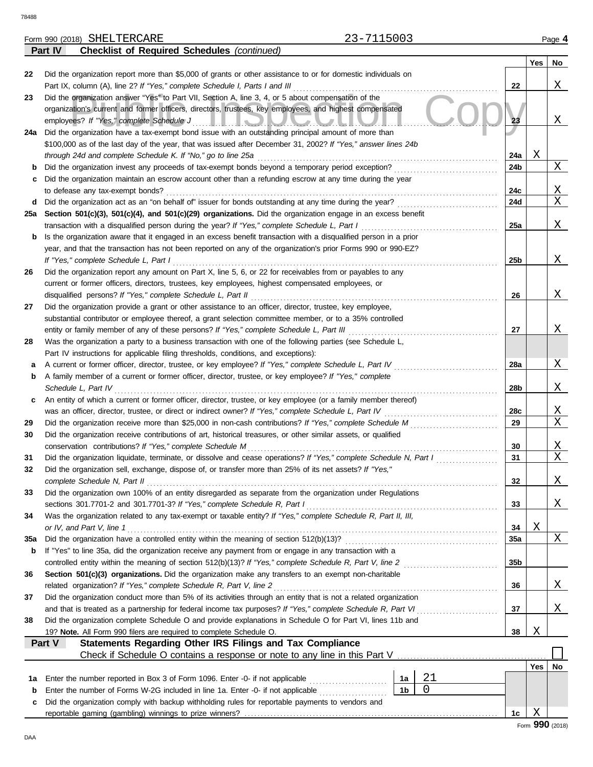Form 990 (2018) SHELTERCARE 23-7115003

## Part IV — Checklist of Required Schedules *(continued)*

| | | | Yes | No |
|---|---|---|---|---|
| 22 | Did the organization report more than $5,000 of grants or other assistance to or for domestic individuals on Part IX, column (A), line 2? *If "Yes," complete Schedule I, Parts I and III* | 22 | | X |
| 23 | Did the organization answer "Yes" to Part VII, Section A, line 3, 4, or 5 about compensation of the organization's current and former officers, directors, trustees, key employees, and highest compensated employees? *If "Yes," complete Schedule J* | 23 | | X |
| 24a | Did the organization have a tax-exempt bond issue with an outstanding principal amount of more than $100,000 as of the last day of the year, that was issued after December 31, 2002? *If "Yes," answer lines 24b through 24d and complete Schedule K. If "No," go to line 25a* | 24a | X | |
| b | Did the organization invest any proceeds of tax-exempt bonds beyond a temporary period exception? | 24b | | X |
| c | Did the organization maintain an escrow account other than a refunding escrow at any time during the year to defease any tax-exempt bonds? | 24c | | X |
| d | Did the organization act as an "on behalf of" issuer for bonds outstanding at any time during the year? | 24d | | X |
| 25a | **Section 501(c)(3), 501(c)(4), and 501(c)(29) organizations.** Did the organization engage in an excess benefit transaction with a disqualified person during the year? *If "Yes," complete Schedule L, Part I* | 25a | | X |
| b | Is the organization aware that it engaged in an excess benefit transaction with a disqualified person in a prior year, and that the transaction has not been reported on any of the organization's prior Forms 990 or 990-EZ? *If "Yes," complete Schedule L, Part I* | 25b | | X |
| 26 | Did the organization report any amount on Part X, line 5, 6, or 22 for receivables from or payables to any current or former officers, directors, trustees, key employees, highest compensated employees, or disqualified persons? *If "Yes," complete Schedule L, Part II* | 26 | | X |
| 27 | Did the organization provide a grant or other assistance to an officer, director, trustee, key employee, substantial contributor or employee thereof, a grant selection committee member, or to a 35% controlled entity or family member of any of these persons? *If "Yes," complete Schedule L, Part III* | 27 | | X |
| 28 | Was the organization a party to a business transaction with one of the following parties (see Schedule L, Part IV instructions for applicable filing thresholds, conditions, and exceptions): | | | |
| a | A current or former officer, director, trustee, or key employee? *If "Yes," complete Schedule L, Part IV* | 28a | | X |
| b | A family member of a current or former officer, director, trustee, or key employee? *If "Yes," complete Schedule L, Part IV* | 28b | | X |
| c | An entity of which a current or former officer, director, trustee, or key employee (or a family member thereof) was an officer, director, trustee, or direct or indirect owner? *If "Yes," complete Schedule L, Part IV* | 28c | | X |
| 29 | Did the organization receive more than $25,000 in non-cash contributions? *If "Yes," complete Schedule M* | 29 | | X |
| 30 | Did the organization receive contributions of art, historical treasures, or other similar assets, or qualified conservation contributions? *If "Yes," complete Schedule M* | 30 | | X |
| 31 | Did the organization liquidate, terminate, or dissolve and cease operations? *If "Yes," complete Schedule N, Part I* | 31 | | X |
| 32 | Did the organization sell, exchange, dispose of, or transfer more than 25% of its net assets? *If "Yes," complete Schedule N, Part II* | 32 | | X |
| 33 | Did the organization own 100% of an entity disregarded as separate from the organization under Regulations sections 301.7701-2 and 301.7701-3? *If "Yes," complete Schedule R, Part I* | 33 | | X |
| 34 | Was the organization related to any tax-exempt or taxable entity? *If "Yes," complete Schedule R, Part II, III, or IV, and Part V, line 1* | 34 | X | |
| 35a | Did the organization have a controlled entity within the meaning of section 512(b)(13)? | 35a | | X |
| b | If "Yes" to line 35a, did the organization receive any payment from or engage in any transaction with a controlled entity within the meaning of section 512(b)(13)? *If "Yes," complete Schedule R, Part V, line 2* | 35b | | |
| 36 | **Section 501(c)(3) organizations.** Did the organization make any transfers to an exempt non-charitable related organization? *If "Yes," complete Schedule R, Part V, line 2* | 36 | | X |
| 37 | Did the organization conduct more than 5% of its activities through an entity that is not a related organization and that is treated as a partnership for federal income tax purposes? *If "Yes," complete Schedule R, Part VI* | 37 | | X |
| 38 | Did the organization complete Schedule O and provide explanations in Schedule O for Part VI, lines 11b and 19? **Note.** All Form 990 filers are required to complete Schedule O. | 38 | X | |

## Part V — Statements Regarding Other IRS Filings and Tax Compliance

Check if Schedule O contains a response or note to any line in this Part V ☐

| | | | | | Yes | No |
|---|---|---|---|---|---|---|
| 1a | Enter the number reported in Box 3 of Form 1096. Enter -0- if not applicable | 1a | 21 | | | |
| b | Enter the number of Forms W-2G included in line 1a. Enter -0- if not applicable | 1b | 0 | | | |
| c | Did the organization comply with backup withholding rules for reportable payments to vendors and reportable gaming (gambling) winnings to prize winners? | | | 1c | X | |

Form **990** (2018)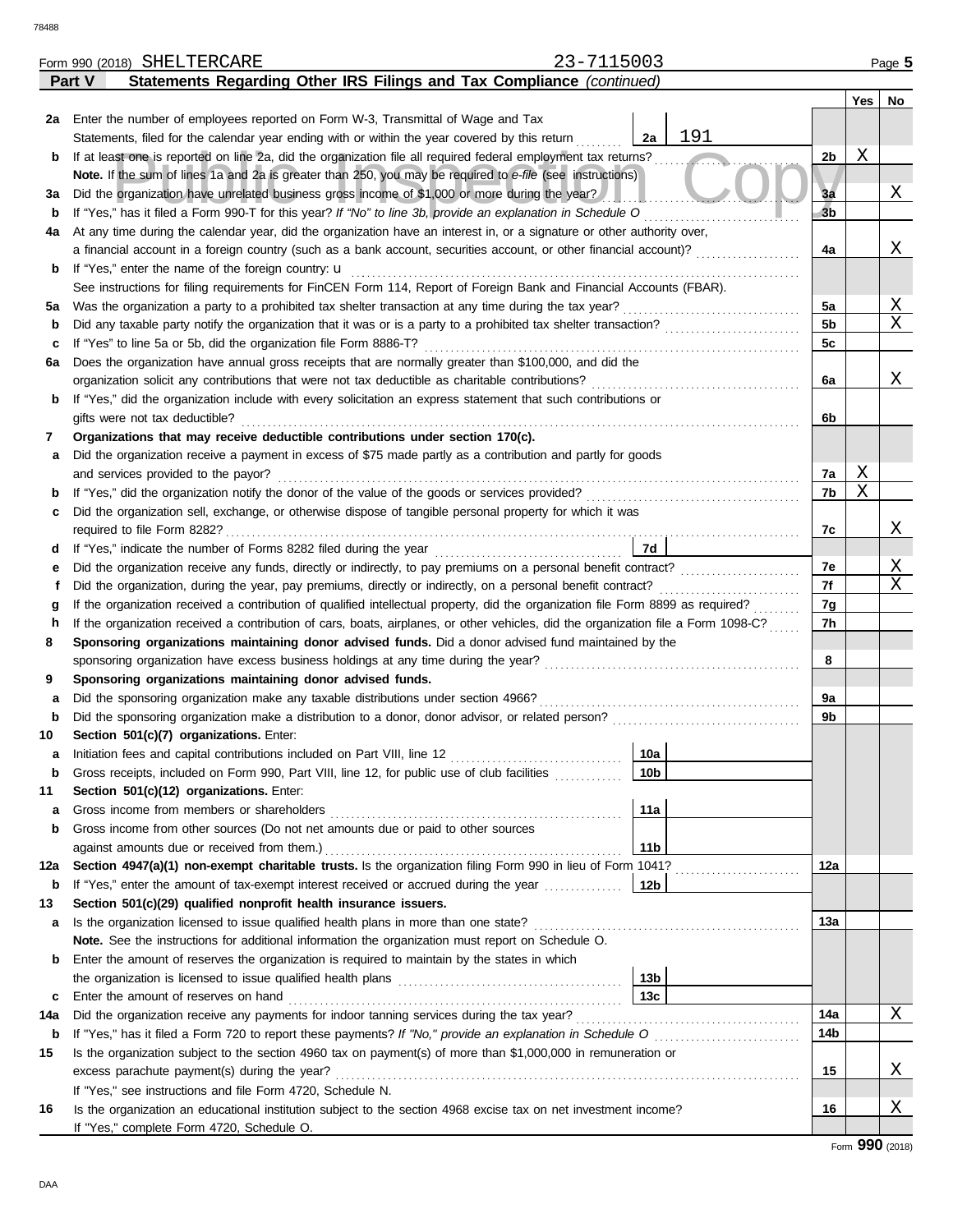Form 990 (2018) SHELTERCARE 23-7115003

## Part V Statements Regarding Other IRS Filings and Tax Compliance *(continued)*

| | | | | Yes | No |
|---|---|---|---|---|---|
| **2a** | Enter the number of employees reported on Form W-3, Transmittal of Wage and Tax Statements, filed for the calendar year ending with or within the year covered by this return | **2a** 191 | | | |
| **b** | If at least one is reported on line 2a, did the organization file all required federal employment tax returns? | | **2b** | X | |
| | **Note.** If the sum of lines 1a and 2a is greater than 250, you may be required to *e-file* (see instructions) | | | | |
| **3a** | Did the organization have unrelated business gross income of $1,000 or more during the year? | | **3a** | | X |
| **b** | If "Yes," has it filed a Form 990-T for this year? *If "No" to line 3b, provide an explanation in Schedule O* | | **3b** | | |
| **4a** | At any time during the calendar year, did the organization have an interest in, or a signature or other authority over, a financial account in a foreign country (such as a bank account, securities account, or other financial account)? | | **4a** | | X |
| **b** | If "Yes," enter the name of the foreign country: u | | | | |
| | See instructions for filing requirements for FinCEN Form 114, Report of Foreign Bank and Financial Accounts (FBAR). | | | | |
| **5a** | Was the organization a party to a prohibited tax shelter transaction at any time during the tax year? | | **5a** | | X |
| **b** | Did any taxable party notify the organization that it was or is a party to a prohibited tax shelter transaction? | | **5b** | | X |
| **c** | If "Yes" to line 5a or 5b, did the organization file Form 8886-T? | | **5c** | | |
| **6a** | Does the organization have annual gross receipts that are normally greater than $100,000, and did the organization solicit any contributions that were not tax deductible as charitable contributions? | | **6a** | | X |
| **b** | If "Yes," did the organization include with every solicitation an express statement that such contributions or gifts were not tax deductible? | | **6b** | | |
| **7** | **Organizations that may receive deductible contributions under section 170(c).** | | | | |
| **a** | Did the organization receive a payment in excess of $75 made partly as a contribution and partly for goods and services provided to the payor? | | **7a** | X | |
| **b** | If "Yes," did the organization notify the donor of the value of the goods or services provided? | | **7b** | X | |
| **c** | Did the organization sell, exchange, or otherwise dispose of tangible personal property for which it was required to file Form 8282? | | **7c** | | X |
| **d** | If "Yes," indicate the number of Forms 8282 filed during the year | **7d** | | | |
| **e** | Did the organization receive any funds, directly or indirectly, to pay premiums on a personal benefit contract? | | **7e** | | X |
| **f** | Did the organization, during the year, pay premiums, directly or indirectly, on a personal benefit contract? | | **7f** | | X |
| **g** | If the organization received a contribution of qualified intellectual property, did the organization file Form 8899 as required? | | **7g** | | |
| **h** | If the organization received a contribution of cars, boats, airplanes, or other vehicles, did the organization file a Form 1098-C? | | **7h** | | |
| **8** | **Sponsoring organizations maintaining donor advised funds.** Did a donor advised fund maintained by the sponsoring organization have excess business holdings at any time during the year? | | **8** | | |
| **9** | **Sponsoring organizations maintaining donor advised funds.** | | | | |
| **a** | Did the sponsoring organization make any taxable distributions under section 4966? | | **9a** | | |
| **b** | Did the sponsoring organization make a distribution to a donor, donor advisor, or related person? | | **9b** | | |
| **10** | **Section 501(c)(7) organizations.** Enter: | | | | |
| **a** | Initiation fees and capital contributions included on Part VIII, line 12 | **10a** | | | |
| **b** | Gross receipts, included on Form 990, Part VIII, line 12, for public use of club facilities | **10b** | | | |
| **11** | **Section 501(c)(12) organizations.** Enter: | | | | |
| **a** | Gross income from members or shareholders | **11a** | | | |
| **b** | Gross income from other sources (Do not net amounts due or paid to other sources against amounts due or received from them.) | **11b** | | | |
| **12a** | **Section 4947(a)(1) non-exempt charitable trusts.** Is the organization filing Form 990 in lieu of Form 1041? | | **12a** | | |
| **b** | If "Yes," enter the amount of tax-exempt interest received or accrued during the year | **12b** | | | |
| **13** | **Section 501(c)(29) qualified nonprofit health insurance issuers.** | | | | |
| **a** | Is the organization licensed to issue qualified health plans in more than one state? | | **13a** | | |
| | **Note.** See the instructions for additional information the organization must report on Schedule O. | | | | |
| **b** | Enter the amount of reserves the organization is required to maintain by the states in which the organization is licensed to issue qualified health plans | **13b** | | | |
| **c** | Enter the amount of reserves on hand | **13c** | | | |
| **14a** | Did the organization receive any payments for indoor tanning services during the tax year? | | **14a** | | X |
| **b** | If "Yes," has it filed a Form 720 to report these payments? *If "No," provide an explanation in Schedule O* | | **14b** | | |
| **15** | Is the organization subject to the section 4960 tax on payment(s) of more than $1,000,000 in remuneration or excess parachute payment(s) during the year? | | **15** | | X |
| | If "Yes," see instructions and file Form 4720, Schedule N. | | | | |
| **16** | Is the organization an educational institution subject to the section 4968 excise tax on net investment income? | | **16** | | X |
| | If "Yes," complete Form 4720, Schedule O. | | | | |

Form **990** (2018)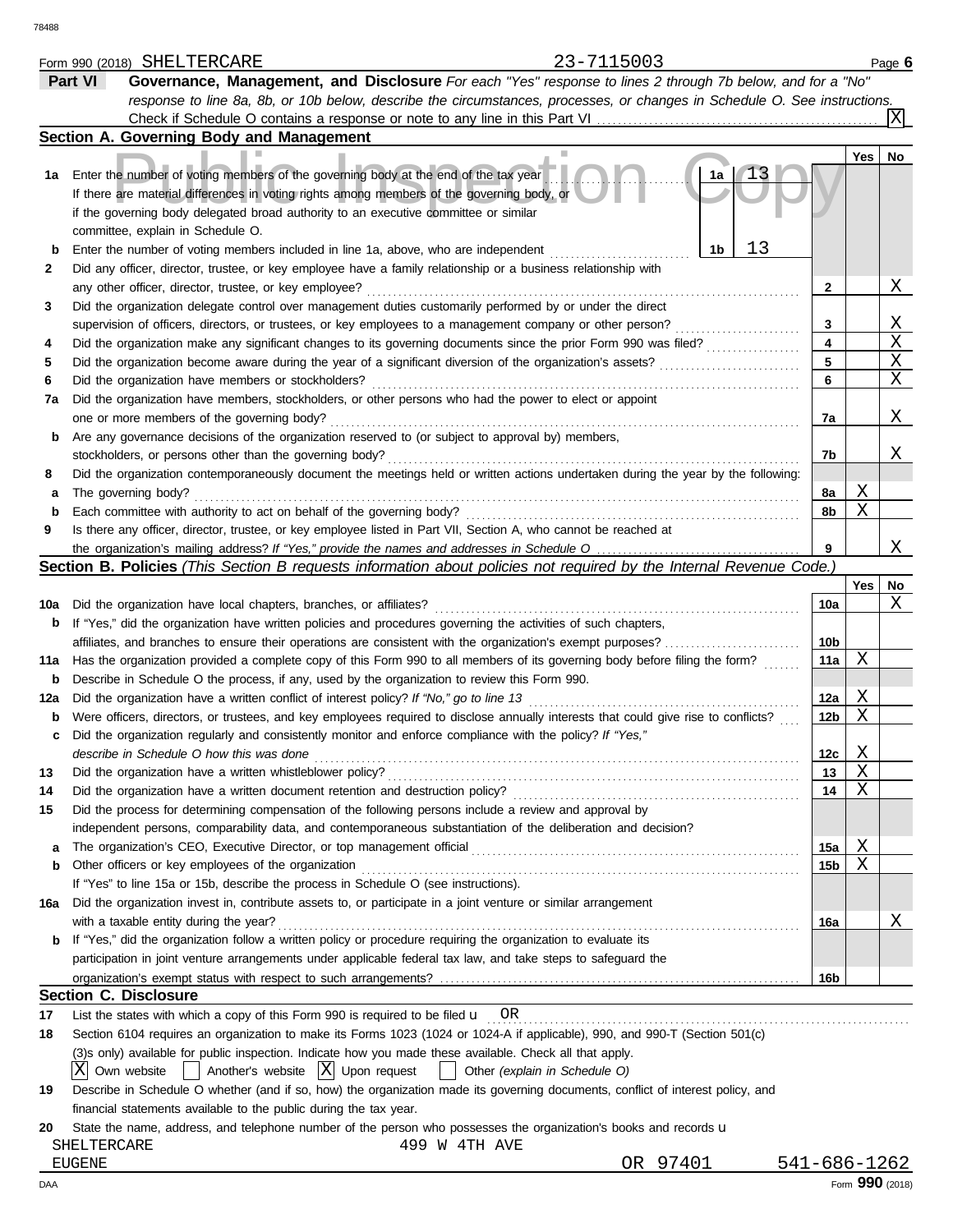Form 990 (2018) SHELTERCARE 23-7115003 Page **6**

## Part VI Governance, Management, and Disclosure

*For each "Yes" response to lines 2 through 7b below, and for a "No" response to line 8a, 8b, or 10b below, describe the circumstances, processes, or changes in Schedule O. See instructions.*

Check if Schedule O contains a response or note to any line in this Part VI ... [X]

### Section A. Governing Body and Management

| | | | Yes | No |
|---|---|---|---|---|
| **1a** | Enter the number of voting members of the governing body at the end of the tax year ... **1a** 13. If there are material differences in voting rights among members of the governing body, or if the governing body delegated broad authority to an executive committee or similar committee, explain in Schedule O. | | | |
| **b** | Enter the number of voting members included in line 1a, above, who are independent ... **1b** 13 | | | |
| **2** | Did any officer, director, trustee, or key employee have a family relationship or a business relationship with any other officer, director, trustee, or key employee? | 2 | | X |
| **3** | Did the organization delegate control over management duties customarily performed by or under the direct supervision of officers, directors, or trustees, or key employees to a management company or other person? | 3 | | X |
| **4** | Did the organization make any significant changes to its governing documents since the prior Form 990 was filed? | 4 | | X |
| **5** | Did the organization become aware during the year of a significant diversion of the organization's assets? | 5 | | X |
| **6** | Did the organization have members or stockholders? | 6 | | X |
| **7a** | Did the organization have members, stockholders, or other persons who had the power to elect or appoint one or more members of the governing body? | 7a | | X |
| **b** | Are any governance decisions of the organization reserved to (or subject to approval by) members, stockholders, or persons other than the governing body? | 7b | | X |
| **8** | Did the organization contemporaneously document the meetings held or written actions undertaken during the year by the following: | | | |
| **a** | The governing body? | 8a | X | |
| **b** | Each committee with authority to act on behalf of the governing body? | 8b | X | |
| **9** | Is there any officer, director, trustee, or key employee listed in Part VII, Section A, who cannot be reached at the organization's mailing address? *If "Yes," provide the names and addresses in Schedule O* | 9 | | X |

### Section B. Policies *(This Section B requests information about policies not required by the Internal Revenue Code.)*

| | | | Yes | No |
|---|---|---|---|---|
| **10a** | Did the organization have local chapters, branches, or affiliates? | 10a | | X |
| **b** | If "Yes," did the organization have written policies and procedures governing the activities of such chapters, affiliates, and branches to ensure their operations are consistent with the organization's exempt purposes? | 10b | | |
| **11a** | Has the organization provided a complete copy of this Form 990 to all members of its governing body before filing the form? | 11a | X | |
| **b** | Describe in Schedule O the process, if any, used by the organization to review this Form 990. | | | |
| **12a** | Did the organization have a written conflict of interest policy? *If "No," go to line 13* | 12a | X | |
| **b** | Were officers, directors, or trustees, and key employees required to disclose annually interests that could give rise to conflicts? | 12b | X | |
| **c** | Did the organization regularly and consistently monitor and enforce compliance with the policy? *If "Yes," describe in Schedule O how this was done* | 12c | X | |
| **13** | Did the organization have a written whistleblower policy? | 13 | X | |
| **14** | Did the organization have a written document retention and destruction policy? | 14 | X | |
| **15** | Did the process for determining compensation of the following persons include a review and approval by independent persons, comparability data, and contemporaneous substantiation of the deliberation and decision? | | | |
| **a** | The organization's CEO, Executive Director, or top management official | 15a | X | |
| **b** | Other officers or key employees of the organization | 15b | X | |
| | If "Yes" to line 15a or 15b, describe the process in Schedule O (see instructions). | | | |
| **16a** | Did the organization invest in, contribute assets to, or participate in a joint venture or similar arrangement with a taxable entity during the year? | 16a | | X |
| **b** | If "Yes," did the organization follow a written policy or procedure requiring the organization to evaluate its participation in joint venture arrangements under applicable federal tax law, and take steps to safeguard the organization's exempt status with respect to such arrangements? | 16b | | |

### Section C. Disclosure

**17** List the states with which a copy of this Form 990 is required to be filed u OR

**18** Section 6104 requires an organization to make its Forms 1023 (1024 or 1024-A if applicable), 990, and 990-T (Section 501(c)(3)s only) available for public inspection. Indicate how you made these available. Check all that apply.

[X] Own website [ ] Another's website [X] Upon request [ ] Other *(explain in Schedule O)*

**19** Describe in Schedule O whether (and if so, how) the organization made its governing documents, conflict of interest policy, and financial statements available to the public during the tax year.

**20** State the name, address, and telephone number of the person who possesses the organization's books and records u

SHELTERCARE 499 W 4TH AVE
EUGENE OR 97401 541-686-1262

DAA Form **990** (2018)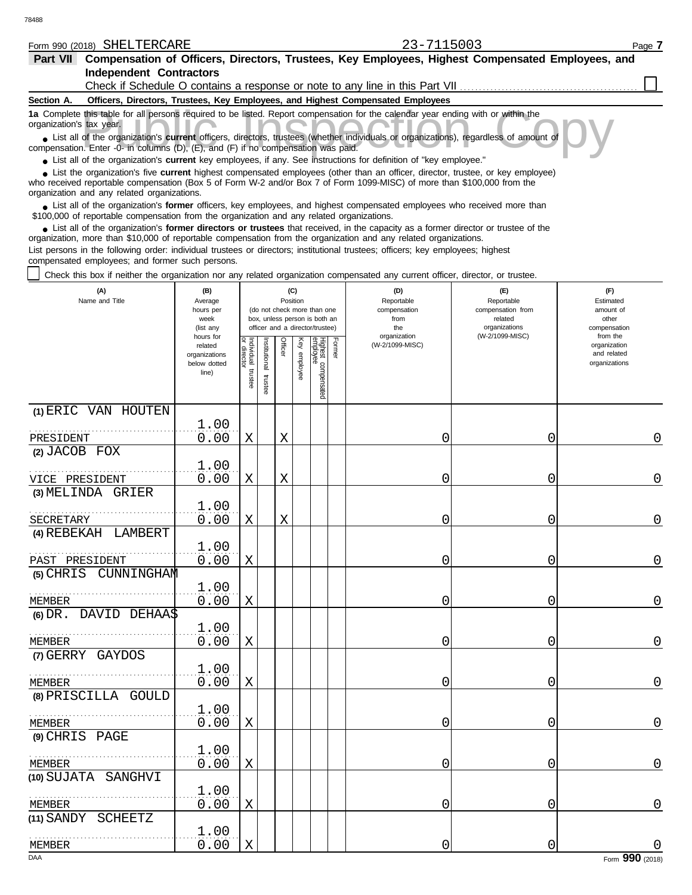Form 990 (2018) SHELTERCARE 23-7115003 Page **7**

## Part VII Compensation of Officers, Directors, Trustees, Key Employees, Highest Compensated Employees, and Independent Contractors

Check if Schedule O contains a response or note to any line in this Part VII ☐

### Section A. Officers, Directors, Trustees, Key Employees, and Highest Compensated Employees

**1a** Complete this table for all persons required to be listed. Report compensation for the calendar year ending with or within the organization's tax year.

- List all of the organization's **current** officers, directors, trustees (whether individuals or organizations), regardless of amount of compensation. Enter -0- in columns (D), (E), and (F) if no compensation was paid.
- List all of the organization's **current** key employees, if any. See instructions for definition of "key employee."
- List the organization's five **current** highest compensated employees (other than an officer, director, trustee, or key employee) who received reportable compensation (Box 5 of Form W-2 and/or Box 7 of Form 1099-MISC) of more than $100,000 from the organization and any related organizations.
- List all of the organization's **former** officers, key employees, and highest compensated employees who received more than $100,000 of reportable compensation from the organization and any related organizations.
- List all of the organization's **former directors or trustees** that received, in the capacity as a former director or trustee of the organization, more than $10,000 of reportable compensation from the organization and any related organizations.

List persons in the following order: individual trustees or directors; institutional trustees; officers; key employees; highest compensated employees; and former such persons.

☐ Check this box if neither the organization nor any related organization compensated any current officer, director, or trustee.

| (A) Name and Title | (B) Average hours per week (list any hours for related organizations below dotted line) | (C) Position (do not check more than one box, unless person is both an officer and a director/trustee): Individual trustee or director | Institutional trustee | Officer | Key employee | Highest compensated employee | Former | (D) Reportable compensation from the organization (W-2/1099-MISC) | (E) Reportable compensation from related organizations (W-2/1099-MISC) | (F) Estimated amount of other compensation from the organization and related organizations |
|---|---|---|---|---|---|---|---|---|---|---|
| (1) ERIC VAN HOUTEN<br>PRESIDENT | 1.00<br>0.00 | X | | X | | | | 0 | 0 | 0 |
| (2) JACOB FOX<br>VICE PRESIDENT | 1.00<br>0.00 | X | | X | | | | 0 | 0 | 0 |
| (3) MELINDA GRIER<br>SECRETARY | 1.00<br>0.00 | X | | X | | | | 0 | 0 | 0 |
| (4) REBEKAH LAMBERT<br>PAST PRESIDENT | 1.00<br>0.00 | X | | | | | | 0 | 0 | 0 |
| (5) CHRIS CUNNINGHAM<br>MEMBER | 1.00<br>0.00 | X | | | | | | 0 | 0 | 0 |
| (6) DR. DAVID DEHAAS<br>MEMBER | 1.00<br>0.00 | X | | | | | | 0 | 0 | 0 |
| (7) GERRY GAYDOS<br>MEMBER | 1.00<br>0.00 | X | | | | | | 0 | 0 | 0 |
| (8) PRISCILLA GOULD<br>MEMBER | 1.00<br>0.00 | X | | | | | | 0 | 0 | 0 |
| (9) CHRIS PAGE<br>MEMBER | 1.00<br>0.00 | X | | | | | | 0 | 0 | 0 |
| (10) SUJATA SANGHVI<br>MEMBER | 1.00<br>0.00 | X | | | | | | 0 | 0 | 0 |
| (11) SANDY SCHEETZ<br>MEMBER | 1.00<br>0.00 | X | | | | | | 0 | 0 | 0 |

Form **990** (2018)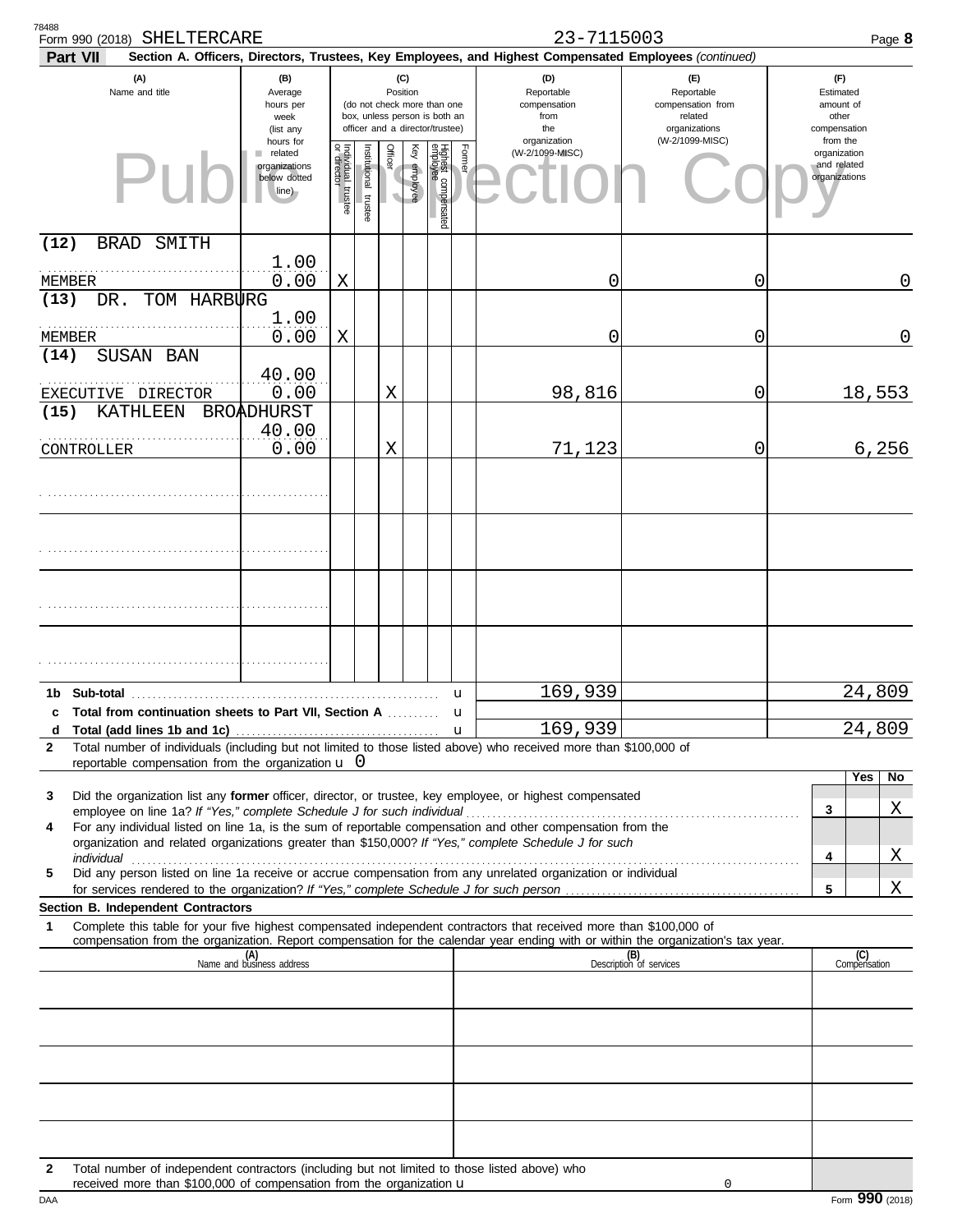Form 990 (2018) SHELTERCARE 23-7115003

**Part VII** Section A. Officers, Directors, Trustees, Key Employees, and Highest Compensated Employees *(continued)*

| (A) Name and title | (B) Average hours per week (list any hours for related organizations below dotted line) | (C) Position: Individual trustee or director | Institutional trustee | Officer | Key employee | Highest compensated employee | Former | (D) Reportable compensation from the organization (W-2/1099-MISC) | (E) Reportable compensation from related organizations (W-2/1099-MISC) | (F) Estimated amount of other compensation from the organization and related organizations |
|---|---|---|---|---|---|---|---|---|---|---|
| (12) BRAD SMITH<br>MEMBER | 1.00<br>0.00 | X | | | | | | 0 | 0 | 0 |
| (13) DR. TOM HARBURG<br>MEMBER | 1.00<br>0.00 | X | | | | | | 0 | 0 | 0 |
| (14) SUSAN BAN<br>EXECUTIVE DIRECTOR | 40.00<br>0.00 | | | X | | | | 98,816 | 0 | 18,553 |
| (15) KATHLEEN BROADHURST<br>CONTROLLER | 40.00<br>0.00 | | | X | | | | 71,123 | 0 | 6,256 |
| | | | | | | | | | | |
| | | | | | | | | | | |
| | | | | | | | | | | |
| | | | | | | | | | | |

| | | (D) | (E) | (F) |
|---|---|---|---|---|
| 1b | Sub-total | 169,939 | | 24,809 |
| c | Total from continuation sheets to Part VII, Section A | | | |
| d | Total (add lines 1b and 1c) | 169,939 | | 24,809 |

**2** Total number of individuals (including but not limited to those listed above) who received more than $100,000 of reportable compensation from the organization u 0

| | | | Yes | No |
|---|---|---|---|---|
| 3 | Did the organization list any **former** officer, director, or trustee, key employee, or highest compensated employee on line 1a? *If "Yes," complete Schedule J for such individual* | 3 | | X |
| 4 | For any individual listed on line 1a, is the sum of reportable compensation and other compensation from the organization and related organizations greater than $150,000? *If "Yes," complete Schedule J for such individual* | 4 | | X |
| 5 | Did any person listed on line 1a receive or accrue compensation from any unrelated organization or individual for services rendered to the organization? *If "Yes," complete Schedule J for such person* | 5 | | X |

**Section B. Independent Contractors**

**1** Complete this table for your five highest compensated independent contractors that received more than $100,000 of compensation from the organization. Report compensation for the calendar year ending with or within the organization's tax year.

| (A) Name and business address | (B) Description of services | (C) Compensation |
|---|---|---|
| | | |
| | | |
| | | |
| | | |
| | | |

**2** Total number of independent contractors (including but not limited to those listed above) who received more than $100,000 of compensation from the organization u 0

DAA Form **990** (2018)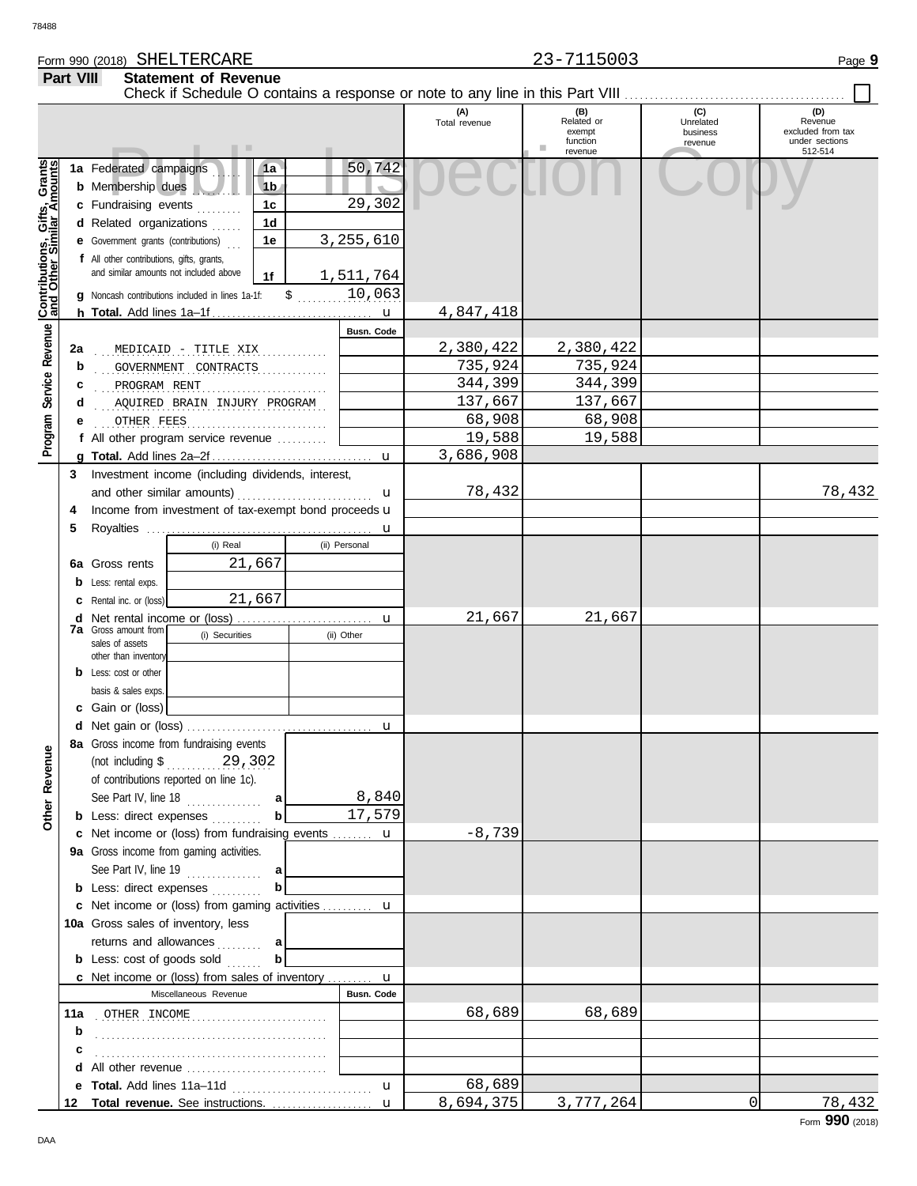Form 990 (2018) SHELTERCARE 23-7115003

## Part VIII Statement of Revenue

Check if Schedule O contains a response or note to any line in this Part VIII ☐

| | | | | (A) Total revenue | (B) Related or exempt function revenue | (C) Unrelated business revenue | (D) Revenue excluded from tax under sections 512-514 |
|---|---|---|---|---|---|---|---|
| **Contributions, Gifts, Grants and Other Similar Amounts** | 1a Federated campaigns | 1a | 50,742 | | | | |
| | b Membership dues | 1b | | | | | |
| | c Fundraising events | 1c | 29,302 | | | | |
| | d Related organizations | 1d | | | | | |
| | e Government grants (contributions) | 1e | 3,255,610 | | | | |
| | f All other contributions, gifts, grants, and similar amounts not included above | 1f | 1,511,764 | | | | |
| | g Noncash contributions included in lines 1a-1f: $ 10,063 | | | | | | |
| | h **Total.** Add lines 1a–1f | | | 4,847,418 | | | |
| **Program Service Revenue** | | | Busn. Code | | | | |
| | 2a MEDICAID - TITLE XIX | | | 2,380,422 | 2,380,422 | | |
| | b GOVERNMENT CONTRACTS | | | 735,924 | 735,924 | | |
| | c PROGRAM RENT | | | 344,399 | 344,399 | | |
| | d AQUIRED BRAIN INJURY PROGRAM | | | 137,667 | 137,667 | | |
| | e OTHER FEES | | | 68,908 | 68,908 | | |
| | f All other program service revenue | | | 19,588 | 19,588 | | |
| | g **Total.** Add lines 2a–2f | | | 3,686,908 | | | |
| **Other Revenue** | 3 Investment income (including dividends, interest, and other similar amounts) | | | 78,432 | | | 78,432 |
| | 4 Income from investment of tax-exempt bond proceeds | | | | | | |
| | 5 Royalties | | | | | | |
| | | (i) Real | (ii) Personal | | | | |
| | 6a Gross rents | 21,667 | | | | | |
| | b Less: rental exps. | | | | | | |
| | c Rental inc. or (loss) | 21,667 | | | | | |
| | d Net rental income or (loss) | | | 21,667 | 21,667 | | |
| | 7a Gross amount from sales of assets other than inventory | (i) Securities | (ii) Other | | | | |
| | b Less: cost or other basis & sales exps. | | | | | | |
| | c Gain or (loss) | | | | | | |
| | d Net gain or (loss) | | | | | | |
| | 8a Gross income from fundraising events (not including $ 29,302 of contributions reported on line 1c). See Part IV, line 18 | a | 8,840 | | | | |
| | b Less: direct expenses | b | 17,579 | | | | |
| | c Net income or (loss) from fundraising events | | | -8,739 | | | |
| | 9a Gross income from gaming activities. See Part IV, line 19 | a | | | | | |
| | b Less: direct expenses | b | | | | | |
| | c Net income or (loss) from gaming activities | | | | | | |
| | 10a Gross sales of inventory, less returns and allowances | a | | | | | |
| | b Less: cost of goods sold | b | | | | | |
| | c Net income or (loss) from sales of inventory | | | | | | |
| | Miscellaneous Revenue | | Busn. Code | | | | |
| | 11a OTHER INCOME | | | 68,689 | 68,689 | | |
| | b | | | | | | |
| | c | | | | | | |
| | d All other revenue | | | | | | |
| | e **Total.** Add lines 11a–11d | | | 68,689 | | | |
| | 12 **Total revenue.** See instructions. | | | 8,694,375 | 3,777,264 | 0 | 78,432 |

Form **990** (2018)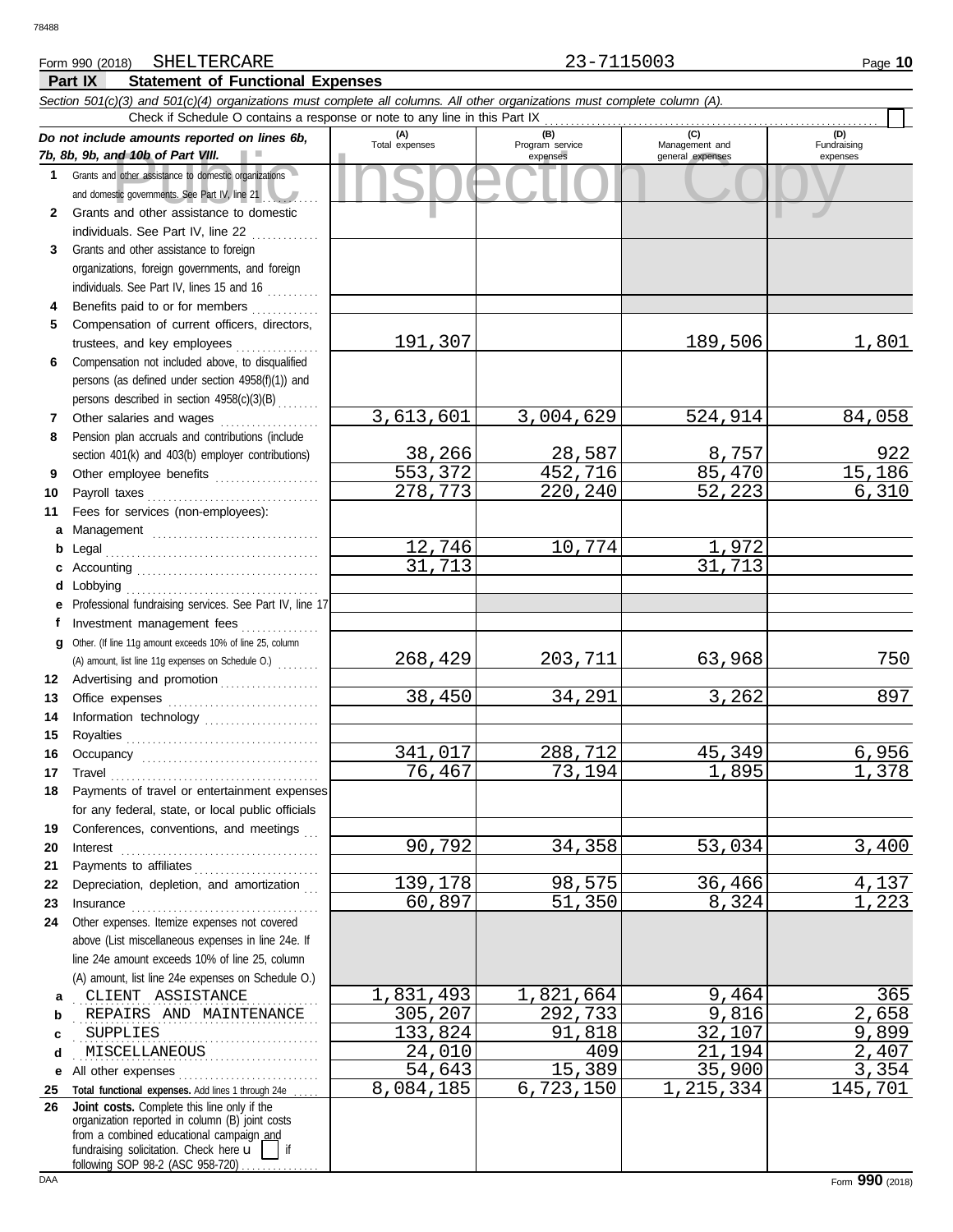Form 990 (2018) SHELTERCARE 23-7115003

## Part IX Statement of Functional Expenses

*Section 501(c)(3) and 501(c)(4) organizations must complete all columns. All other organizations must complete column (A).*

Check if Schedule O contains a response or note to any line in this Part IX

| *Do not include amounts reported on lines 6b, 7b, 8b, 9b, and 10b of Part VIII.* | (A) Total expenses | (B) Program service expenses | (C) Management and general expenses | (D) Fundraising expenses |
|---|---|---|---|---|
| 1 Grants and other assistance to domestic organizations and domestic governments. See Part IV, line 21 | | | | |
| 2 Grants and other assistance to domestic individuals. See Part IV, line 22 | | | | |
| 3 Grants and other assistance to foreign organizations, foreign governments, and foreign individuals. See Part IV, lines 15 and 16 | | | | |
| 4 Benefits paid to or for members | | | | |
| 5 Compensation of current officers, directors, trustees, and key employees | 191,307 | | 189,506 | 1,801 |
| 6 Compensation not included above, to disqualified persons (as defined under section 4958(f)(1)) and persons described in section 4958(c)(3)(B) | | | | |
| 7 Other salaries and wages | 3,613,601 | 3,004,629 | 524,914 | 84,058 |
| 8 Pension plan accruals and contributions (include section 401(k) and 403(b) employer contributions) | 38,266 | 28,587 | 8,757 | 922 |
| 9 Other employee benefits | 553,372 | 452,716 | 85,470 | 15,186 |
| 10 Payroll taxes | 278,773 | 220,240 | 52,223 | 6,310 |
| 11 Fees for services (non-employees): | | | | |
| a Management | | | | |
| b Legal | 12,746 | 10,774 | 1,972 | |
| c Accounting | 31,713 | | 31,713 | |
| d Lobbying | | | | |
| e Professional fundraising services. See Part IV, line 17 | | | | |
| f Investment management fees | | | | |
| g Other. (If line 11g amount exceeds 10% of line 25, column (A) amount, list line 11g expenses on Schedule O.) | 268,429 | 203,711 | 63,968 | 750 |
| 12 Advertising and promotion | | | | |
| 13 Office expenses | 38,450 | 34,291 | 3,262 | 897 |
| 14 Information technology | | | | |
| 15 Royalties | | | | |
| 16 Occupancy | 341,017 | 288,712 | 45,349 | 6,956 |
| 17 Travel | 76,467 | 73,194 | 1,895 | 1,378 |
| 18 Payments of travel or entertainment expenses for any federal, state, or local public officials | | | | |
| 19 Conferences, conventions, and meetings | | | | |
| 20 Interest | 90,792 | 34,358 | 53,034 | 3,400 |
| 21 Payments to affiliates | | | | |
| 22 Depreciation, depletion, and amortization | 139,178 | 98,575 | 36,466 | 4,137 |
| 23 Insurance | 60,897 | 51,350 | 8,324 | 1,223 |
| 24 Other expenses. Itemize expenses not covered above (List miscellaneous expenses in line 24e. If line 24e amount exceeds 10% of line 25, column (A) amount, list line 24e expenses on Schedule O.) | | | | |
| a CLIENT ASSISTANCE | 1,831,493 | 1,821,664 | 9,464 | 365 |
| b REPAIRS AND MAINTENANCE | 305,207 | 292,733 | 9,816 | 2,658 |
| c SUPPLIES | 133,824 | 91,818 | 32,107 | 9,899 |
| d MISCELLANEOUS | 24,010 | 409 | 21,194 | 2,407 |
| e All other expenses | 54,643 | 15,389 | 35,900 | 3,354 |
| 25 **Total functional expenses.** Add lines 1 through 24e | 8,084,185 | 6,723,150 | 1,215,334 | 145,701 |
| 26 **Joint costs.** Complete this line only if the organization reported in column (B) joint costs from a combined educational campaign and fundraising solicitation. Check here ☐ if following SOP 98-2 (ASC 958-720) | | | | |

DAA Form **990** (2018)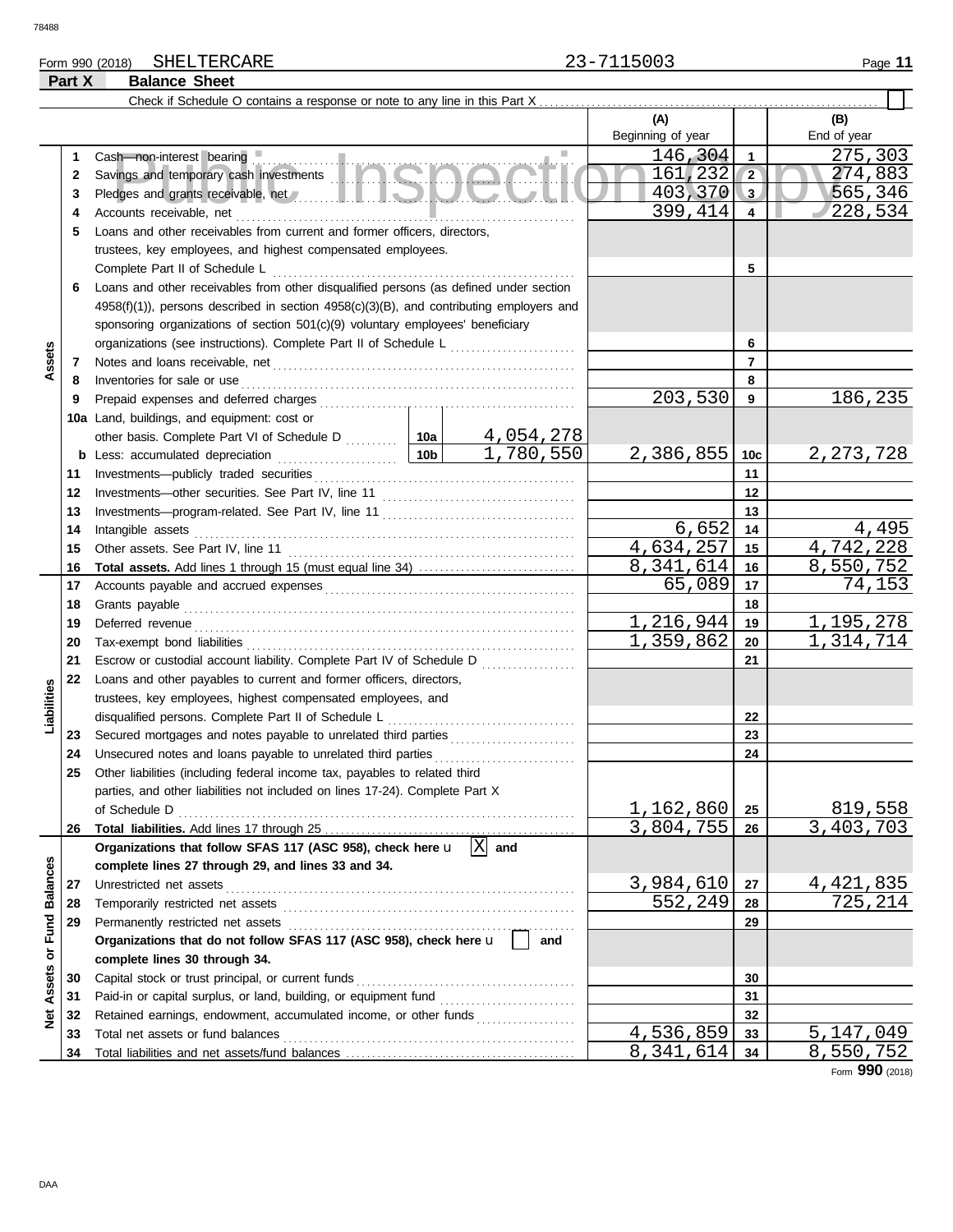Form 990 (2018) SHELTERCARE 23-7115003

## Part X Balance Sheet

Check if Schedule O contains a response or note to any line in this Part X ☐

| | | | | (A) Beginning of year | | (B) End of year |
|---|---|---|---|---|---|---|
| **Assets** | 1 | Cash—non-interest bearing | | 146,304 | 1 | 275,303 |
| | 2 | Savings and temporary cash investments | | 161,232 | 2 | 274,883 |
| | 3 | Pledges and grants receivable, net | | 403,370 | 3 | 565,346 |
| | 4 | Accounts receivable, net | | 399,414 | 4 | 228,534 |
| | 5 | Loans and other receivables from current and former officers, directors, trustees, key employees, and highest compensated employees. Complete Part II of Schedule L | | | 5 | |
| | 6 | Loans and other receivables from other disqualified persons (as defined under section 4958(f)(1)), persons described in section 4958(c)(3)(B), and contributing employers and sponsoring organizations of section 501(c)(9) voluntary employees' beneficiary organizations (see instructions). Complete Part II of Schedule L | | | 6 | |
| | 7 | Notes and loans receivable, net | | | 7 | |
| | 8 | Inventories for sale or use | | | 8 | |
| | 9 | Prepaid expenses and deferred charges | | 203,530 | 9 | 186,235 |
| | 10a | Land, buildings, and equipment: cost or other basis. Complete Part VI of Schedule D | 10a 4,054,278 | | | |
| | b | Less: accumulated depreciation | 10b 1,780,550 | 2,386,855 | 10c | 2,273,728 |
| | 11 | Investments—publicly traded securities | | | 11 | |
| | 12 | Investments—other securities. See Part IV, line 11 | | | 12 | |
| | 13 | Investments—program-related. See Part IV, line 11 | | | 13 | |
| | 14 | Intangible assets | | 6,652 | 14 | 4,495 |
| | 15 | Other assets. See Part IV, line 11 | | 4,634,257 | 15 | 4,742,228 |
| | 16 | **Total assets.** Add lines 1 through 15 (must equal line 34) | | 8,341,614 | 16 | 8,550,752 |
| **Liabilities** | 17 | Accounts payable and accrued expenses | | 65,089 | 17 | 74,153 |
| | 18 | Grants payable | | | 18 | |
| | 19 | Deferred revenue | | 1,216,944 | 19 | 1,195,278 |
| | 20 | Tax-exempt bond liabilities | | 1,359,862 | 20 | 1,314,714 |
| | 21 | Escrow or custodial account liability. Complete Part IV of Schedule D | | | 21 | |
| | 22 | Loans and other payables to current and former officers, directors, trustees, key employees, highest compensated employees, and disqualified persons. Complete Part II of Schedule L | | | 22 | |
| | 23 | Secured mortgages and notes payable to unrelated third parties | | | 23 | |
| | 24 | Unsecured notes and loans payable to unrelated third parties | | | 24 | |
| | 25 | Other liabilities (including federal income tax, payables to related third parties, and other liabilities not included on lines 17-24). Complete Part X of Schedule D | | 1,162,860 | 25 | 819,558 |
| | 26 | **Total liabilities.** Add lines 17 through 25 | | 3,804,755 | 26 | 3,403,703 |
| **Net Assets or Fund Balances** | | **Organizations that follow SFAS 117 (ASC 958), check here** ☒ **and complete lines 27 through 29, and lines 33 and 34.** | | | | |
| | 27 | Unrestricted net assets | | 3,984,610 | 27 | 4,421,835 |
| | 28 | Temporarily restricted net assets | | 552,249 | 28 | 725,214 |
| | 29 | Permanently restricted net assets | | | 29 | |
| | | **Organizations that do not follow SFAS 117 (ASC 958), check here** ☐ **and complete lines 30 through 34.** | | | | |
| | 30 | Capital stock or trust principal, or current funds | | | 30 | |
| | 31 | Paid-in or capital surplus, or land, building, or equipment fund | | | 31 | |
| | 32 | Retained earnings, endowment, accumulated income, or other funds | | | 32 | |
| | 33 | Total net assets or fund balances | | 4,536,859 | 33 | 5,147,049 |
| | 34 | Total liabilities and net assets/fund balances | | 8,341,614 | 34 | 8,550,752 |

Form **990** (2018)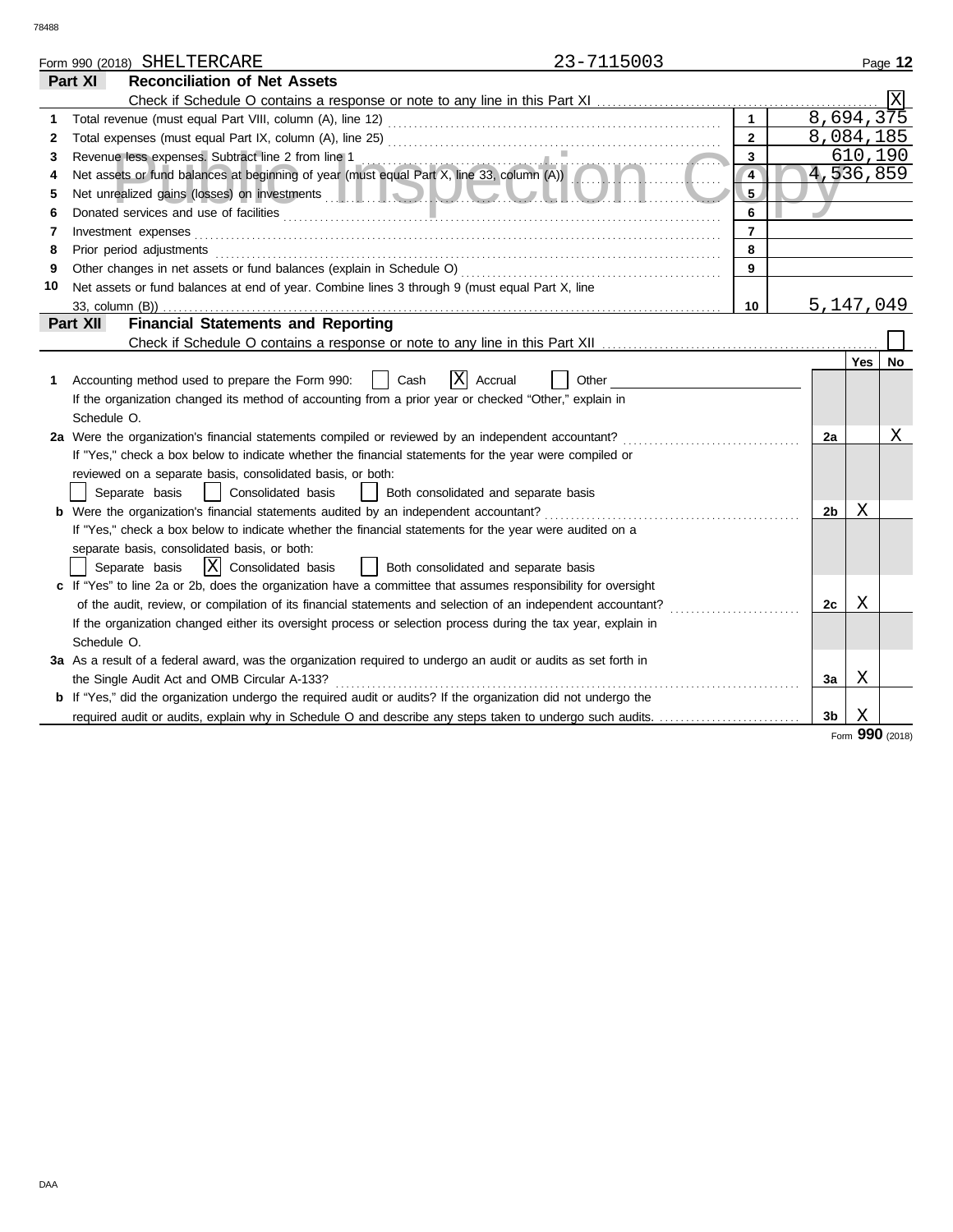Form 990 (2018) SHELTERCARE 23-7115003

## Part XI Reconciliation of Net Assets

Check if Schedule O contains a response or note to any line in this Part XI ..... [X]

| | | | |
|---|---|---|---|
| 1 | Total revenue (must equal Part VIII, column (A), line 12) | 1 | 8,694,375 |
| 2 | Total expenses (must equal Part IX, column (A), line 25) | 2 | 8,084,185 |
| 3 | Revenue less expenses. Subtract line 2 from line 1 | 3 | 610,190 |
| 4 | Net assets or fund balances at beginning of year (must equal Part X, line 33, column (A)) | 4 | 4,536,859 |
| 5 | Net unrealized gains (losses) on investments | 5 | |
| 6 | Donated services and use of facilities | 6 | |
| 7 | Investment expenses | 7 | |
| 8 | Prior period adjustments | 8 | |
| 9 | Other changes in net assets or fund balances (explain in Schedule O) | 9 | |
| 10 | Net assets or fund balances at end of year. Combine lines 3 through 9 (must equal Part X, line 33, column (B)) | 10 | 5,147,049 |

## Part XII Financial Statements and Reporting

Check if Schedule O contains a response or note to any line in this Part XII ..... [ ]

| | | | Yes | No |
|---|---|---|---|---|
| 1 | Accounting method used to prepare the Form 990: [ ] Cash [X] Accrual [ ] Other<br>If the organization changed its method of accounting from a prior year or checked "Other," explain in Schedule O. | | | |
| 2a | Were the organization's financial statements compiled or reviewed by an independent accountant?<br>If "Yes," check a box below to indicate whether the financial statements for the year were compiled or reviewed on a separate basis, consolidated basis, or both:<br>[ ] Separate basis [ ] Consolidated basis [ ] Both consolidated and separate basis | 2a | | X |
| b | Were the organization's financial statements audited by an independent accountant?<br>If "Yes," check a box below to indicate whether the financial statements for the year were audited on a separate basis, consolidated basis, or both:<br>[ ] Separate basis [X] Consolidated basis [ ] Both consolidated and separate basis | 2b | X | |
| c | If "Yes" to line 2a or 2b, does the organization have a committee that assumes responsibility for oversight of the audit, review, or compilation of its financial statements and selection of an independent accountant?<br>If the organization changed either its oversight process or selection process during the tax year, explain in Schedule O. | 2c | X | |
| 3a | As a result of a federal award, was the organization required to undergo an audit or audits as set forth in the Single Audit Act and OMB Circular A-133? | 3a | X | |
| b | If "Yes," did the organization undergo the required audit or audits? If the organization did not undergo the required audit or audits, explain why in Schedule O and describe any steps taken to undergo such audits. | 3b | X | |

Form 990 (2018)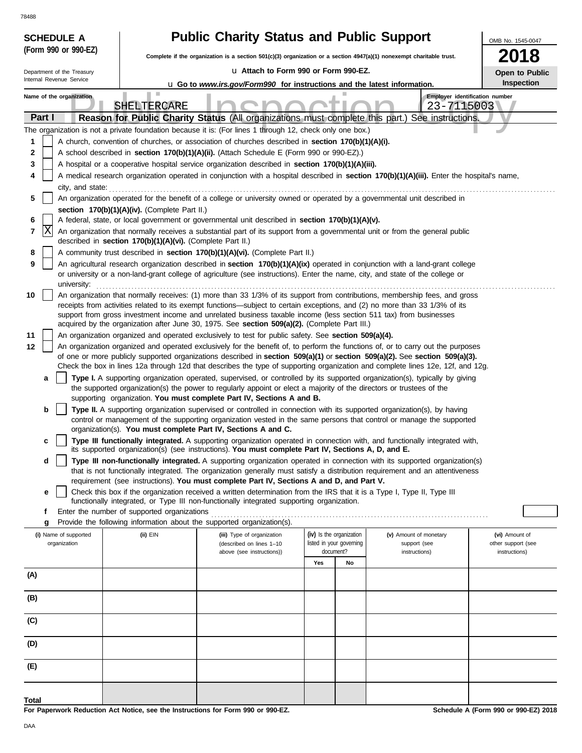78488

**SCHEDULE A (Form 990 or 990-EZ)**

Department of the Treasury
Internal Revenue Service

# Public Charity Status and Public Support

**Complete if the organization is a section 501(c)(3) organization or a section 4947(a)(1) nonexempt charitable trust.**

u **Attach to Form 990 or Form 990-EZ.**

u **Go to *www.irs.gov/Form990* for instructions and the latest information.**

OMB No. 1545-0047

**2018**

**Open to Public Inspection**

Name of the organization: SHELTERCARE

Employer identification number: 23-7115003

## Part I — Reason for Public Charity Status (All organizations must complete this part.) See instructions.

The organization is not a private foundation because it is: (For lines 1 through 12, check only one box.)

1 [ ] A church, convention of churches, or association of churches described in **section 170(b)(1)(A)(i).**

2 [ ] A school described in **section 170(b)(1)(A)(ii).** (Attach Schedule E (Form 990 or 990-EZ).)

3 [ ] A hospital or a cooperative hospital service organization described in **section 170(b)(1)(A)(iii).**

4 [ ] A medical research organization operated in conjunction with a hospital described in **section 170(b)(1)(A)(iii).** Enter the hospital's name, city, and state:

5 [ ] An organization operated for the benefit of a college or university owned or operated by a governmental unit described in **section 170(b)(1)(A)(iv).** (Complete Part II.)

6 [ ] A federal, state, or local government or governmental unit described in **section 170(b)(1)(A)(v).**

7 [X] An organization that normally receives a substantial part of its support from a governmental unit or from the general public described in **section 170(b)(1)(A)(vi).** (Complete Part II.)

8 [ ] A community trust described in **section 170(b)(1)(A)(vi).** (Complete Part II.)

9 [ ] An agricultural research organization described in **section 170(b)(1)(A)(ix)** operated in conjunction with a land-grant college or university or a non-land-grant college of agriculture (see instructions). Enter the name, city, and state of the college or university:

10 [ ] An organization that normally receives: (1) more than 33 1/3% of its support from contributions, membership fees, and gross receipts from activities related to its exempt functions—subject to certain exceptions, and (2) no more than 33 1/3% of its support from gross investment income and unrelated business taxable income (less section 511 tax) from businesses acquired by the organization after June 30, 1975. See **section 509(a)(2).** (Complete Part III.)

11 [ ] An organization organized and operated exclusively to test for public safety. See **section 509(a)(4).**

12 [ ] An organization organized and operated exclusively for the benefit of, to perform the functions of, or to carry out the purposes of one or more publicly supported organizations described in **section 509(a)(1)** or **section 509(a)(2).** See **section 509(a)(3).** Check the box in lines 12a through 12d that describes the type of supporting organization and complete lines 12e, 12f, and 12g.

a [ ] **Type I.** A supporting organization operated, supervised, or controlled by its supported organization(s), typically by giving the supported organization(s) the power to regularly appoint or elect a majority of the directors or trustees of the supporting organization. **You must complete Part IV, Sections A and B.**

b [ ] **Type II.** A supporting organization supervised or controlled in connection with its supported organization(s), by having control or management of the supporting organization vested in the same persons that control or manage the supported organization(s). **You must complete Part IV, Sections A and C.**

c [ ] **Type III functionally integrated.** A supporting organization operated in connection with, and functionally integrated with, its supported organization(s) (see instructions). **You must complete Part IV, Sections A, D, and E.**

d [ ] **Type III non-functionally integrated.** A supporting organization operated in connection with its supported organization(s) that is not functionally integrated. The organization generally must satisfy a distribution requirement and an attentiveness requirement (see instructions). **You must complete Part IV, Sections A and D, and Part V.**

e [ ] Check this box if the organization received a written determination from the IRS that it is a Type I, Type II, Type III functionally integrated, or Type III non-functionally integrated supporting organization.

f Enter the number of supported organizations

g Provide the following information about the supported organization(s).

| (i) Name of supported organization | (ii) EIN | (iii) Type of organization (described on lines 1–10 above (see instructions)) | (iv) Is the organization listed in your governing document? | | (v) Amount of monetary support (see instructions) | (vi) Amount of other support (see instructions) |
|---|---|---|---|---|---|---|
| | | | Yes | No | | |
| (A) | | | | | | |
| (B) | | | | | | |
| (C) | | | | | | |
| (D) | | | | | | |
| (E) | | | | | | |
| **Total** | | | | | | |

**For Paperwork Reduction Act Notice, see the Instructions for Form 990 or 990-EZ.**

**Schedule A (Form 990 or 990-EZ) 2018**

DAA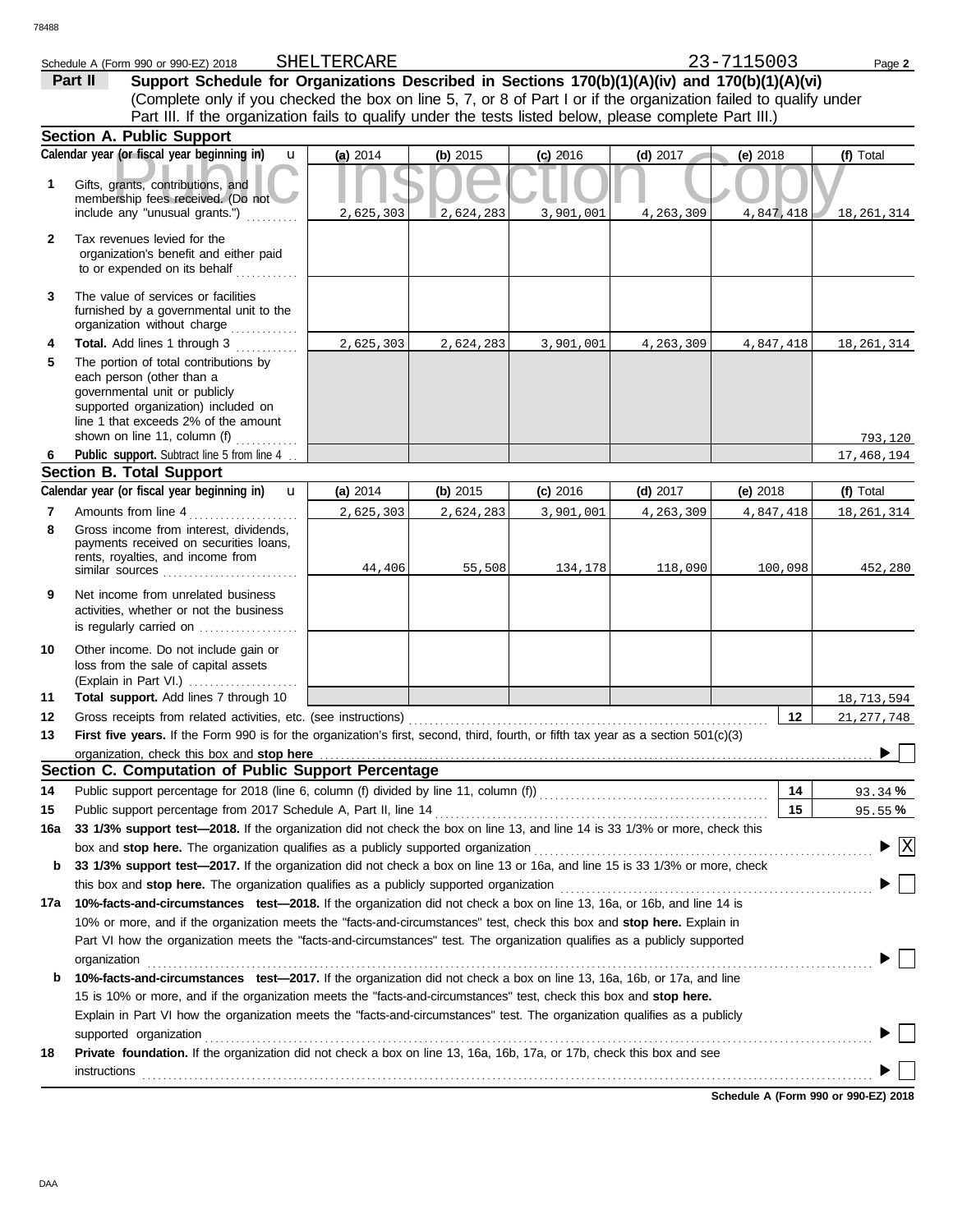Schedule A (Form 990 or 990-EZ) 2018 SHELTERCARE 23-7115003

## Part II Support Schedule for Organizations Described in Sections 170(b)(1)(A)(iv) and 170(b)(1)(A)(vi)

(Complete only if you checked the box on line 5, 7, or 8 of Part I or if the organization failed to qualify under Part III. If the organization fails to qualify under the tests listed below, please complete Part III.)

### Section A. Public Support

| Calendar year (or fiscal year beginning in) | (a) 2014 | (b) 2015 | (c) 2016 | (d) 2017 | (e) 2018 | (f) Total |
|---|---|---|---|---|---|---|
| 1 Gifts, grants, contributions, and membership fees received. (Do not include any "unusual grants.") | 2,625,303 | 2,624,283 | 3,901,001 | 4,263,309 | 4,847,418 | 18,261,314 |
| 2 Tax revenues levied for the organization's benefit and either paid to or expended on its behalf | | | | | | |
| 3 The value of services or facilities furnished by a governmental unit to the organization without charge | | | | | | |
| 4 Total. Add lines 1 through 3 | 2,625,303 | 2,624,283 | 3,901,001 | 4,263,309 | 4,847,418 | 18,261,314 |
| 5 The portion of total contributions by each person (other than a governmental unit or publicly supported organization) included on line 1 that exceeds 2% of the amount shown on line 11, column (f) | | | | | | 793,120 |
| 6 Public support. Subtract line 5 from line 4 | | | | | | 17,468,194 |

### Section B. Total Support

| Calendar year (or fiscal year beginning in) | (a) 2014 | (b) 2015 | (c) 2016 | (d) 2017 | (e) 2018 | (f) Total |
|---|---|---|---|---|---|---|
| 7 Amounts from line 4 | 2,625,303 | 2,624,283 | 3,901,001 | 4,263,309 | 4,847,418 | 18,261,314 |
| 8 Gross income from interest, dividends, payments received on securities loans, rents, royalties, and income from similar sources | 44,406 | 55,508 | 134,178 | 118,090 | 100,098 | 452,280 |
| 9 Net income from unrelated business activities, whether or not the business is regularly carried on | | | | | | |
| 10 Other income. Do not include gain or loss from the sale of capital assets (Explain in Part VI.) | | | | | | |
| 11 Total support. Add lines 7 through 10 | | | | | | 18,713,594 |

12 Gross receipts from related activities, etc. (see instructions) — **12** 21,277,748

13 **First five years.** If the Form 990 is for the organization's first, second, third, fourth, or fifth tax year as a section 501(c)(3) organization, check this box and **stop here** ☐

### Section C. Computation of Public Support Percentage

14 Public support percentage for 2018 (line 6, column (f) divided by line 11, column (f)) — **14** 93.34 %

15 Public support percentage from 2017 Schedule A, Part II, line 14 — **15** 95.55 %

16a **33 1/3% support test—2018.** If the organization did not check the box on line 13, and line 14 is 33 1/3% or more, check this box and **stop here.** The organization qualifies as a publicly supported organization ☒

b **33 1/3% support test—2017.** If the organization did not check a box on line 13 or 16a, and line 15 is 33 1/3% or more, check this box and **stop here.** The organization qualifies as a publicly supported organization ☐

17a **10%-facts-and-circumstances test—2018.** If the organization did not check a box on line 13, 16a, or 16b, and line 14 is 10% or more, and if the organization meets the "facts-and-circumstances" test, check this box and **stop here.** Explain in Part VI how the organization meets the "facts-and-circumstances" test. The organization qualifies as a publicly supported organization ☐

b **10%-facts-and-circumstances test—2017.** If the organization did not check a box on line 13, 16a, 16b, or 17a, and line 15 is 10% or more, and if the organization meets the "facts-and-circumstances" test, check this box and **stop here.** Explain in Part VI how the organization meets the "facts-and-circumstances" test. The organization qualifies as a publicly supported organization ☐

18 **Private foundation.** If the organization did not check a box on line 13, 16a, 16b, 17a, or 17b, check this box and see instructions ☐

Schedule A (Form 990 or 990-EZ) 2018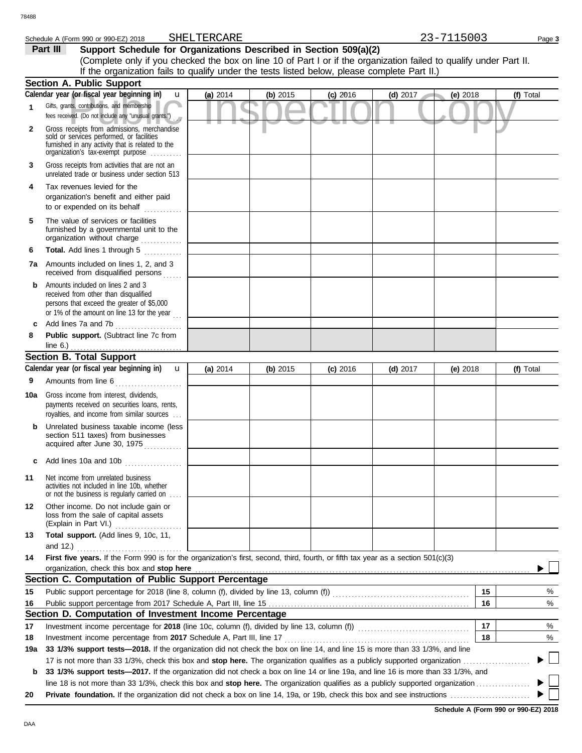Schedule A (Form 990 or 990-EZ) 2018 SHELTERCARE 23-7115003

## Part III Support Schedule for Organizations Described in Section 509(a)(2)

(Complete only if you checked the box on line 10 of Part I or if the organization failed to qualify under Part II. If the organization fails to qualify under the tests listed below, please complete Part II.)

### Section A. Public Support

| Calendar year (or fiscal year beginning in) | (a) 2014 | (b) 2015 | (c) 2016 | (d) 2017 | (e) 2018 | (f) Total |
|---|---|---|---|---|---|---|
| 1 Gifts, grants, contributions, and membership fees received. (Do not include any "unusual grants.") | | | | | | |
| 2 Gross receipts from admissions, merchandise sold or services performed, or facilities furnished in any activity that is related to the organization's tax-exempt purpose | | | | | | |
| 3 Gross receipts from activities that are not an unrelated trade or business under section 513 | | | | | | |
| 4 Tax revenues levied for the organization's benefit and either paid to or expended on its behalf | | | | | | |
| 5 The value of services or facilities furnished by a governmental unit to the organization without charge | | | | | | |
| 6 **Total.** Add lines 1 through 5 | | | | | | |
| 7a Amounts included on lines 1, 2, and 3 received from disqualified persons | | | | | | |
| b Amounts included on lines 2 and 3 received from other than disqualified persons that exceed the greater of $5,000 or 1% of the amount on line 13 for the year | | | | | | |
| c Add lines 7a and 7b | | | | | | |
| 8 **Public support.** (Subtract line 7c from line 6.) | | | | | | |

### Section B. Total Support

| Calendar year (or fiscal year beginning in) | (a) 2014 | (b) 2015 | (c) 2016 | (d) 2017 | (e) 2018 | (f) Total |
|---|---|---|---|---|---|---|
| 9 Amounts from line 6 | | | | | | |
| 10a Gross income from interest, dividends, payments received on securities loans, rents, royalties, and income from similar sources | | | | | | |
| b Unrelated business taxable income (less section 511 taxes) from businesses acquired after June 30, 1975 | | | | | | |
| c Add lines 10a and 10b | | | | | | |
| 11 Net income from unrelated business activities not included in line 10b, whether or not the business is regularly carried on | | | | | | |
| 12 Other income. Do not include gain or loss from the sale of capital assets (Explain in Part VI.) | | | | | | |
| 13 **Total support.** (Add lines 9, 10c, 11, and 12.) | | | | | | |

**14** **First five years.** If the Form 990 is for the organization's first, second, third, fourth, or fifth tax year as a section 501(c)(3) organization, check this box and **stop here** ☐

### Section C. Computation of Public Support Percentage

| | | | |
|---|---|---|---|
| 15 | Public support percentage for 2018 (line 8, column (f), divided by line 13, column (f)) | 15 | % |
| 16 | Public support percentage from 2017 Schedule A, Part III, line 15 | 16 | % |

### Section D. Computation of Investment Income Percentage

| | | | |
|---|---|---|---|
| 17 | Investment income percentage for **2018** (line 10c, column (f), divided by line 13, column (f)) | 17 | % |
| 18 | Investment income percentage from **2017** Schedule A, Part III, line 17 | 18 | % |

**19a** **33 1/3% support tests—2018.** If the organization did not check the box on line 14, and line 15 is more than 33 1/3%, and line 17 is not more than 33 1/3%, check this box and **stop here.** The organization qualifies as a publicly supported organization ☐

**b** **33 1/3% support tests—2017.** If the organization did not check a box on line 14 or line 19a, and line 16 is more than 33 1/3%, and line 18 is not more than 33 1/3%, check this box and **stop here.** The organization qualifies as a publicly supported organization ☐

**20** **Private foundation.** If the organization did not check a box on line 14, 19a, or 19b, check this box and see instructions ☐

**Schedule A (Form 990 or 990-EZ) 2018**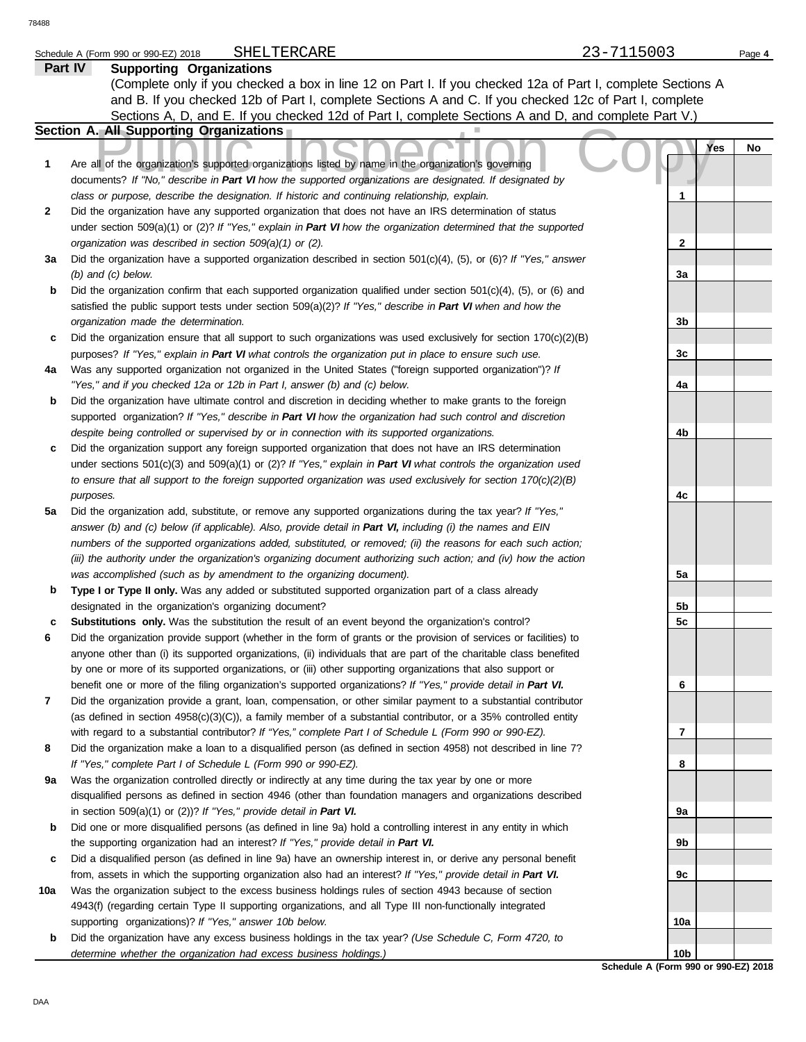Schedule A (Form 990 or 990-EZ) 2018 SHELTERCARE 23-7115003

**Part IV — Supporting Organizations**

(Complete only if you checked a box in line 12 on Part I. If you checked 12a of Part I, complete Sections A and B. If you checked 12b of Part I, complete Sections A and C. If you checked 12c of Part I, complete Sections A, D, and E. If you checked 12d of Part I, complete Sections A and D, and complete Part V.)

**Section A. All Supporting Organizations**

Public Inspection Copy

| | | | Yes | No |
|---|---|---|---|---|
| **1** | Are all of the organization's supported organizations listed by name in the organization's governing documents? *If "No," describe in **Part VI** how the supported organizations are designated. If designated by class or purpose, describe the designation. If historic and continuing relationship, explain.* | **1** | | |
| **2** | Did the organization have any supported organization that does not have an IRS determination of status under section 509(a)(1) or (2)? *If "Yes," explain in **Part VI** how the organization determined that the supported organization was described in section 509(a)(1) or (2).* | **2** | | |
| **3a** | Did the organization have a supported organization described in section 501(c)(4), (5), or (6)? *If "Yes," answer (b) and (c) below.* | **3a** | | |
| **b** | Did the organization confirm that each supported organization qualified under section 501(c)(4), (5), or (6) and satisfied the public support tests under section 509(a)(2)? *If "Yes," describe in **Part VI** when and how the organization made the determination.* | **3b** | | |
| **c** | Did the organization ensure that all support to such organizations was used exclusively for section 170(c)(2)(B) purposes? *If "Yes," explain in **Part VI** what controls the organization put in place to ensure such use.* | **3c** | | |
| **4a** | Was any supported organization not organized in the United States ("foreign supported organization")? *If "Yes," and if you checked 12a or 12b in Part I, answer (b) and (c) below.* | **4a** | | |
| **b** | Did the organization have ultimate control and discretion in deciding whether to make grants to the foreign supported organization? *If "Yes," describe in **Part VI** how the organization had such control and discretion despite being controlled or supervised by or in connection with its supported organizations.* | **4b** | | |
| **c** | Did the organization support any foreign supported organization that does not have an IRS determination under sections 501(c)(3) and 509(a)(1) or (2)? *If "Yes," explain in **Part VI** what controls the organization used to ensure that all support to the foreign supported organization was used exclusively for section 170(c)(2)(B) purposes.* | **4c** | | |
| **5a** | Did the organization add, substitute, or remove any supported organizations during the tax year? *If "Yes," answer (b) and (c) below (if applicable). Also, provide detail in **Part VI,** including (i) the names and EIN numbers of the supported organizations added, substituted, or removed; (ii) the reasons for each such action; (iii) the authority under the organization's organizing document authorizing such action; and (iv) how the action was accomplished (such as by amendment to the organizing document).* | **5a** | | |
| **b** | **Type I or Type II only.** Was any added or substituted supported organization part of a class already designated in the organization's organizing document? | **5b** | | |
| **c** | **Substitutions only.** Was the substitution the result of an event beyond the organization's control? | **5c** | | |
| **6** | Did the organization provide support (whether in the form of grants or the provision of services or facilities) to anyone other than (i) its supported organizations, (ii) individuals that are part of the charitable class benefited by one or more of its supported organizations, or (iii) other supporting organizations that also support or benefit one or more of the filing organization's supported organizations? *If "Yes," provide detail in **Part VI.*** | **6** | | |
| **7** | Did the organization provide a grant, loan, compensation, or other similar payment to a substantial contributor (as defined in section 4958(c)(3)(C)), a family member of a substantial contributor, or a 35% controlled entity with regard to a substantial contributor? *If "Yes," complete Part I of Schedule L (Form 990 or 990-EZ).* | **7** | | |
| **8** | Did the organization make a loan to a disqualified person (as defined in section 4958) not described in line 7? *If "Yes," complete Part I of Schedule L (Form 990 or 990-EZ).* | **8** | | |
| **9a** | Was the organization controlled directly or indirectly at any time during the tax year by one or more disqualified persons as defined in section 4946 (other than foundation managers and organizations described in section 509(a)(1) or (2))? *If "Yes," provide detail in **Part VI.*** | **9a** | | |
| **b** | Did one or more disqualified persons (as defined in line 9a) hold a controlling interest in any entity in which the supporting organization had an interest? *If "Yes," provide detail in **Part VI.*** | **9b** | | |
| **c** | Did a disqualified person (as defined in line 9a) have an ownership interest in, or derive any personal benefit from, assets in which the supporting organization also had an interest? *If "Yes," provide detail in **Part VI.*** | **9c** | | |
| **10a** | Was the organization subject to the excess business holdings rules of section 4943 because of section 4943(f) (regarding certain Type II supporting organizations, and all Type III non-functionally integrated supporting organizations)? *If "Yes," answer 10b below.* | **10a** | | |
| **b** | Did the organization have any excess business holdings in the tax year? *(Use Schedule C, Form 4720, to determine whether the organization had excess business holdings.)* | **10b** | | |

**Schedule A (Form 990 or 990-EZ) 2018**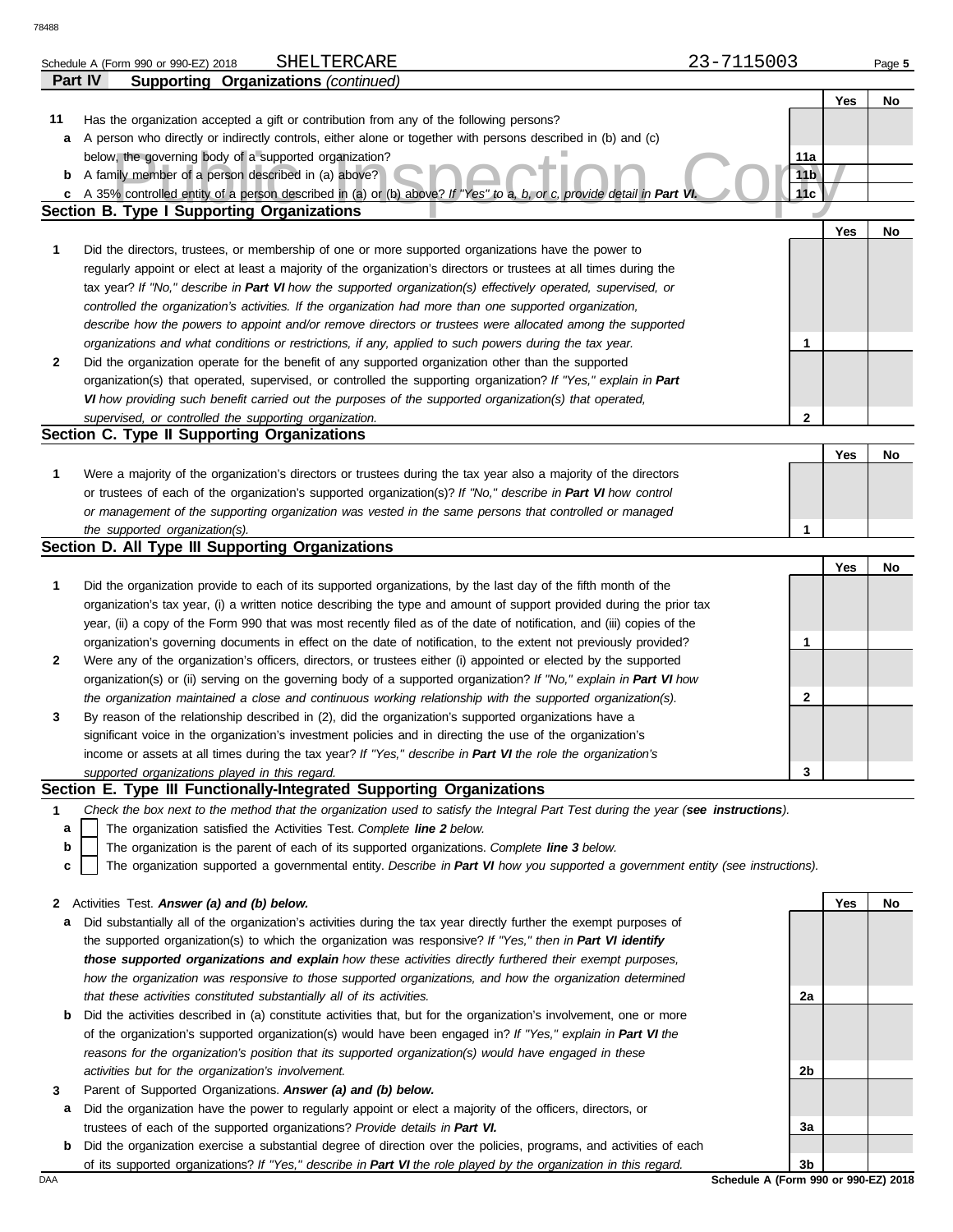Schedule A (Form 990 or 990-EZ) 2018 SHELTERCARE 23-7115003

**Part IV Supporting Organizations** *(continued)*

| | | | Yes | No |
|---|---|---|---|---|
| **11** | Has the organization accepted a gift or contribution from any of the following persons? | | | |
| **a** | A person who directly or indirectly controls, either alone or together with persons described in (b) and (c) below, the governing body of a supported organization? | 11a | | |
| **b** | A family member of a person described in (a) above? | 11b | | |
| **c** | A 35% controlled entity of a person described in (a) or (b) above? *If "Yes" to a, b, or c, provide detail in **Part VI.*** | 11c | | |

**Section B. Type I Supporting Organizations**

| | | | Yes | No |
|---|---|---|---|---|
| **1** | Did the directors, trustees, or membership of one or more supported organizations have the power to regularly appoint or elect at least a majority of the organization's directors or trustees at all times during the tax year? *If "No," describe in **Part VI** how the supported organization(s) effectively operated, supervised, or controlled the organization's activities. If the organization had more than one supported organization, describe how the powers to appoint and/or remove directors or trustees were allocated among the supported organizations and what conditions or restrictions, if any, applied to such powers during the tax year.* | 1 | | |
| **2** | Did the organization operate for the benefit of any supported organization other than the supported organization(s) that operated, supervised, or controlled the supporting organization? *If "Yes," explain in **Part VI** how providing such benefit carried out the purposes of the supported organization(s) that operated, supervised, or controlled the supporting organization.* | 2 | | |

**Section C. Type II Supporting Organizations**

| | | | Yes | No |
|---|---|---|---|---|
| **1** | Were a majority of the organization's directors or trustees during the tax year also a majority of the directors or trustees of each of the organization's supported organization(s)? *If "No," describe in **Part VI** how control or management of the supporting organization was vested in the same persons that controlled or managed the supported organization(s).* | 1 | | |

**Section D. All Type III Supporting Organizations**

| | | | Yes | No |
|---|---|---|---|---|
| **1** | Did the organization provide to each of its supported organizations, by the last day of the fifth month of the organization's tax year, (i) a written notice describing the type and amount of support provided during the prior tax year, (ii) a copy of the Form 990 that was most recently filed as of the date of notification, and (iii) copies of the organization's governing documents in effect on the date of notification, to the extent not previously provided? | 1 | | |
| **2** | Were any of the organization's officers, directors, or trustees either (i) appointed or elected by the supported organization(s) or (ii) serving on the governing body of a supported organization? *If "No," explain in **Part VI** how the organization maintained a close and continuous working relationship with the supported organization(s).* | 2 | | |
| **3** | By reason of the relationship described in (2), did the organization's supported organizations have a significant voice in the organization's investment policies and in directing the use of the organization's income or assets at all times during the tax year? *If "Yes," describe in **Part VI** the role the organization's supported organizations played in this regard.* | 3 | | |

**Section E. Type III Functionally-Integrated Supporting Organizations**

**1** *Check the box next to the method that the organization used to satisfy the Integral Part Test during the year (**see instructions**).*

- **a** ☐ The organization satisfied the Activities Test. *Complete **line 2** below.*
- **b** ☐ The organization is the parent of each of its supported organizations. *Complete **line 3** below.*
- **c** ☐ The organization supported a governmental entity. *Describe in **Part VI** how you supported a government entity (see instructions).*

| | | | Yes | No |
|---|---|---|---|---|
| **2** | Activities Test. ***Answer (a) and (b) below.*** | | | |
| **a** | Did substantially all of the organization's activities during the tax year directly further the exempt purposes of the supported organization(s) to which the organization was responsive? *If "Yes," then in **Part VI identify those supported organizations and explain** how these activities directly furthered their exempt purposes, how the organization was responsive to those supported organizations, and how the organization determined that these activities constituted substantially all of its activities.* | 2a | | |
| **b** | Did the activities described in (a) constitute activities that, but for the organization's involvement, one or more of the organization's supported organization(s) would have been engaged in? *If "Yes," explain in **Part VI** the reasons for the organization's position that its supported organization(s) would have engaged in these activities but for the organization's involvement.* | 2b | | |
| **3** | Parent of Supported Organizations. ***Answer (a) and (b) below.*** | | | |
| **a** | Did the organization have the power to regularly appoint or elect a majority of the officers, directors, or trustees of each of the supported organizations? ***Provide details in Part VI.*** | 3a | | |
| **b** | Did the organization exercise a substantial degree of direction over the policies, programs, and activities of each of its supported organizations? *If "Yes," describe in **Part VI** the role played by the organization in this regard.* | 3b | | |

DAA **Schedule A (Form 990 or 990-EZ) 2018**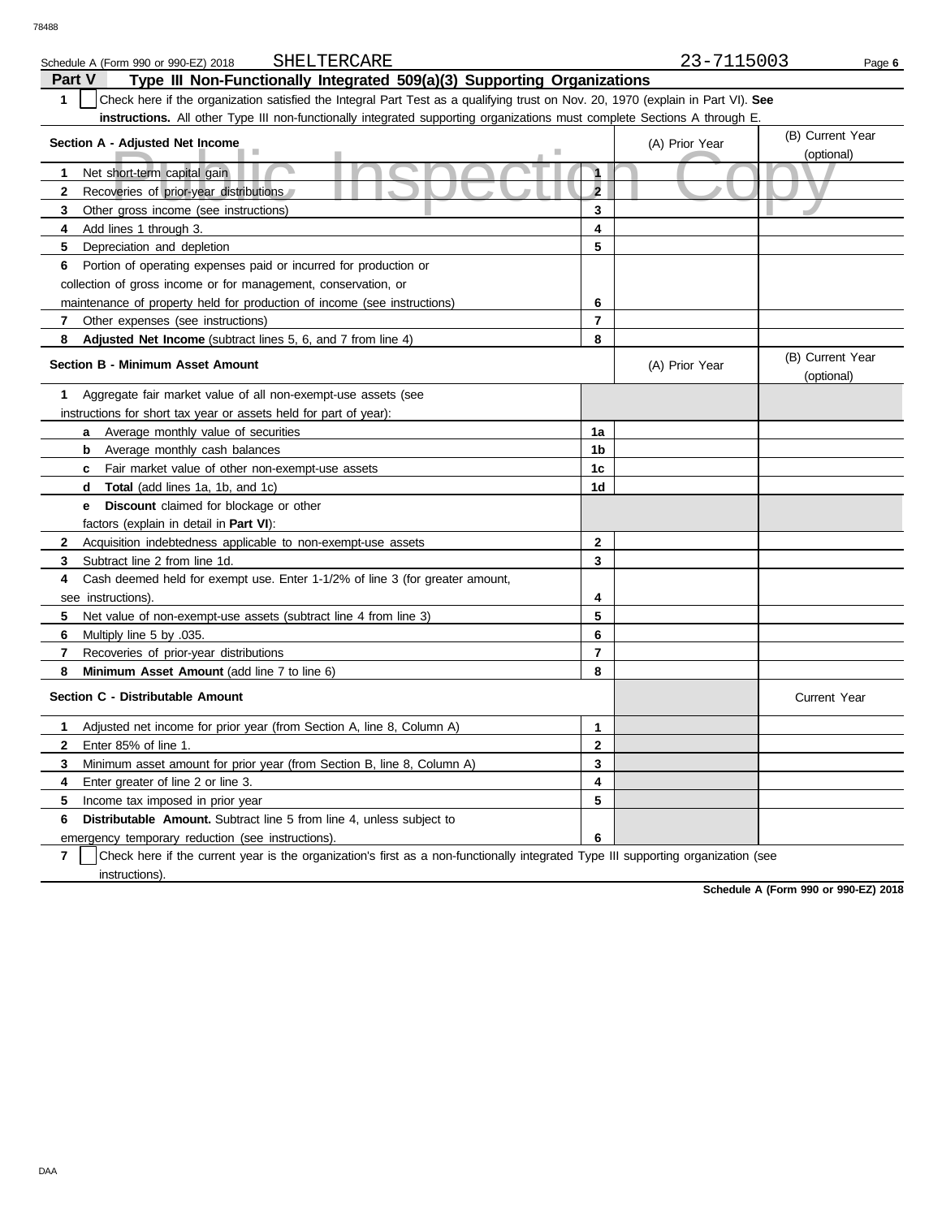Schedule A (Form 990 or 990-EZ) 2018 SHELTERCARE 23-7115003

## Part V Type III Non-Functionally Integrated 509(a)(3) Supporting Organizations

**1** ☐ Check here if the organization satisfied the Integral Part Test as a qualifying trust on Nov. 20, 1970 (explain in Part VI). **See instructions.** All other Type III non-functionally integrated supporting organizations must complete Sections A through E.

| Section A - Adjusted Net Income | | (A) Prior Year | (B) Current Year (optional) |
|---|---|---|---|
| **1** Net short-term capital gain | 1 | | |
| **2** Recoveries of prior-year distributions | 2 | | |
| **3** Other gross income (see instructions) | 3 | | |
| **4** Add lines 1 through 3. | 4 | | |
| **5** Depreciation and depletion | 5 | | |
| **6** Portion of operating expenses paid or incurred for production or collection of gross income or for management, conservation, or maintenance of property held for production of income (see instructions) | 6 | | |
| **7** Other expenses (see instructions) | 7 | | |
| **8** **Adjusted Net Income** (subtract lines 5, 6, and 7 from line 4) | 8 | | |

| Section B - Minimum Asset Amount | | (A) Prior Year | (B) Current Year (optional) |
|---|---|---|---|
| **1** Aggregate fair market value of all non-exempt-use assets (see instructions for short tax year or assets held for part of year): | | | |
| **a** Average monthly value of securities | 1a | | |
| **b** Average monthly cash balances | 1b | | |
| **c** Fair market value of other non-exempt-use assets | 1c | | |
| **d** **Total** (add lines 1a, 1b, and 1c) | 1d | | |
| **e** **Discount** claimed for blockage or other factors (explain in detail in **Part VI**): | | | |
| **2** Acquisition indebtedness applicable to non-exempt-use assets | 2 | | |
| **3** Subtract line 2 from line 1d. | 3 | | |
| **4** Cash deemed held for exempt use. Enter 1-1/2% of line 3 (for greater amount, see instructions). | 4 | | |
| **5** Net value of non-exempt-use assets (subtract line 4 from line 3) | 5 | | |
| **6** Multiply line 5 by .035. | 6 | | |
| **7** Recoveries of prior-year distributions | 7 | | |
| **8** **Minimum Asset Amount** (add line 7 to line 6) | 8 | | |

| Section C - Distributable Amount | | | Current Year |
|---|---|---|---|
| **1** Adjusted net income for prior year (from Section A, line 8, Column A) | 1 | | |
| **2** Enter 85% of line 1. | 2 | | |
| **3** Minimum asset amount for prior year (from Section B, line 8, Column A) | 3 | | |
| **4** Enter greater of line 2 or line 3. | 4 | | |
| **5** Income tax imposed in prior year | 5 | | |
| **6** **Distributable Amount.** Subtract line 5 from line 4, unless subject to emergency temporary reduction (see instructions). | 6 | | |

**7** ☐ Check here if the current year is the organization's first as a non-functionally integrated Type III supporting organization (see instructions).

**Schedule A (Form 990 or 990-EZ) 2018**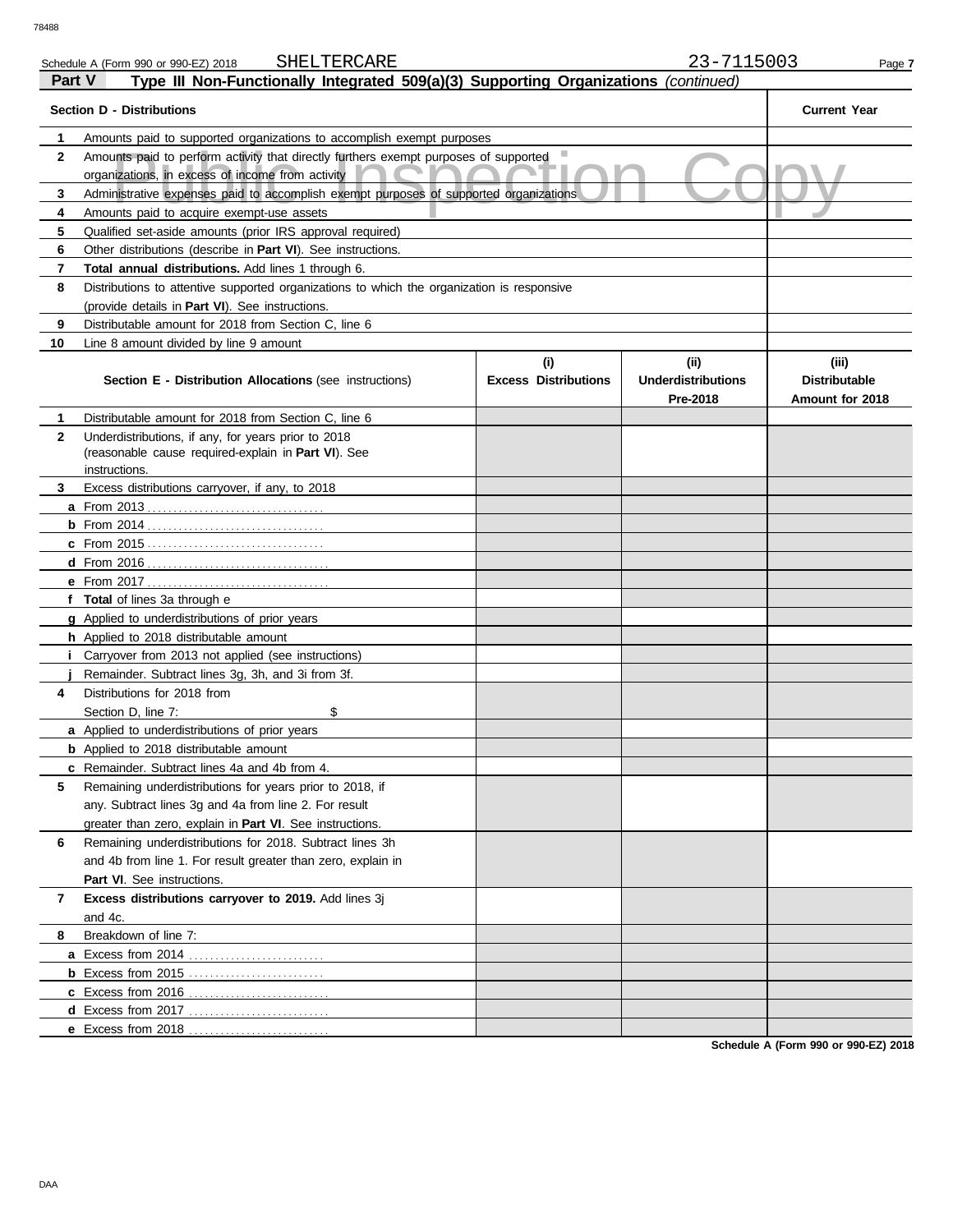Schedule A (Form 990 or 990-EZ) 2018 SHELTERCARE 23-7115003

## Part V Type III Non-Functionally Integrated 509(a)(3) Supporting Organizations *(continued)*

| | Section D - Distributions | Current Year |
|---|---|---|
| 1 | Amounts paid to supported organizations to accomplish exempt purposes | |
| 2 | Amounts paid to perform activity that directly furthers exempt purposes of supported organizations, in excess of income from activity | |
| 3 | Administrative expenses paid to accomplish exempt purposes of supported organizations | |
| 4 | Amounts paid to acquire exempt-use assets | |
| 5 | Qualified set-aside amounts (prior IRS approval required) | |
| 6 | Other distributions (describe in **Part VI**). See instructions. | |
| 7 | **Total annual distributions.** Add lines 1 through 6. | |
| 8 | Distributions to attentive supported organizations to which the organization is responsive (provide details in **Part VI**). See instructions. | |
| 9 | Distributable amount for 2018 from Section C, line 6 | |
| 10 | Line 8 amount divided by line 9 amount | |

| | Section E - Distribution Allocations (see instructions) | (i) Excess Distributions | (ii) Underdistributions Pre-2018 | (iii) Distributable Amount for 2018 |
|---|---|---|---|---|
| 1 | Distributable amount for 2018 from Section C, line 6 | | | |
| 2 | Underdistributions, if any, for years prior to 2018 (reasonable cause required-explain in **Part VI**). See instructions. | | | |
| 3 | Excess distributions carryover, if any, to 2018 | | | |
| a | From 2013 | | | |
| b | From 2014 | | | |
| c | From 2015 | | | |
| d | From 2016 | | | |
| e | From 2017 | | | |
| f | **Total** of lines 3a through e | | | |
| g | Applied to underdistributions of prior years | | | |
| h | Applied to 2018 distributable amount | | | |
| i | Carryover from 2013 not applied (see instructions) | | | |
| j | Remainder. Subtract lines 3g, 3h, and 3i from 3f. | | | |
| 4 | Distributions for 2018 from Section D, line 7: $ | | | |
| a | Applied to underdistributions of prior years | | | |
| b | Applied to 2018 distributable amount | | | |
| c | Remainder. Subtract lines 4a and 4b from 4. | | | |
| 5 | Remaining underdistributions for years prior to 2018, if any. Subtract lines 3g and 4a from line 2. For result greater than zero, explain in **Part VI**. See instructions. | | | |
| 6 | Remaining underdistributions for 2018. Subtract lines 3h and 4b from line 1. For result greater than zero, explain in **Part VI**. See instructions. | | | |
| 7 | **Excess distributions carryover to 2019.** Add lines 3j and 4c. | | | |
| 8 | Breakdown of line 7: | | | |
| a | Excess from 2014 | | | |
| b | Excess from 2015 | | | |
| c | Excess from 2016 | | | |
| d | Excess from 2017 | | | |
| e | Excess from 2018 | | | |

Schedule A (Form 990 or 990-EZ) 2018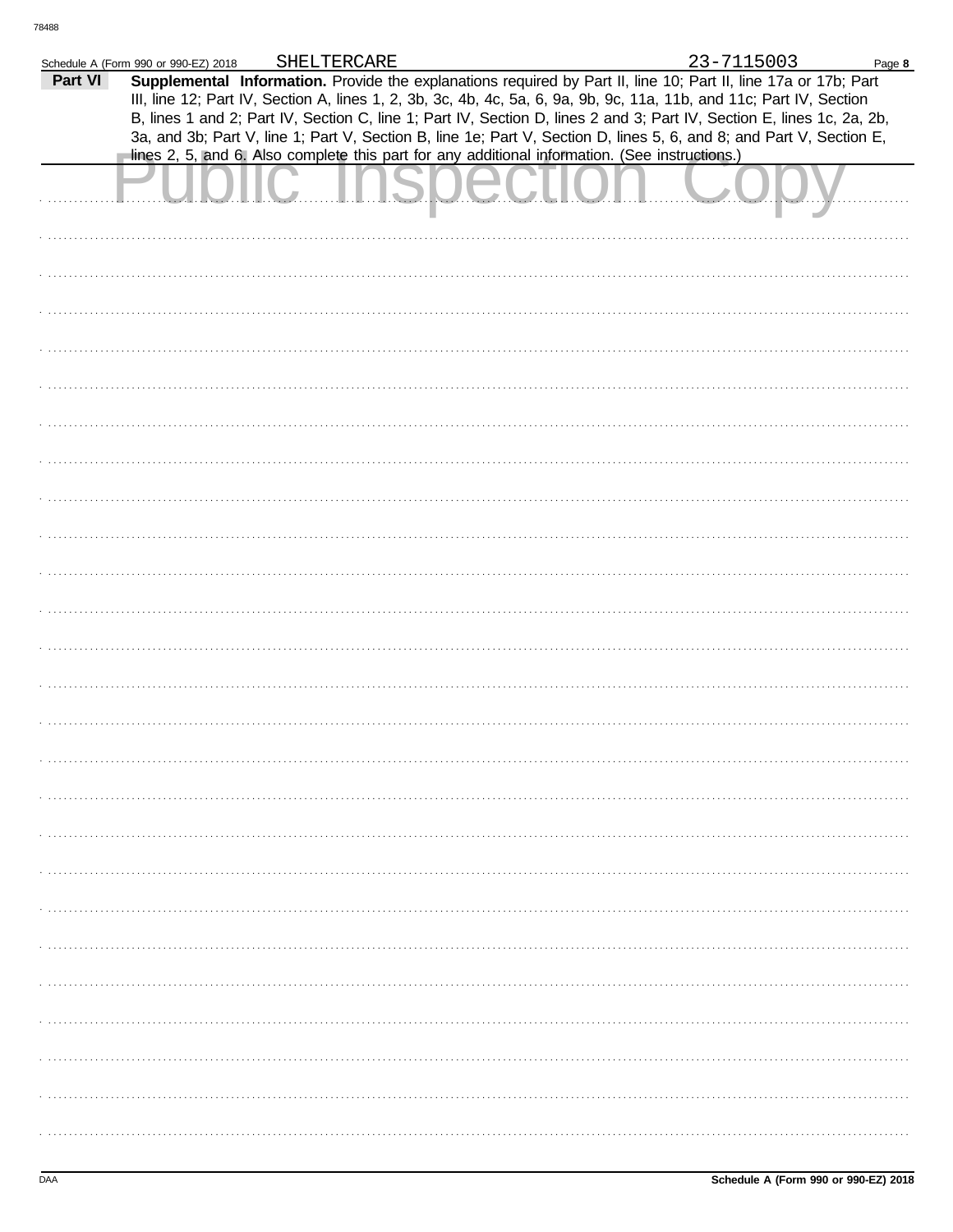Schedule A (Form 990 or 990-EZ) 2018 SHELTERCARE 23-7115003

**Part VI** **Supplemental Information.** Provide the explanations required by Part II, line 10; Part II, line 17a or 17b; Part III, line 12; Part IV, Section A, lines 1, 2, 3b, 3c, 4b, 4c, 5a, 6, 9a, 9b, 9c, 11a, 11b, and 11c; Part IV, Section B, lines 1 and 2; Part IV, Section C, line 1; Part IV, Section D, lines 2 and 3; Part IV, Section E, lines 1c, 2a, 2b, 3a, and 3b; Part V, line 1; Part V, Section B, line 1e; Part V, Section D, lines 5, 6, and 8; and Part V, Section E, lines 2, 5, and 6. Also complete this part for any additional information. (See instructions.)

Public Inspection Copy

Schedule A (Form 990 or 990-EZ) 2018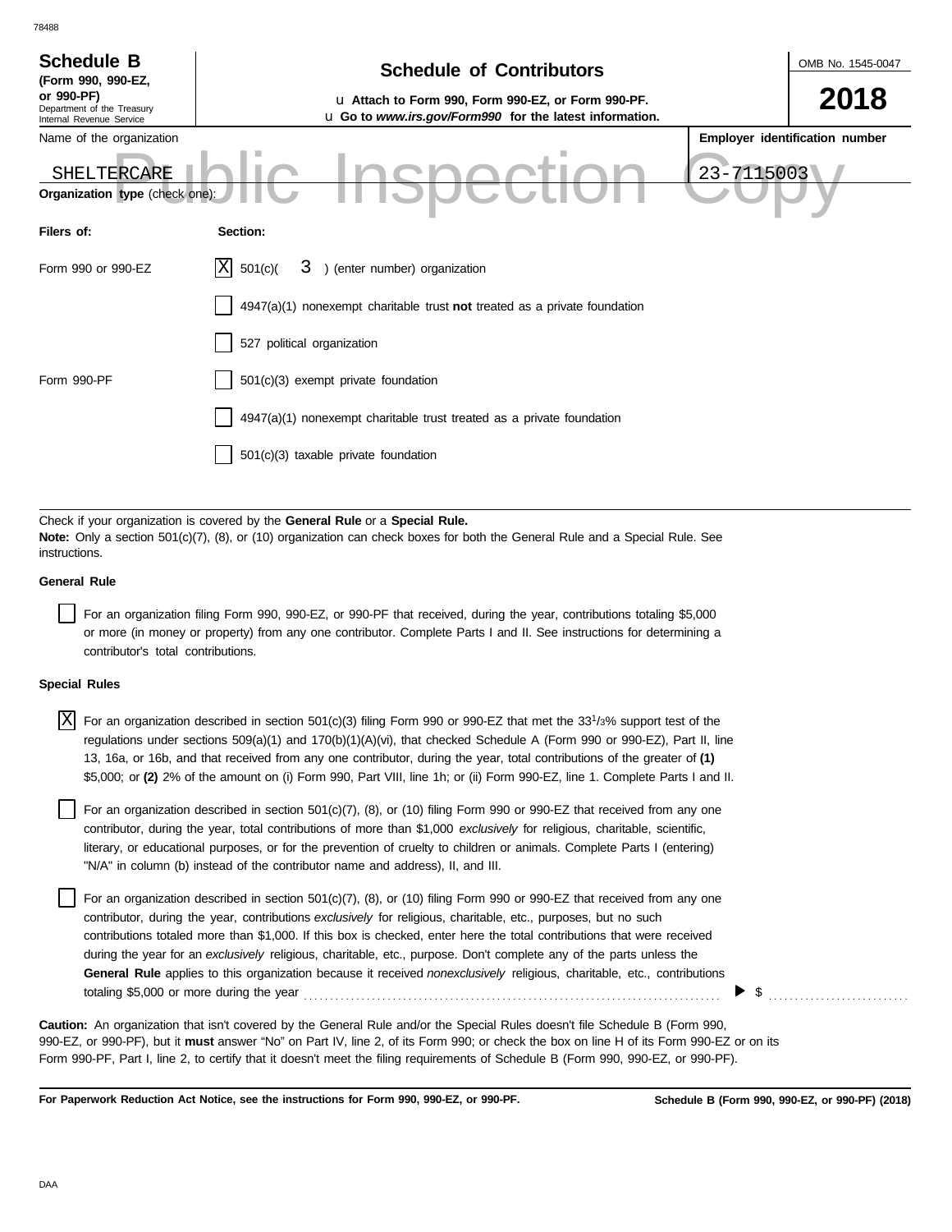78488

**Schedule B**
**(Form 990, 990-EZ, or 990-PF)**
Department of the Treasury
Internal Revenue Service

# Schedule of Contributors

u **Attach to Form 990, Form 990-EZ, or Form 990-PF.**
u **Go to *www.irs.gov/Form990* for the latest information.**

OMB No. 1545-0047

**2018**

Public Inspection Copy

| Name of the organization | Employer identification number |
|---|---|
| SHELTERCARE | 23-7115003 |

**Organization type** (check one):

| **Filers of:** | **Section:** |
|---|---|
| Form 990 or 990-EZ | [X] 501(c)( 3 ) (enter number) organization |
| | [ ] 4947(a)(1) nonexempt charitable trust **not** treated as a private foundation |
| | [ ] 527 political organization |
| Form 990-PF | [ ] 501(c)(3) exempt private foundation |
| | [ ] 4947(a)(1) nonexempt charitable trust treated as a private foundation |
| | [ ] 501(c)(3) taxable private foundation |

Check if your organization is covered by the **General Rule** or a **Special Rule.**
**Note:** Only a section 501(c)(7), (8), or (10) organization can check boxes for both the General Rule and a Special Rule. See instructions.

**General Rule**

[ ] For an organization filing Form 990, 990-EZ, or 990-PF that received, during the year, contributions totaling $5,000 or more (in money or property) from any one contributor. Complete Parts I and II. See instructions for determining a contributor's total contributions.

**Special Rules**

[X] For an organization described in section 501(c)(3) filing Form 990 or 990-EZ that met the $33^1/_3$% support test of the regulations under sections 509(a)(1) and 170(b)(1)(A)(vi), that checked Schedule A (Form 990 or 990-EZ), Part II, line 13, 16a, or 16b, and that received from any one contributor, during the year, total contributions of the greater of **(1)** $5,000; or **(2)** 2% of the amount on (i) Form 990, Part VIII, line 1h; or (ii) Form 990-EZ, line 1. Complete Parts I and II.

[ ] For an organization described in section 501(c)(7), (8), or (10) filing Form 990 or 990-EZ that received from any one contributor, during the year, total contributions of more than $1,000 *exclusively* for religious, charitable, scientific, literary, or educational purposes, or for the prevention of cruelty to children or animals. Complete Parts I (entering) "N/A" in column (b) instead of the contributor name and address), II, and III.

[ ] For an organization described in section 501(c)(7), (8), or (10) filing Form 990 or 990-EZ that received from any one contributor, during the year, contributions *exclusively* for religious, charitable, etc., purposes, but no such contributions totaled more than $1,000. If this box is checked, enter here the total contributions that were received during the year for an *exclusively* religious, charitable, etc., purpose. Don't complete any of the parts unless the **General Rule** applies to this organization because it received *nonexclusively* religious, charitable, etc., contributions totaling $5,000 or more during the year . . . . . . . . . . ▶ $ . . . . . . . . . .

**Caution:** An organization that isn't covered by the General Rule and/or the Special Rules doesn't file Schedule B (Form 990, 990-EZ, or 990-PF), but it **must** answer "No" on Part IV, line 2, of its Form 990; or check the box on line H of its Form 990-EZ or on its Form 990-PF, Part I, line 2, to certify that it doesn't meet the filing requirements of Schedule B (Form 990, 990-EZ, or 990-PF).

**For Paperwork Reduction Act Notice, see the instructions for Form 990, 990-EZ, or 990-PF.** **Schedule B (Form 990, 990-EZ, or 990-PF) (2018)**

DAA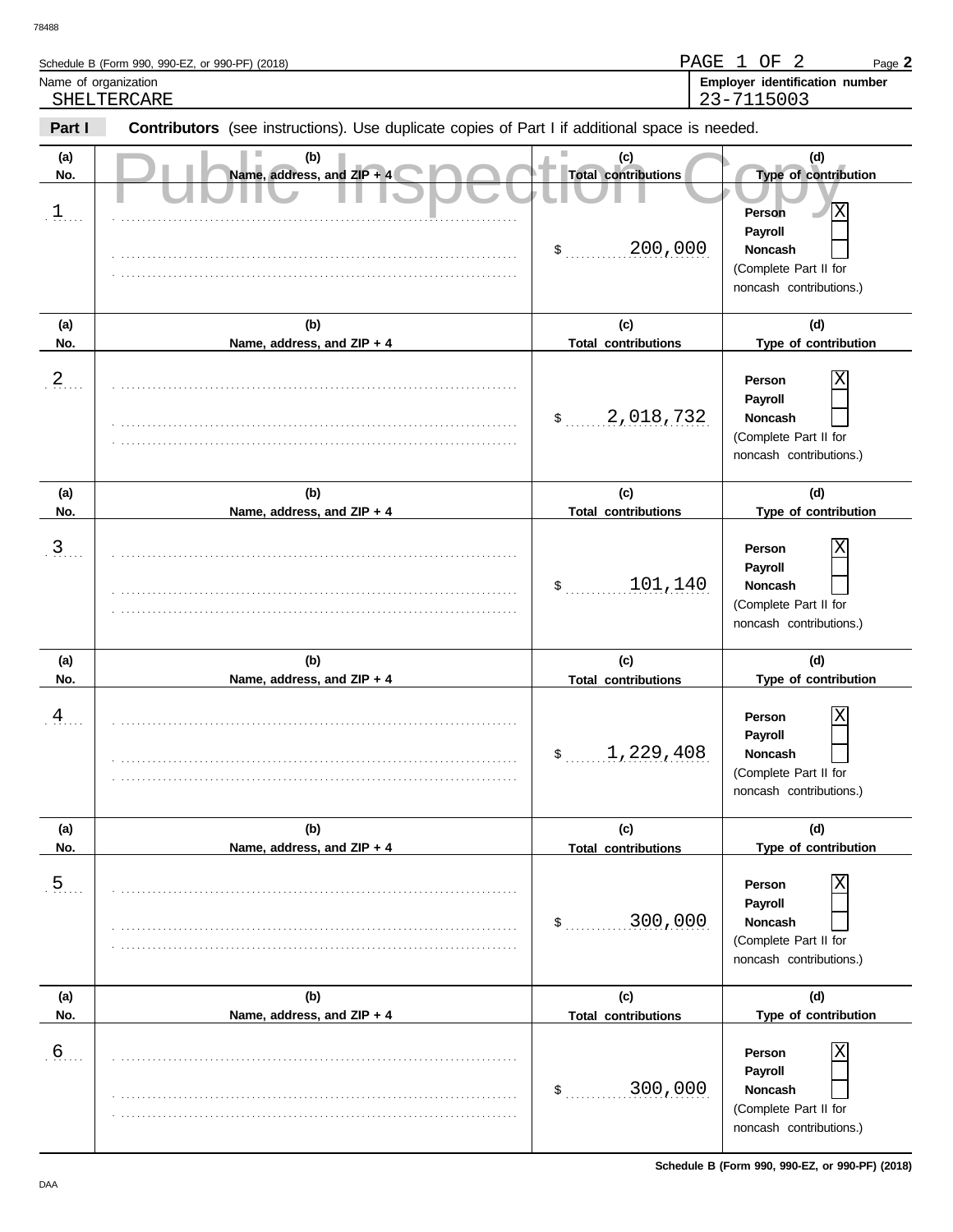78488

Schedule B (Form 990, 990-EZ, or 990-PF) (2018) PAGE 1 OF 2 Page **2**

| Name of organization | Employer identification number |
|---|---|
| SHELTERCARE | 23-7115003 |

**Part I** **Contributors** (see instructions). Use duplicate copies of Part I if additional space is needed.

Public Inspection Copy

| (a) No. | (b) Name, address, and ZIP + 4 | (c) Total contributions | (d) Type of contribution |
|---|---|---|---|
| 1 | | $ 200,000 | Person [X] Payroll [ ] Noncash [ ] (Complete Part II for noncash contributions.) |
| 2 | | $ 2,018,732 | Person [X] Payroll [ ] Noncash [ ] (Complete Part II for noncash contributions.) |
| 3 | | $ 101,140 | Person [X] Payroll [ ] Noncash [ ] (Complete Part II for noncash contributions.) |
| 4 | | $ 1,229,408 | Person [X] Payroll [ ] Noncash [ ] (Complete Part II for noncash contributions.) |
| 5 | | $ 300,000 | Person [X] Payroll [ ] Noncash [ ] (Complete Part II for noncash contributions.) |
| 6 | | $ 300,000 | Person [X] Payroll [ ] Noncash [ ] (Complete Part II for noncash contributions.) |

DAA

**Schedule B (Form 990, 990-EZ, or 990-PF) (2018)**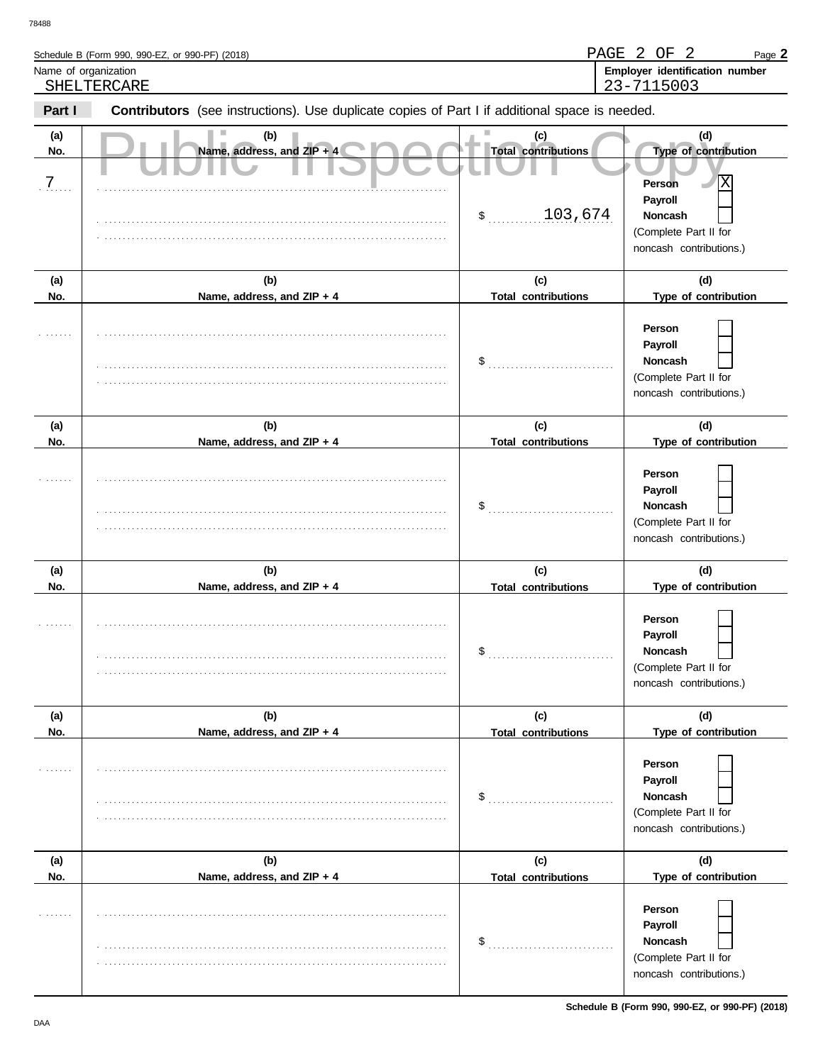Schedule B (Form 990, 990-EZ, or 990-PF) (2018) PAGE 2 OF 2 Page **2**

| Name of organization | Employer identification number |
| --- | --- |
| SHELTERCARE | 23-7115003 |

**Part I** **Contributors** (see instructions). Use duplicate copies of Part I if additional space is needed.

Public Inspection Copy

| (a) No. | (b) Name, address, and ZIP + 4 | (c) Total contributions | (d) Type of contribution |
| --- | --- | --- | --- |
| 7 | | $ 103,674 | Person [X] Payroll [ ] Noncash [ ] (Complete Part II for noncash contributions.) |
| | | $ | Person [ ] Payroll [ ] Noncash [ ] (Complete Part II for noncash contributions.) |
| | | $ | Person [ ] Payroll [ ] Noncash [ ] (Complete Part II for noncash contributions.) |
| | | $ | Person [ ] Payroll [ ] Noncash [ ] (Complete Part II for noncash contributions.) |
| | | $ | Person [ ] Payroll [ ] Noncash [ ] (Complete Part II for noncash contributions.) |
| | | $ | Person [ ] Payroll [ ] Noncash [ ] (Complete Part II for noncash contributions.) |

**Schedule B (Form 990, 990-EZ, or 990-PF) (2018)**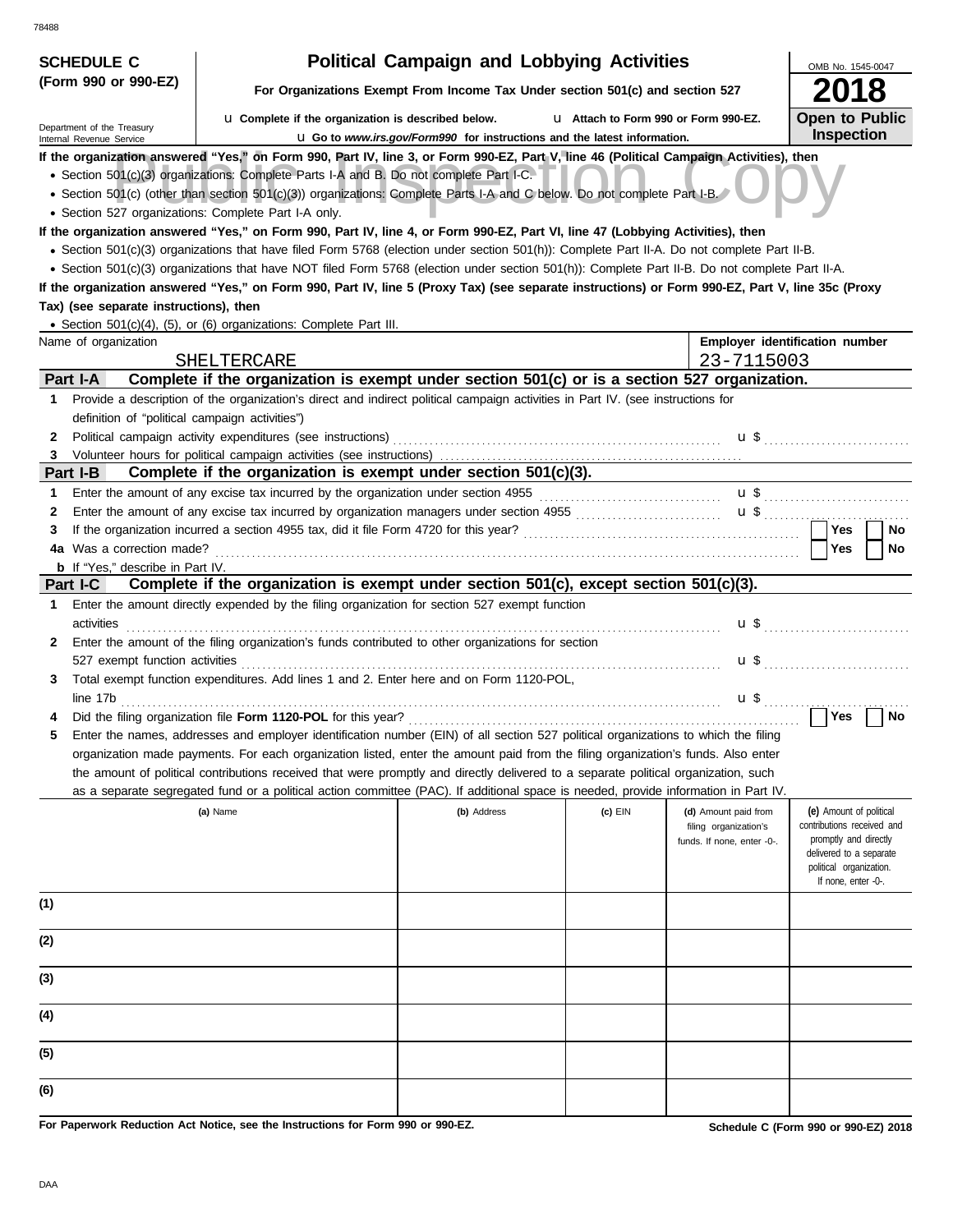**SCHEDULE C (Form 990 or 990-EZ)**

Department of the Treasury
Internal Revenue Service

# Political Campaign and Lobbying Activities

**For Organizations Exempt From Income Tax Under section 501(c) and section 527**

u **Complete if the organization is described below.** u **Attach to Form 990 or Form 990-EZ.**

u **Go to *www.irs.gov/Form990* for instructions and the latest information.**

OMB No. 1545-0047

**2018**

**Open to Public Inspection**

Public Inspection Copy

**If the organization answered "Yes," on Form 990, Part IV, line 3, or Form 990-EZ, Part V, line 46 (Political Campaign Activities), then**

- Section 501(c)(3) organizations: Complete Parts I-A and B. Do not complete Part I-C.
- Section 501(c) (other than section 501(c)(3)) organizations: Complete Parts I-A and C below. Do not complete Part I-B.
- Section 527 organizations: Complete Part I-A only.

**If the organization answered "Yes," on Form 990, Part IV, line 4, or Form 990-EZ, Part VI, line 47 (Lobbying Activities), then**

- Section 501(c)(3) organizations that have filed Form 5768 (election under section 501(h)): Complete Part II-A. Do not complete Part II-B.
- Section 501(c)(3) organizations that have NOT filed Form 5768 (election under section 501(h)): Complete Part II-B. Do not complete Part II-A.

**If the organization answered "Yes," on Form 990, Part IV, line 5 (Proxy Tax) (see separate instructions) or Form 990-EZ, Part V, line 35c (Proxy Tax) (see separate instructions), then**

- Section 501(c)(4), (5), or (6) organizations: Complete Part III.

| Name of organization | Employer identification number |
|---|---|
| SHELTERCARE | 23-7115003 |

## Part I-A Complete if the organization is exempt under section 501(c) or is a section 527 organization.

1 Provide a description of the organization's direct and indirect political campaign activities in Part IV. (see instructions for definition of "political campaign activities")

2 Political campaign activity expenditures (see instructions) ........ u $ ..........

3 Volunteer hours for political campaign activities (see instructions) ..........

## Part I-B Complete if the organization is exempt under section 501(c)(3).

1 Enter the amount of any excise tax incurred by the organization under section 4955 ........ u $ ..........

2 Enter the amount of any excise tax incurred by organization managers under section 4955 ........ u $ ..........

3 If the organization incurred a section 4955 tax, did it file Form 4720 for this year? ........ Yes ☐ No ☐

4a Was a correction made? ........ Yes ☐ No ☐

**b** If "Yes," describe in Part IV.

## Part I-C Complete if the organization is exempt under section 501(c), except section 501(c)(3).

1 Enter the amount directly expended by the filing organization for section 527 exempt function activities ........ u $ ..........

2 Enter the amount of the filing organization's funds contributed to other organizations for section 527 exempt function activities ........ u $ ..........

3 Total exempt function expenditures. Add lines 1 and 2. Enter here and on Form 1120-POL, line 17b ........ u $ ..........

4 Did the filing organization file **Form 1120-POL** for this year? ........ Yes ☐ No ☐

5 Enter the names, addresses and employer identification number (EIN) of all section 527 political organizations to which the filing organization made payments. For each organization listed, enter the amount paid from the filing organization's funds. Also enter the amount of political contributions received that were promptly and directly delivered to a separate political organization, such as a separate segregated fund or a political action committee (PAC). If additional space is needed, provide information in Part IV.

| | (a) Name | (b) Address | (c) EIN | (d) Amount paid from filing organization's funds. If none, enter -0-. | (e) Amount of political contributions received and promptly and directly delivered to a separate political organization. If none, enter -0-. |
|---|---|---|---|---|---|
| (1) | | | | | |
| (2) | | | | | |
| (3) | | | | | |
| (4) | | | | | |
| (5) | | | | | |
| (6) | | | | | |

**For Paperwork Reduction Act Notice, see the Instructions for Form 990 or 990-EZ.**

**Schedule C (Form 990 or 990-EZ) 2018**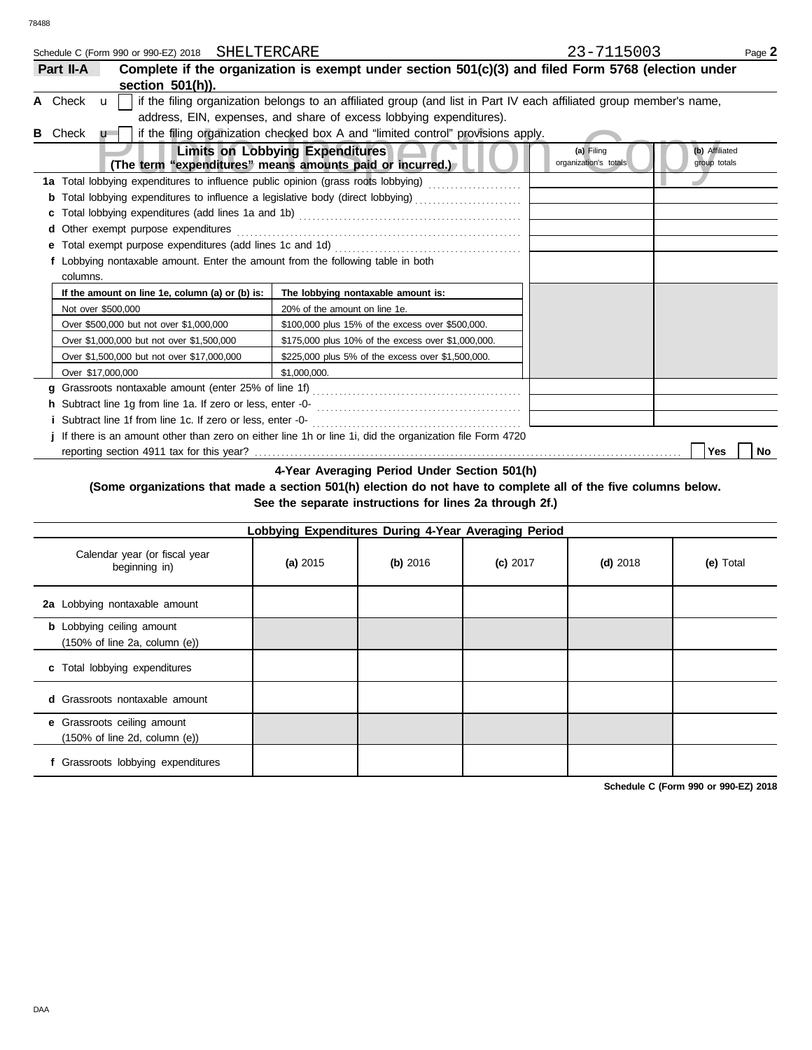Schedule C (Form 990 or 990-EZ) 2018 SHELTERCARE 23-7115003 Page **2**

## Part II-A Complete if the organization is exempt under section 501(c)(3) and filed Form 5768 (election under section 501(h)).

**A** Check u [ ] if the filing organization belongs to an affiliated group (and list in Part IV each affiliated group member's name, address, EIN, expenses, and share of excess lobbying expenditures).

**B** Check u [ ] if the filing organization checked box A and "limited control" provisions apply.

| Limits on Lobbying Expenditures (The term "expenditures" means amounts paid or incurred.) | (a) Filing organization's totals | (b) Affiliated group totals |
|---|---|---|
| **1a** Total lobbying expenditures to influence public opinion (grass roots lobbying) | | |
| **b** Total lobbying expenditures to influence a legislative body (direct lobbying) | | |
| **c** Total lobbying expenditures (add lines 1a and 1b) | | |
| **d** Other exempt purpose expenditures | | |
| **e** Total exempt purpose expenditures (add lines 1c and 1d) | | |
| **f** Lobbying nontaxable amount. Enter the amount from the following table in both columns. | | |

| If the amount on line 1e, column (a) or (b) is: | The lobbying nontaxable amount is: |
|---|---|
| Not over $500,000 | 20% of the amount on line 1e. |
| Over $500,000 but not over $1,000,000 | $100,000 plus 15% of the excess over $500,000. |
| Over $1,000,000 but not over $1,500,000 | $175,000 plus 10% of the excess over $1,000,000. |
| Over $1,500,000 but not over $17,000,000 | $225,000 plus 5% of the excess over $1,500,000. |
| Over $17,000,000 | $1,000,000. |

| | (a) Filing organization's totals | (b) Affiliated group totals |
|---|---|---|
| **g** Grassroots nontaxable amount (enter 25% of line 1f) | | |
| **h** Subtract line 1g from line 1a. If zero or less, enter -0- | | |
| **i** Subtract line 1f from line 1c. If zero or less, enter -0- | | |

**j** If there is an amount other than zero on either line 1h or line 1i, did the organization file Form 4720 reporting section 4911 tax for this year? [ ] Yes [ ] No

### 4-Year Averaging Period Under Section 501(h)

**(Some organizations that made a section 501(h) election do not have to complete all of the five columns below. See the separate instructions for lines 2a through 2f.)**

| Lobbying Expenditures During 4-Year Averaging Period | | | | | |
|---|---|---|---|---|---|
| Calendar year (or fiscal year beginning in) | (a) 2015 | (b) 2016 | (c) 2017 | (d) 2018 | (e) Total |
| **2a** Lobbying nontaxable amount | | | | | |
| **b** Lobbying ceiling amount (150% of line 2a, column (e)) | | | | | |
| **c** Total lobbying expenditures | | | | | |
| **d** Grassroots nontaxable amount | | | | | |
| **e** Grassroots ceiling amount (150% of line 2d, column (e)) | | | | | |
| **f** Grassroots lobbying expenditures | | | | | |

**Schedule C (Form 990 or 990-EZ) 2018**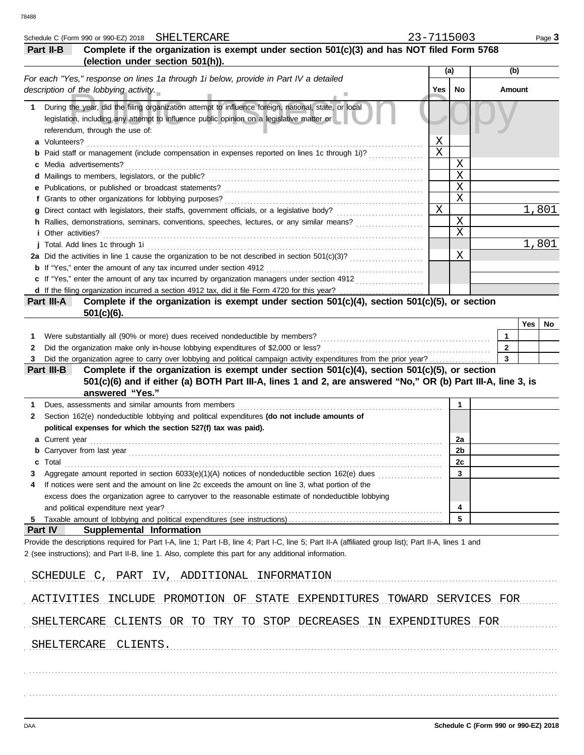Schedule C (Form 990 or 990-EZ) 2018 SHELTERCARE 23-7115003

**Part II-B Complete if the organization is exempt under section 501(c)(3) and has NOT filed Form 5768 (election under section 501(h)).**

*For each "Yes," response on lines 1a through 1i below, provide in Part IV a detailed description of the lobbying activity.*

| | (a) Yes | (a) No | (b) Amount |
|---|---|---|---|
| **1** During the year, did the filing organization attempt to influence foreign, national, state, or local legislation, including any attempt to influence public opinion on a legislative matter or referendum, through the use of: | | | |
| **a** Volunteers? | X | | |
| **b** Paid staff or management (include compensation in expenses reported on lines 1c through 1i)? | X | | |
| **c** Media advertisements? | | X | |
| **d** Mailings to members, legislators, or the public? | | X | |
| **e** Publications, or published or broadcast statements? | | X | |
| **f** Grants to other organizations for lobbying purposes? | | X | |
| **g** Direct contact with legislators, their staffs, government officials, or a legislative body? | X | | 1,801 |
| **h** Rallies, demonstrations, seminars, conventions, speeches, lectures, or any similar means? | | X | |
| **i** Other activities? | | X | |
| **j** Total. Add lines 1c through 1i | | | 1,801 |
| **2a** Did the activities in line 1 cause the organization to be not described in section 501(c)(3)? | | X | |
| **b** If "Yes," enter the amount of any tax incurred under section 4912 | | | |
| **c** If "Yes," enter the amount of any tax incurred by organization managers under section 4912 | | | |
| **d** If the filing organization incurred a section 4912 tax, did it file Form 4720 for this year? | | | |

**Part III-A Complete if the organization is exempt under section 501(c)(4), section 501(c)(5), or section 501(c)(6).**

| | | Yes | No |
|---|---|---|---|
| **1** Were substantially all (90% or more) dues received nondeductible by members? | 1 | | |
| **2** Did the organization make only in-house lobbying expenditures of $2,000 or less? | 2 | | |
| **3** Did the organization agree to carry over lobbying and political campaign activity expenditures from the prior year? | 3 | | |

**Part III-B Complete if the organization is exempt under section 501(c)(4), section 501(c)(5), or section 501(c)(6) and if either (a) BOTH Part III-A, lines 1 and 2, are answered "No," OR (b) Part III-A, line 3, is answered "Yes."**

| | | |
|---|---|---|
| **1** Dues, assessments and similar amounts from members | 1 | |
| **2** Section 162(e) nondeductible lobbying and political expenditures **(do not include amounts of political expenses for which the section 527(f) tax was paid).** | | |
| **a** Current year | 2a | |
| **b** Carryover from last year | 2b | |
| **c** Total | 2c | |
| **3** Aggregate amount reported in section 6033(e)(1)(A) notices of nondeductible section 162(e) dues | 3 | |
| **4** If notices were sent and the amount on line 2c exceeds the amount on line 3, what portion of the excess does the organization agree to carryover to the reasonable estimate of nondeductible lobbying and political expenditure next year? | 4 | |
| **5** Taxable amount of lobbying and political expenditures (see instructions) | 5 | |

**Part IV Supplemental Information**

Provide the descriptions required for Part I-A, line 1; Part I-B, line 4; Part I-C, line 5; Part II-A (affiliated group list); Part II-A, lines 1 and 2 (see instructions); and Part II-B, line 1. Also, complete this part for any additional information.

SCHEDULE C, PART IV, ADDITIONAL INFORMATION

ACTIVITIES INCLUDE PROMOTION OF STATE EXPENDITURES TOWARD SERVICES FOR SHELTERCARE CLIENTS OR TO TRY TO STOP DECREASES IN EXPENDITURES FOR SHELTERCARE CLIENTS.

Schedule C (Form 990 or 990-EZ) 2018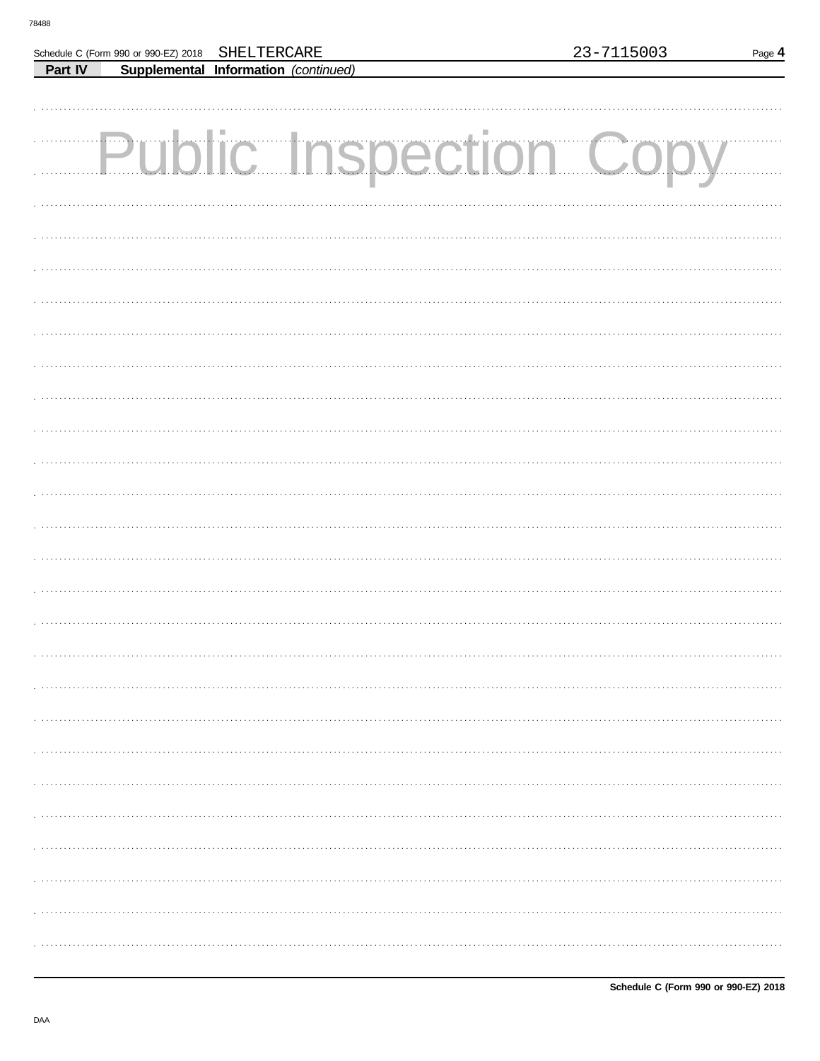Schedule C (Form 990 or 990-EZ) 2018 SHELTERCARE 23-7115003

**Part IV Supplemental Information** *(continued)*

Public Inspection Copy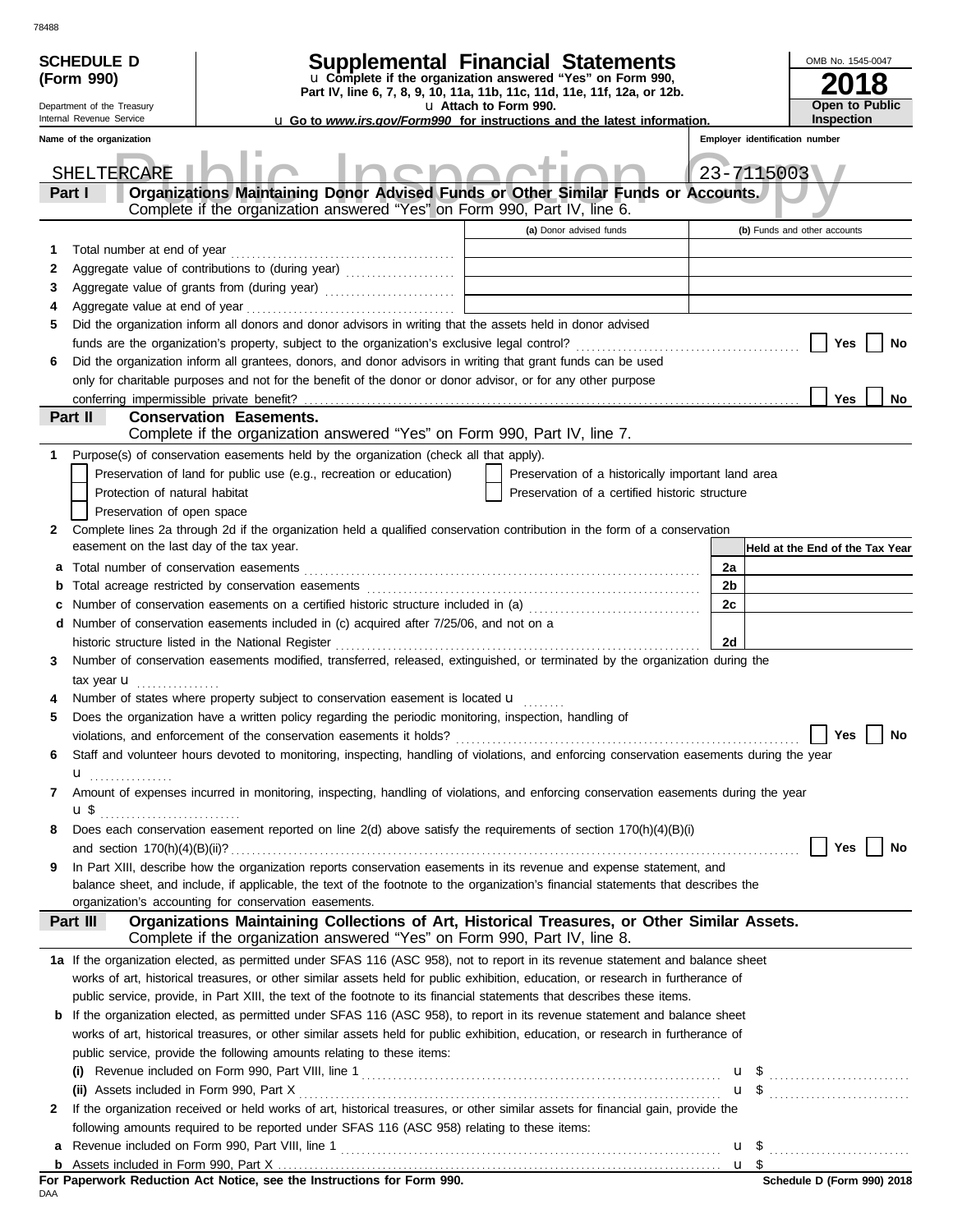78488

**SCHEDULE D (Form 990)**

Department of the Treasury
Internal Revenue Service

# Supplemental Financial Statements

u Complete if the organization answered "Yes" on Form 990, Part IV, line 6, 7, 8, 9, 10, 11a, 11b, 11c, 11d, 11e, 11f, 12a, or 12b.

u Attach to Form 990.

u Go to *www.irs.gov/Form990* for instructions and the latest information.

OMB No. 1545-0047

**2018**

**Open to Public Inspection**

Public Inspection Copy

| Name of the organization | Employer identification number |
|---|---|
| SHELTERCARE | 23-7115003 |

## Part I Organizations Maintaining Donor Advised Funds or Other Similar Funds or Accounts.
Complete if the organization answered "Yes" on Form 990, Part IV, line 6.

| | | (a) Donor advised funds | (b) Funds and other accounts |
|---|---|---|---|
| 1 | Total number at end of year | | |
| 2 | Aggregate value of contributions to (during year) | | |
| 3 | Aggregate value of grants from (during year) | | |
| 4 | Aggregate value at end of year | | |

5 Did the organization inform all donors and donor advisors in writing that the assets held in donor advised funds are the organization's property, subject to the organization's exclusive legal control? ☐ Yes ☐ No

6 Did the organization inform all grantees, donors, and donor advisors in writing that grant funds can be used only for charitable purposes and not for the benefit of the donor or donor advisor, or for any other purpose conferring impermissible private benefit? ☐ Yes ☐ No

## Part II Conservation Easements.
Complete if the organization answered "Yes" on Form 990, Part IV, line 7.

1 Purpose(s) of conservation easements held by the organization (check all that apply).

☐ Preservation of land for public use (e.g., recreation or education) ☐ Preservation of a historically important land area
☐ Protection of natural habitat ☐ Preservation of a certified historic structure
☐ Preservation of open space

2 Complete lines 2a through 2d if the organization held a qualified conservation contribution in the form of a conservation easement on the last day of the tax year.

| | | | Held at the End of the Tax Year |
|---|---|---|---|
| a | Total number of conservation easements | 2a | |
| b | Total acreage restricted by conservation easements | 2b | |
| c | Number of conservation easements on a certified historic structure included in (a) | 2c | |
| d | Number of conservation easements included in (c) acquired after 7/25/06, and not on a historic structure listed in the National Register | 2d | |

3 Number of conservation easements modified, transferred, released, extinguished, or terminated by the organization during the tax year u

4 Number of states where property subject to conservation easement is located u

5 Does the organization have a written policy regarding the periodic monitoring, inspection, handling of violations, and enforcement of the conservation easements it holds? ☐ Yes ☐ No

6 Staff and volunteer hours devoted to monitoring, inspecting, handling of violations, and enforcing conservation easements during the year u

7 Amount of expenses incurred in monitoring, inspecting, handling of violations, and enforcing conservation easements during the year u $

8 Does each conservation easement reported on line 2(d) above satisfy the requirements of section 170(h)(4)(B)(i) and section 170(h)(4)(B)(ii)? ☐ Yes ☐ No

9 In Part XIII, describe how the organization reports conservation easements in its revenue and expense statement, and balance sheet, and include, if applicable, the text of the footnote to the organization's financial statements that describes the organization's accounting for conservation easements.

## Part III Organizations Maintaining Collections of Art, Historical Treasures, or Other Similar Assets.
Complete if the organization answered "Yes" on Form 990, Part IV, line 8.

1a If the organization elected, as permitted under SFAS 116 (ASC 958), not to report in its revenue statement and balance sheet works of art, historical treasures, or other similar assets held for public exhibition, education, or research in furtherance of public service, provide, in Part XIII, the text of the footnote to its financial statements that describes these items.

b If the organization elected, as permitted under SFAS 116 (ASC 958), to report in its revenue statement and balance sheet works of art, historical treasures, or other similar assets held for public exhibition, education, or research in furtherance of public service, provide the following amounts relating to these items:

(i) Revenue included on Form 990, Part VIII, line 1 u $

(ii) Assets included in Form 990, Part X u $

2 If the organization received or held works of art, historical treasures, or other similar assets for financial gain, provide the following amounts required to be reported under SFAS 116 (ASC 958) relating to these items:

a Revenue included on Form 990, Part VIII, line 1 u $

b Assets included in Form 990, Part X u $

**For Paperwork Reduction Act Notice, see the Instructions for Form 990.** **Schedule D (Form 990) 2018**

DAA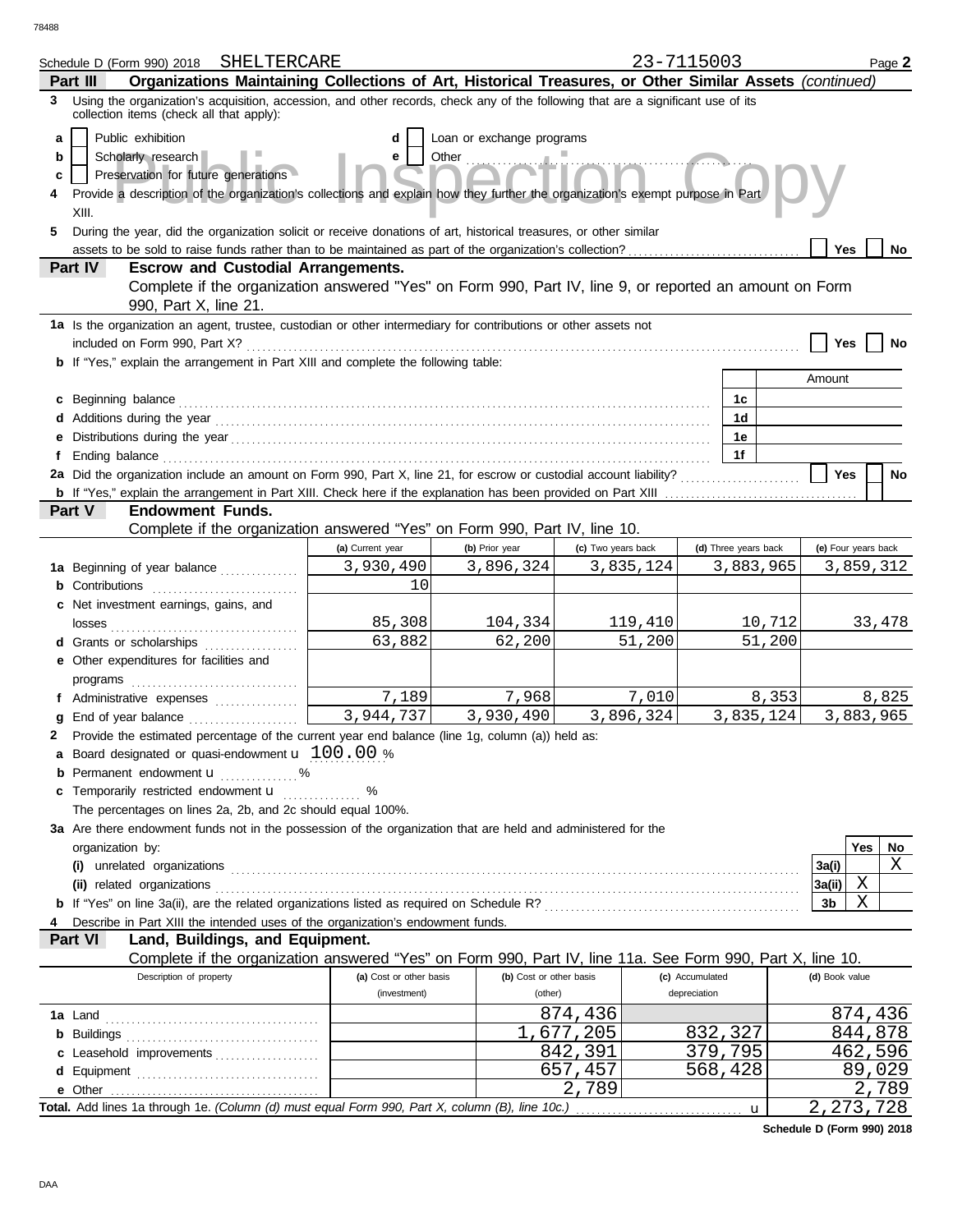Schedule D (Form 990) 2018 SHELTERCARE 23-7115003 Page **2**

**Part III** **Organizations Maintaining Collections of Art, Historical Treasures, or Other Similar Assets** *(continued)*

**3** Using the organization's acquisition, accession, and other records, check any of the following that are a significant use of its collection items (check all that apply):

- **a** ☐ Public exhibition
- **b** ☐ Scholarly research
- **c** ☐ Preservation for future generations
- **d** ☐ Loan or exchange programs
- **e** ☐ Other

**4** Provide a description of the organization's collections and explain how they further the organization's exempt purpose in Part XIII.

**5** During the year, did the organization solicit or receive donations of art, historical treasures, or other similar assets to be sold to raise funds rather than to be maintained as part of the organization's collection? ☐ Yes ☐ No

**Part IV** **Escrow and Custodial Arrangements.**
Complete if the organization answered "Yes" on Form 990, Part IV, line 9, or reported an amount on Form 990, Part X, line 21.

**1a** Is the organization an agent, trustee, custodian or other intermediary for contributions or other assets not included on Form 990, Part X? ☐ Yes ☐ No

**b** If "Yes," explain the arrangement in Part XIII and complete the following table:

| | | Amount |
|---|---|---|
| **c** Beginning balance | 1c | |
| **d** Additions during the year | 1d | |
| **e** Distributions during the year | 1e | |
| **f** Ending balance | 1f | |

**2a** Did the organization include an amount on Form 990, Part X, line 21, for escrow or custodial account liability? ☐ Yes ☐ No

**b** If "Yes," explain the arrangement in Part XIII. Check here if the explanation has been provided on Part XIII ☐

**Part V** **Endowment Funds.**
Complete if the organization answered "Yes" on Form 990, Part IV, line 10.

| | (a) Current year | (b) Prior year | (c) Two years back | (d) Three years back | (e) Four years back |
|---|---|---|---|---|---|
| **1a** Beginning of year balance | 3,930,490 | 3,896,324 | 3,835,124 | 3,883,965 | 3,859,312 |
| **b** Contributions | 10 | | | | |
| **c** Net investment earnings, gains, and losses | 85,308 | 104,334 | 119,410 | 10,712 | 33,478 |
| **d** Grants or scholarships | 63,882 | 62,200 | 51,200 | 51,200 | |
| **e** Other expenditures for facilities and programs | | | | | |
| **f** Administrative expenses | 7,189 | 7,968 | 7,010 | 8,353 | 8,825 |
| **g** End of year balance | 3,944,737 | 3,930,490 | 3,896,324 | 3,835,124 | 3,883,965 |

**2** Provide the estimated percentage of the current year end balance (line 1g, column (a)) held as:

- **a** Board designated or quasi-endowment u 100.00 %
- **b** Permanent endowment u %
- **c** Temporarily restricted endowment u %

The percentages on lines 2a, 2b, and 2c should equal 100%.

**3a** Are there endowment funds not in the possession of the organization that are held and administered for the organization by:

| | | Yes | No |
|---|---|---|---|
| **(i)** unrelated organizations | 3a(i) | | X |
| **(ii)** related organizations | 3a(ii) | X | |
| **b** If "Yes" on line 3a(ii), are the related organizations listed as required on Schedule R? | 3b | X | |

**4** Describe in Part XIII the intended uses of the organization's endowment funds.

**Part VI** **Land, Buildings, and Equipment.**
Complete if the organization answered "Yes" on Form 990, Part IV, line 11a. See Form 990, Part X, line 10.

| Description of property | (a) Cost or other basis (investment) | (b) Cost or other basis (other) | (c) Accumulated depreciation | (d) Book value |
|---|---|---|---|---|
| **1a** Land | | 874,436 | | 874,436 |
| **b** Buildings | | 1,677,205 | 832,327 | 844,878 |
| **c** Leasehold improvements | | 842,391 | 379,795 | 462,596 |
| **d** Equipment | | 657,457 | 568,428 | 89,029 |
| **e** Other | | 2,789 | | 2,789 |
| **Total.** Add lines 1a through 1e. *(Column (d) must equal Form 990, Part X, column (B), line 10c.)* u | | | | 2,273,728 |

**Schedule D (Form 990) 2018**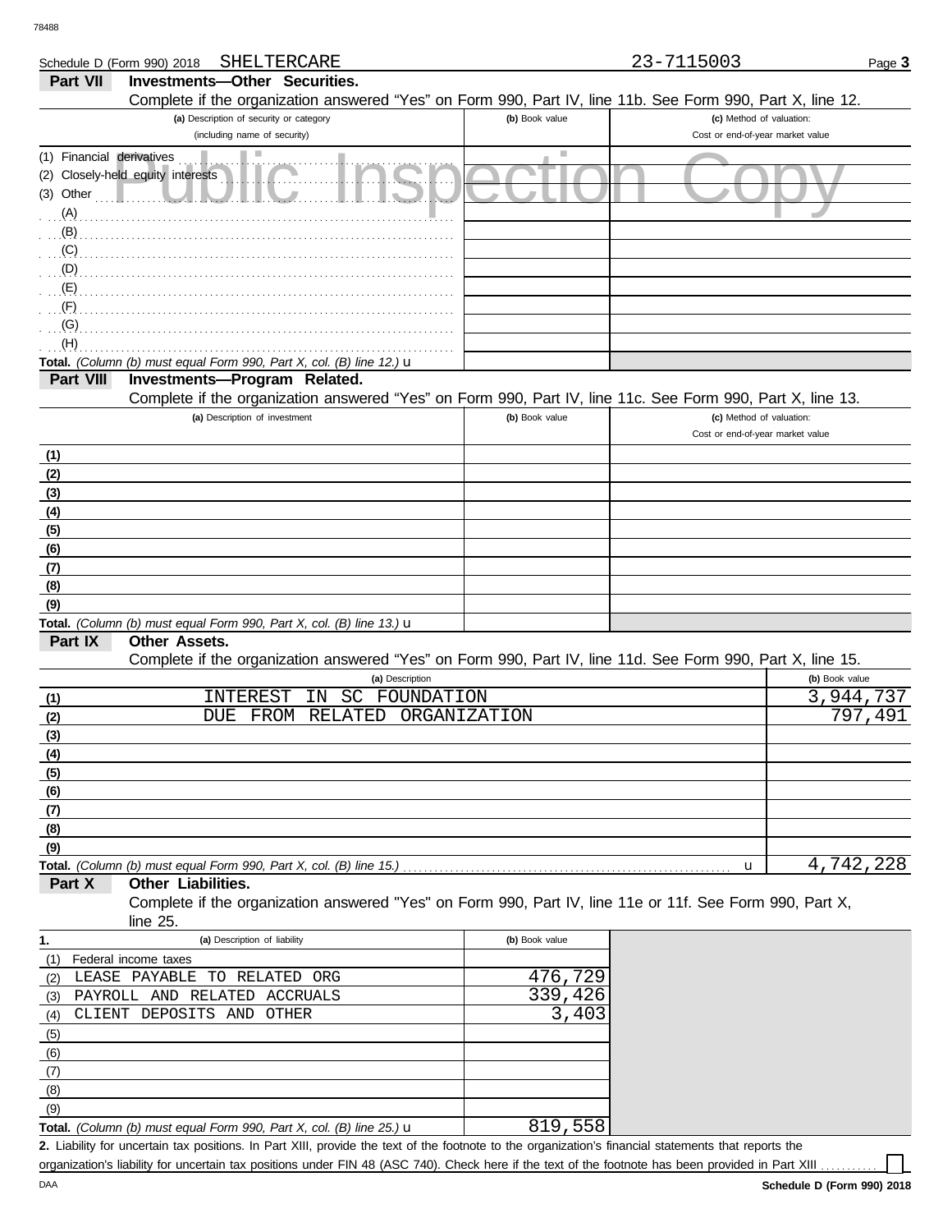Schedule D (Form 990) 2018 SHELTERCARE 23-7115003

## Part VII Investments—Other Securities.

Complete if the organization answered "Yes" on Form 990, Part IV, line 11b. See Form 990, Part X, line 12.

| (a) Description of security or category (including name of security) | (b) Book value | (c) Method of valuation: Cost or end-of-year market value |
|---|---|---|
| (1) Financial derivatives | | |
| (2) Closely-held equity interests | | |
| (3) Other | | |
| (A) | | |
| (B) | | |
| (C) | | |
| (D) | | |
| (E) | | |
| (F) | | |
| (G) | | |
| (H) | | |
| **Total.** *(Column (b) must equal Form 990, Part X, col. (B) line 12.)* u | | |

## Part VIII Investments—Program Related.

Complete if the organization answered "Yes" on Form 990, Part IV, line 11c. See Form 990, Part X, line 13.

| (a) Description of investment | (b) Book value | (c) Method of valuation: Cost or end-of-year market value |
|---|---|---|
| (1) | | |
| (2) | | |
| (3) | | |
| (4) | | |
| (5) | | |
| (6) | | |
| (7) | | |
| (8) | | |
| (9) | | |
| **Total.** *(Column (b) must equal Form 990, Part X, col. (B) line 13.)* u | | |

## Part IX Other Assets.

Complete if the organization answered "Yes" on Form 990, Part IV, line 11d. See Form 990, Part X, line 15.

| | (a) Description | (b) Book value |
|---|---|---|
| (1) | INTEREST IN SC FOUNDATION | 3,944,737 |
| (2) | DUE FROM RELATED ORGANIZATION | 797,491 |
| (3) | | |
| (4) | | |
| (5) | | |
| (6) | | |
| (7) | | |
| (8) | | |
| (9) | | |
| **Total.** *(Column (b) must equal Form 990, Part X, col. (B) line 15.)* | u | 4,742,228 |

## Part X Other Liabilities.

Complete if the organization answered "Yes" on Form 990, Part IV, line 11e or 11f. See Form 990, Part X, line 25.

| 1. (a) Description of liability | (b) Book value |
|---|---|
| (1) Federal income taxes | |
| (2) LEASE PAYABLE TO RELATED ORG | 476,729 |
| (3) PAYROLL AND RELATED ACCRUALS | 339,426 |
| (4) CLIENT DEPOSITS AND OTHER | 3,403 |
| (5) | |
| (6) | |
| (7) | |
| (8) | |
| (9) | |
| **Total.** *(Column (b) must equal Form 990, Part X, col. (B) line 25.)* u | 819,558 |

**2.** Liability for uncertain tax positions. In Part XIII, provide the text of the footnote to the organization's financial statements that reports the organization's liability for uncertain tax positions under FIN 48 (ASC 740). Check here if the text of the footnote has been provided in Part XIII ☐

DAA **Schedule D (Form 990) 2018**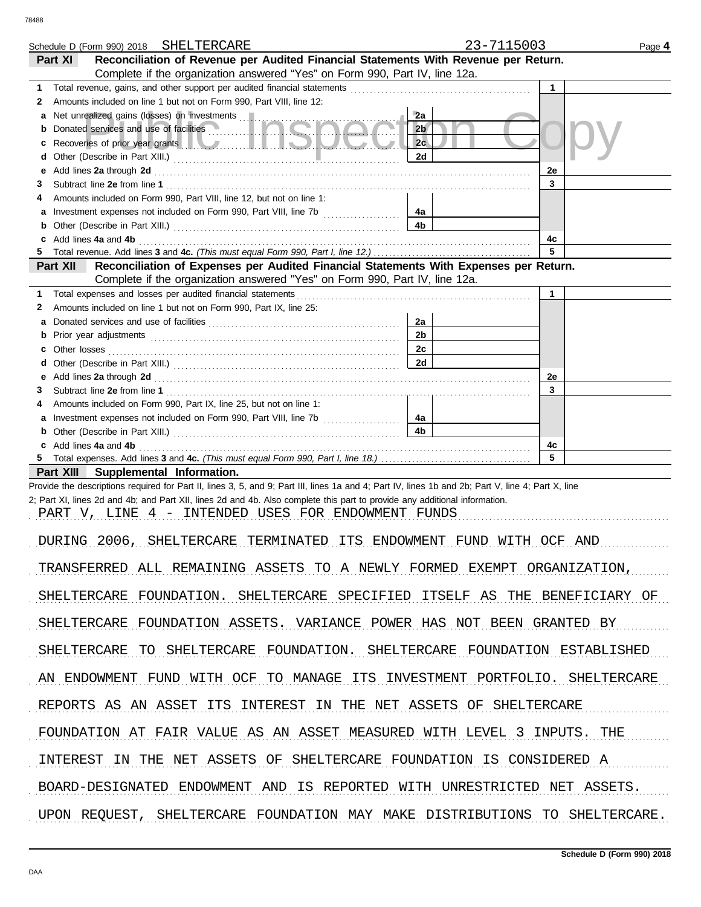Schedule D (Form 990) 2018 SHELTERCARE 23-7115003 Page **4**

## Part XI Reconciliation of Revenue per Audited Financial Statements With Revenue per Return.

Complete if the organization answered "Yes" on Form 990, Part IV, line 12a.

| | | | | | |
|---|---|---|---|---|---|
| 1 | Total revenue, gains, and other support per audited financial statements | | | 1 | |
| 2 | Amounts included on line 1 but not on Form 990, Part VIII, line 12: | | | | |
| a | Net unrealized gains (losses) on investments | 2a | | | |
| b | Donated services and use of facilities | 2b | | | |
| c | Recoveries of prior year grants | 2c | | | |
| d | Other (Describe in Part XIII.) | 2d | | | |
| e | Add lines **2a** through **2d** | | | 2e | |
| 3 | Subtract line **2e** from line **1** | | | 3 | |
| 4 | Amounts included on Form 990, Part VIII, line 12, but not on line 1: | | | | |
| a | Investment expenses not included on Form 990, Part VIII, line 7b | 4a | | | |
| b | Other (Describe in Part XIII.) | 4b | | | |
| c | Add lines **4a** and **4b** | | | 4c | |
| 5 | Total revenue. Add lines **3** and **4c.** *(This must equal Form 990, Part I, line 12.)* | | | 5 | |

## Part XII Reconciliation of Expenses per Audited Financial Statements With Expenses per Return.

Complete if the organization answered "Yes" on Form 990, Part IV, line 12a.

| | | | | | |
|---|---|---|---|---|---|
| 1 | Total expenses and losses per audited financial statements | | | 1 | |
| 2 | Amounts included on line 1 but not on Form 990, Part IX, line 25: | | | | |
| a | Donated services and use of facilities | 2a | | | |
| b | Prior year adjustments | 2b | | | |
| c | Other losses | 2c | | | |
| d | Other (Describe in Part XIII.) | 2d | | | |
| e | Add lines **2a** through **2d** | | | 2e | |
| 3 | Subtract line **2e** from line **1** | | | 3 | |
| 4 | Amounts included on Form 990, Part IX, line 25, but not on line 1: | | | | |
| a | Investment expenses not included on Form 990, Part VIII, line 7b | 4a | | | |
| b | Other (Describe in Part XIII.) | 4b | | | |
| c | Add lines **4a** and **4b** | | | 4c | |
| 5 | Total expenses. Add lines **3** and **4c.** *(This must equal Form 990, Part I, line 18.)* | | | 5 | |

## Part XIII Supplemental Information.

Provide the descriptions required for Part II, lines 3, 5, and 9; Part III, lines 1a and 4; Part IV, lines 1b and 2b; Part V, line 4; Part X, line 2; Part XI, lines 2d and 4b; and Part XII, lines 2d and 4b. Also complete this part to provide any additional information.

PART V, LINE 4 - INTENDED USES FOR ENDOWMENT FUNDS

DURING 2006, SHELTERCARE TERMINATED ITS ENDOWMENT FUND WITH OCF AND TRANSFERRED ALL REMAINING ASSETS TO A NEWLY FORMED EXEMPT ORGANIZATION, SHELTERCARE FOUNDATION. SHELTERCARE SPECIFIED ITSELF AS THE BENEFICIARY OF SHELTERCARE FOUNDATION ASSETS. VARIANCE POWER HAS NOT BEEN GRANTED BY SHELTERCARE TO SHELTERCARE FOUNDATION. SHELTERCARE FOUNDATION ESTABLISHED AN ENDOWMENT FUND WITH OCF TO MANAGE ITS INVESTMENT PORTFOLIO. SHELTERCARE REPORTS AS AN ASSET ITS INTEREST IN THE NET ASSETS OF SHELTERCARE FOUNDATION AT FAIR VALUE AS AN ASSET MEASURED WITH LEVEL 3 INPUTS. THE INTEREST IN THE NET ASSETS OF SHELTERCARE FOUNDATION IS CONSIDERED A BOARD-DESIGNATED ENDOWMENT AND IS REPORTED WITH UNRESTRICTED NET ASSETS. UPON REQUEST, SHELTERCARE FOUNDATION MAY MAKE DISTRIBUTIONS TO SHELTERCARE.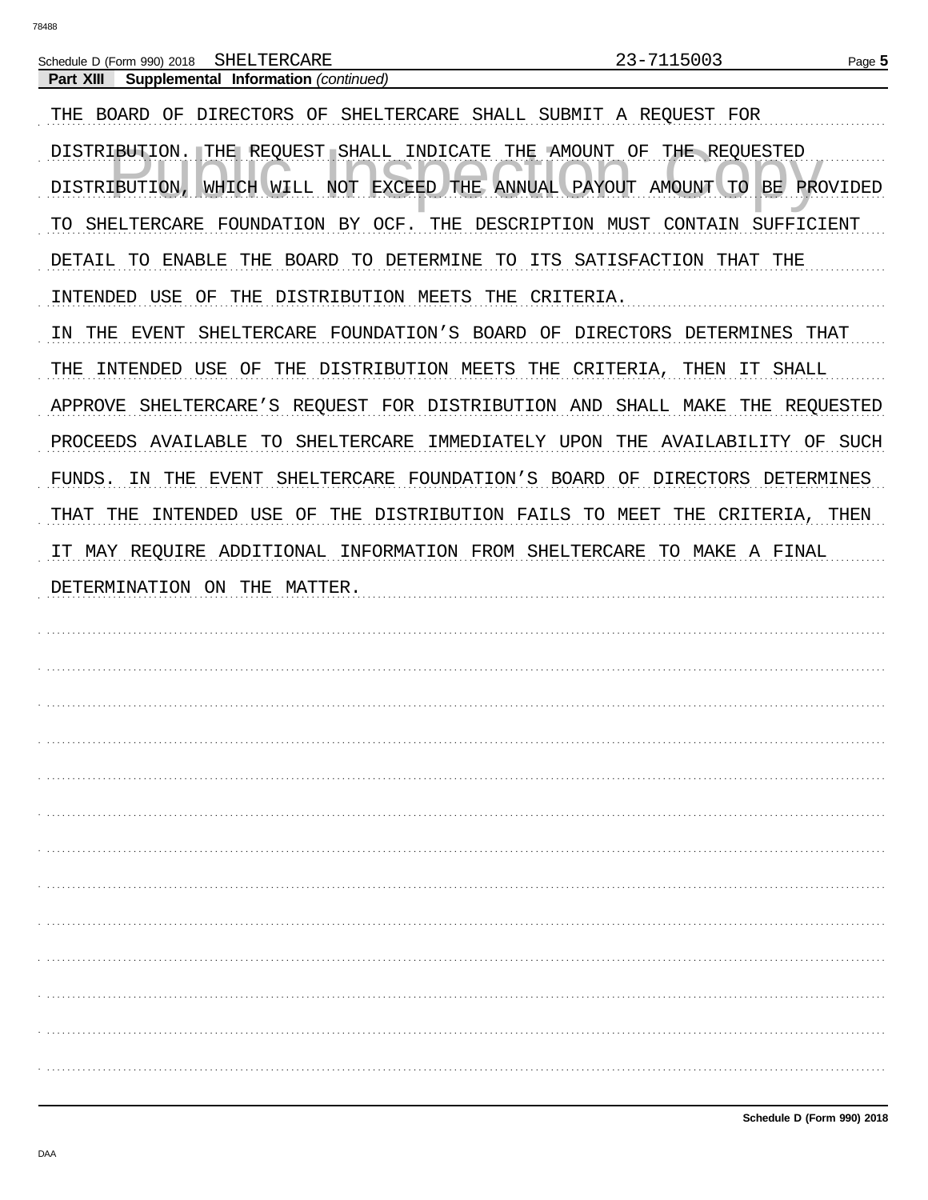Schedule D (Form 990) 2018 SHELTERCARE 23-7115003

**Part XIII Supplemental Information** *(continued)*

THE BOARD OF DIRECTORS OF SHELTERCARE SHALL SUBMIT A REQUEST FOR DISTRIBUTION. THE REQUEST SHALL INDICATE THE AMOUNT OF THE REQUESTED DISTRIBUTION, WHICH WILL NOT EXCEED THE ANNUAL PAYOUT AMOUNT TO BE PROVIDED TO SHELTERCARE FOUNDATION BY OCF. THE DESCRIPTION MUST CONTAIN SUFFICIENT DETAIL TO ENABLE THE BOARD TO DETERMINE TO ITS SATISFACTION THAT THE INTENDED USE OF THE DISTRIBUTION MEETS THE CRITERIA.

IN THE EVENT SHELTERCARE FOUNDATION'S BOARD OF DIRECTORS DETERMINES THAT THE INTENDED USE OF THE DISTRIBUTION MEETS THE CRITERIA, THEN IT SHALL APPROVE SHELTERCARE'S REQUEST FOR DISTRIBUTION AND SHALL MAKE THE REQUESTED PROCEEDS AVAILABLE TO SHELTERCARE IMMEDIATELY UPON THE AVAILABILITY OF SUCH FUNDS. IN THE EVENT SHELTERCARE FOUNDATION'S BOARD OF DIRECTORS DETERMINES THAT THE INTENDED USE OF THE DISTRIBUTION FAILS TO MEET THE CRITERIA, THEN IT MAY REQUIRE ADDITIONAL INFORMATION FROM SHELTERCARE TO MAKE A FINAL DETERMINATION ON THE MATTER.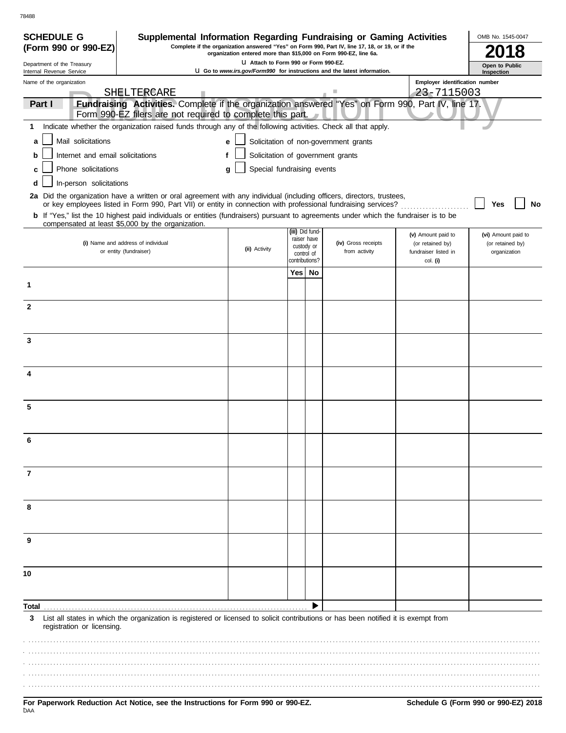78488

**SCHEDULE G (Form 990 or 990-EZ)**

Department of the Treasury
Internal Revenue Service

# Supplemental Information Regarding Fundraising or Gaming Activities

**Complete if the organization answered "Yes" on Form 990, Part IV, line 17, 18, or 19, or if the organization entered more than $15,000 on Form 990-EZ, line 6a.**

u **Attach to Form 990 or Form 990-EZ.**

u **Go to *www.irs.gov/Form990* for instructions and the latest information.**

OMB No. 1545-0047

**2018**

**Open to Public Inspection**

Name of the organization: SHELTERCARE

Employer identification number: 23-7115003

**Part I** **Fundraising Activities.** Complete if the organization answered "Yes" on Form 990, Part IV, line 17. Form 990-EZ filers are not required to complete this part.

**1** Indicate whether the organization raised funds through any of the following activities. Check all that apply.

- **a** ☐ Mail solicitations
- **b** ☐ Internet and email solicitations
- **c** ☐ Phone solicitations
- **d** ☐ In-person solicitations
- **e** ☐ Solicitation of non-government grants
- **f** ☐ Solicitation of government grants
- **g** ☐ Special fundraising events

**2a** Did the organization have a written or oral agreement with any individual (including officers, directors, trustees, or key employees listed in Form 990, Part VII) or entity in connection with professional fundraising services? ☐ **Yes** ☐ **No**

**b** If "Yes," list the 10 highest paid individuals or entities (fundraisers) pursuant to agreements under which the fundraiser is to be compensated at least $5,000 by the organization.

| | (i) Name and address of individual or entity (fundraiser) | (ii) Activity | (iii) Did fund-raiser have custody or control of contributions? Yes | No | (iv) Gross receipts from activity | (v) Amount paid to (or retained by) fundraiser listed in col. (i) | (vi) Amount paid to (or retained by) organization |
|---|---|---|---|---|---|---|---|
| 1 | | | | | | | |
| 2 | | | | | | | |
| 3 | | | | | | | |
| 4 | | | | | | | |
| 5 | | | | | | | |
| 6 | | | | | | | |
| 7 | | | | | | | |
| 8 | | | | | | | |
| 9 | | | | | | | |
| 10 | | | | | | | |
| **Total** | | | | ▶ | | | |

**3** List all states in which the organization is registered or licensed to solicit contributions or has been notified it is exempt from registration or licensing.

**For Paperwork Reduction Act Notice, see the Instructions for Form 990 or 990-EZ.**

**Schedule G (Form 990 or 990-EZ) 2018**

DAA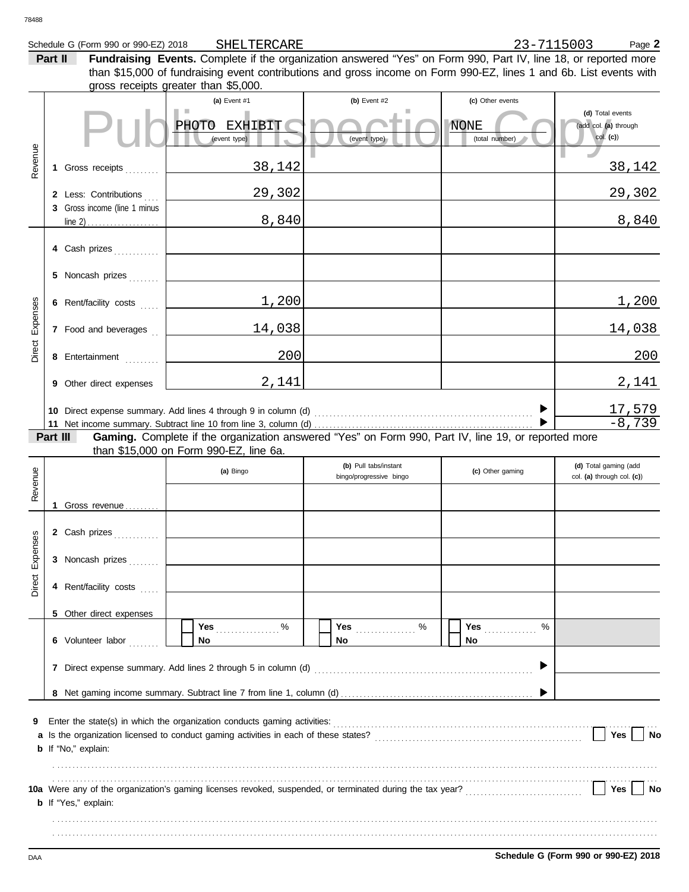Schedule G (Form 990 or 990-EZ) 2018 SHELTERCARE 23-7115003 Page **2**

**Part II** **Fundraising Events.** Complete if the organization answered "Yes" on Form 990, Part IV, line 18, or reported more than $15,000 of fundraising event contributions and gross income on Form 990-EZ, lines 1 and 6b. List events with gross receipts greater than $5,000.

| | | (a) Event #1 | (b) Event #2 | (c) Other events | (d) Total events (add col. (a) through col. (c)) |
|---|---|---|---|---|---|
| | | PHOTO EXHIBIT (event type) | (event type) | NONE (total number) | |
| Revenue | 1 Gross receipts | 38,142 | | | 38,142 |
| | 2 Less: Contributions | 29,302 | | | 29,302 |
| | 3 Gross income (line 1 minus line 2) | 8,840 | | | 8,840 |
| Direct Expenses | 4 Cash prizes | | | | |
| | 5 Noncash prizes | | | | |
| | 6 Rent/facility costs | 1,200 | | | 1,200 |
| | 7 Food and beverages | 14,038 | | | 14,038 |
| | 8 Entertainment | 200 | | | 200 |
| | 9 Other direct expenses | 2,141 | | | 2,141 |
| | 10 Direct expense summary. Add lines 4 through 9 in column (d) | | | | 17,579 |
| | 11 Net income summary. Subtract line 10 from line 3, column (d) | | | | -8,739 |

**Part III** **Gaming.** Complete if the organization answered "Yes" on Form 990, Part IV, line 19, or reported more than $15,000 on Form 990-EZ, line 6a.

| | | (a) Bingo | (b) Pull tabs/instant bingo/progressive bingo | (c) Other gaming | (d) Total gaming (add col. (a) through col. (c)) |
|---|---|---|---|---|---|
| Revenue | 1 Gross revenue | | | | |
| Direct Expenses | 2 Cash prizes | | | | |
| | 3 Noncash prizes | | | | |
| | 4 Rent/facility costs | | | | |
| | 5 Other direct expenses | | | | |
| | 6 Volunteer labor | Yes ____ % / No | Yes ____ % / No | Yes ____ % / No | |
| | 7 Direct expense summary. Add lines 2 through 5 in column (d) | | | | |
| | 8 Net gaming income summary. Subtract line 7 from line 1, column (d) | | | | |

**9** Enter the state(s) in which the organization conducts gaming activities:

**a** Is the organization licensed to conduct gaming activities in each of these states? Yes No

**b** If "No," explain:

**10a** Were any of the organization's gaming licenses revoked, suspended, or terminated during the tax year? Yes No

**b** If "Yes," explain:

**Schedule G (Form 990 or 990-EZ) 2018**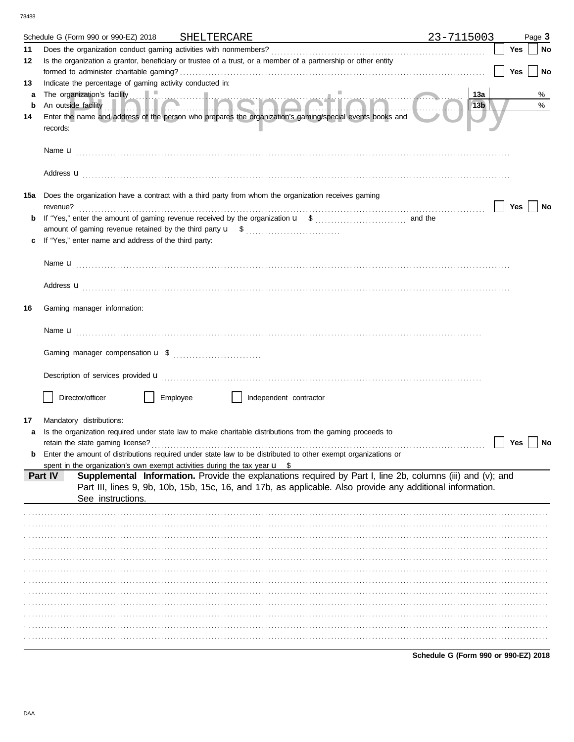Schedule G (Form 990 or 990-EZ) 2018 SHELTERCARE 23-7115003

**11** Does the organization conduct gaming activities with nonmembers? ☐ Yes ☐ No

**12** Is the organization a grantor, beneficiary or trustee of a trust, or a member of a partnership or other entity formed to administer charitable gaming? ☐ Yes ☐ No

**13** Indicate the percentage of gaming activity conducted in:

**a** The organization's facility **13a** %

**b** An outside facility **13b** %

**14** Enter the name and address of the person who prepares the organization's gaming/special events books and records:

Name u

Address u

**15a** Does the organization have a contract with a third party from whom the organization receives gaming revenue? ☐ Yes ☐ No

**b** If "Yes," enter the amount of gaming revenue received by the organization u $ and the amount of gaming revenue retained by the third party u $

**c** If "Yes," enter name and address of the third party:

Name u

Address u

**16** Gaming manager information:

Name u

Gaming manager compensation u $

Description of services provided u

☐ Director/officer ☐ Employee ☐ Independent contractor

**17** Mandatory distributions:

**a** Is the organization required under state law to make charitable distributions from the gaming proceeds to retain the state gaming license? ☐ Yes ☐ No

**b** Enter the amount of distributions required under state law to be distributed to other exempt organizations or spent in the organization's own exempt activities during the tax year u $

**Part IV** **Supplemental Information.** Provide the explanations required by Part I, line 2b, columns (iii) and (v); and Part III, lines 9, 9b, 10b, 15b, 15c, 16, and 17b, as applicable. Also provide any additional information. See instructions.

**Schedule G (Form 990 or 990-EZ) 2018**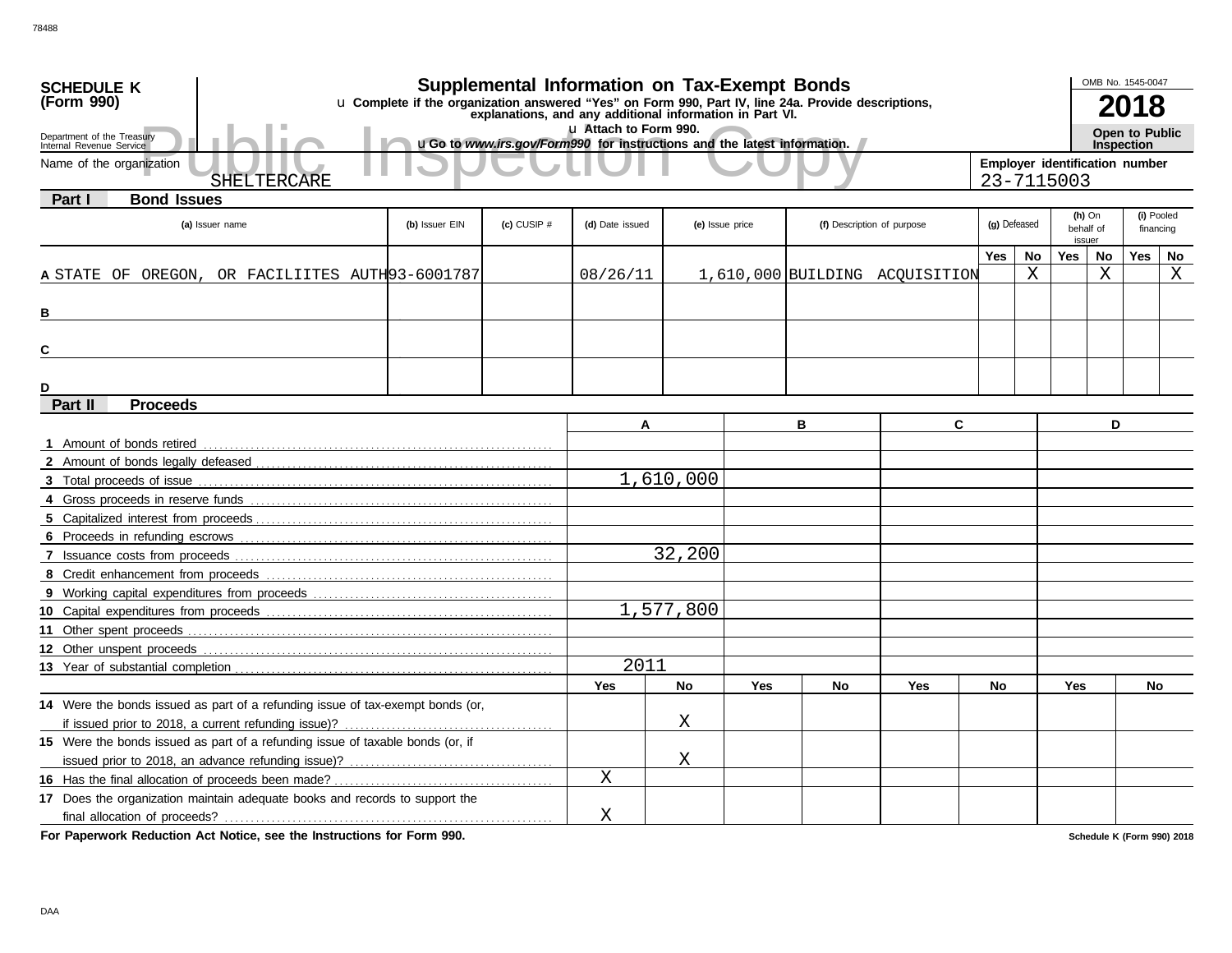**SCHEDULE K (Form 990)**

Department of the Treasury
Internal Revenue Service

# Supplemental Information on Tax-Exempt Bonds

u Complete if the organization answered "Yes" on Form 990, Part IV, line 24a. Provide descriptions, explanations, and any additional information in Part VI.

u Attach to Form 990.

u Go to *www.irs.gov/Form990* for instructions and the latest information.

OMB No. 1545-0047

**2018**

**Open to Public Inspection**

Public Inspection Copy

Name of the organization: SHELTERCARE

Employer identification number: 23-7115003

## Part I Bond Issues

| | (a) Issuer name | (b) Issuer EIN | (c) CUSIP # | (d) Date issued | (e) Issue price | (f) Description of purpose | (g) Defeased Yes | (g) Defeased No | (h) On behalf of issuer Yes | (h) On behalf of issuer No | (i) Pooled financing Yes | (i) Pooled financing No |
|---|---|---|---|---|---|---|---|---|---|---|---|---|
| A | STATE OF OREGON, OR FACILIITES AUTH | 93-6001787 | | 08/26/11 | 1,610,000 | BUILDING ACQUISITION | | X | | X | | X |
| B | | | | | | | | | | | | |
| C | | | | | | | | | | | | |
| D | | | | | | | | | | | | |

## Part II Proceeds

| | A | B | C | D |
|---|---|---|---|---|
| 1 Amount of bonds retired | | | | |
| 2 Amount of bonds legally defeased | | | | |
| 3 Total proceeds of issue | 1,610,000 | | | |
| 4 Gross proceeds in reserve funds | | | | |
| 5 Capitalized interest from proceeds | | | | |
| 6 Proceeds in refunding escrows | | | | |
| 7 Issuance costs from proceeds | 32,200 | | | |
| 8 Credit enhancement from proceeds | | | | |
| 9 Working capital expenditures from proceeds | | | | |
| 10 Capital expenditures from proceeds | 1,577,800 | | | |
| 11 Other spent proceeds | | | | |
| 12 Other unspent proceeds | | | | |
| 13 Year of substantial completion | 2011 | | | |

| | A Yes | A No | B Yes | B No | C Yes | C No | D Yes | D No |
|---|---|---|---|---|---|---|---|---|
| 14 Were the bonds issued as part of a refunding issue of tax-exempt bonds (or, if issued prior to 2018, a current refunding issue)? | | X | | | | | | |
| 15 Were the bonds issued as part of a refunding issue of taxable bonds (or, if issued prior to 2018, an advance refunding issue)? | | X | | | | | | |
| 16 Has the final allocation of proceeds been made? | X | | | | | | | |
| 17 Does the organization maintain adequate books and records to support the final allocation of proceeds? | X | | | | | | | |

**For Paperwork Reduction Act Notice, see the Instructions for Form 990.**

**Schedule K (Form 990) 2018**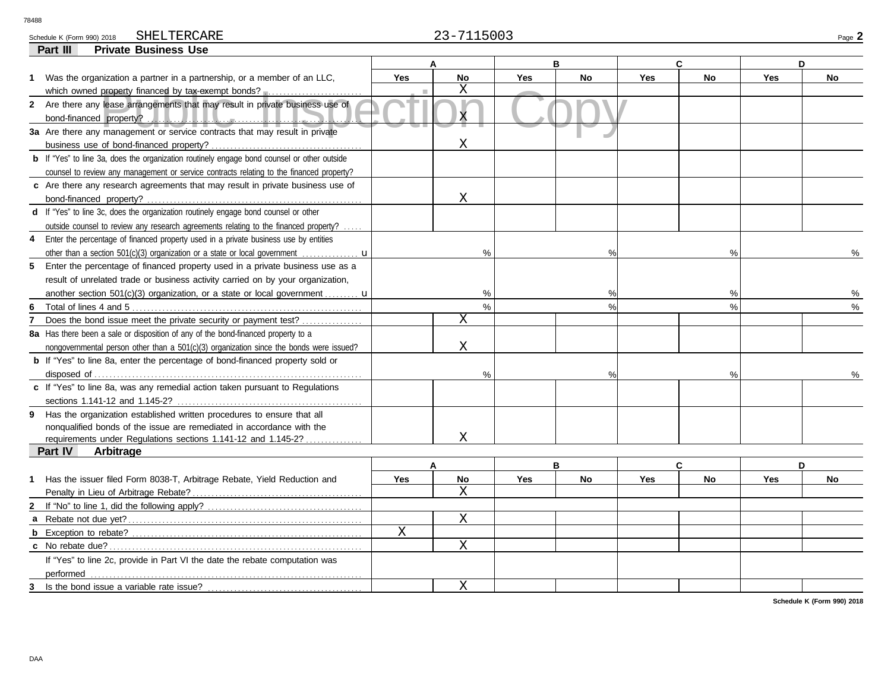Schedule K (Form 990) 2018 SHELTERCARE 23-7115003

## Part III Private Business Use

| | A | | B | | C | | D | |
|---|---|---|---|---|---|---|---|---|
| | Yes | No | Yes | No | Yes | No | Yes | No |
| **1** Was the organization a partner in a partnership, or a member of an LLC, which owned property financed by tax-exempt bonds? | | X | | | | | | |
| **2** Are there any lease arrangements that may result in private business use of bond-financed property? | | X | | | | | | |
| **3a** Are there any management or service contracts that may result in private business use of bond-financed property? | | X | | | | | | |
| **b** If "Yes" to line 3a, does the organization routinely engage bond counsel or other outside counsel to review any management or service contracts relating to the financed property? | | | | | | | | |
| **c** Are there any research agreements that may result in private business use of bond-financed property? | | X | | | | | | |
| **d** If "Yes" to line 3c, does the organization routinely engage bond counsel or other outside counsel to review any research agreements relating to the financed property? | | | | | | | | |
| **4** Enter the percentage of financed property used in a private business use by entities other than a section 501(c)(3) organization or a state or local government | % | | % | | % | | % | |
| **5** Enter the percentage of financed property used in a private business use as a result of unrelated trade or business activity carried on by your organization, another section 501(c)(3) organization, or a state or local government | % | | % | | % | | % | |
| **6** Total of lines 4 and 5 | % | | % | | % | | % | |
| **7** Does the bond issue meet the private security or payment test? | | X | | | | | | |
| **8a** Has there been a sale or disposition of any of the bond-financed property to a nongovernmental person other than a 501(c)(3) organization since the bonds were issued? | | X | | | | | | |
| **b** If "Yes" to line 8a, enter the percentage of bond-financed property sold or disposed of | % | | % | | % | | % | |
| **c** If "Yes" to line 8a, was any remedial action taken pursuant to Regulations sections 1.141-12 and 1.145-2? | | | | | | | | |
| **9** Has the organization established written procedures to ensure that all nonqualified bonds of the issue are remediated in accordance with the requirements under Regulations sections 1.141-12 and 1.145-2? | | X | | | | | | |

## Part IV Arbitrage

| | A | | B | | C | | D | |
|---|---|---|---|---|---|---|---|---|
| | Yes | No | Yes | No | Yes | No | Yes | No |
| **1** Has the issuer filed Form 8038-T, Arbitrage Rebate, Yield Reduction and Penalty in Lieu of Arbitrage Rebate? | | X | | | | | | |
| **2** If "No" to line 1, did the following apply? | | | | | | | | |
| **a** Rebate not due yet? | | X | | | | | | |
| **b** Exception to rebate? | X | | | | | | | |
| **c** No rebate due? | | X | | | | | | |
| If "Yes" to line 2c, provide in Part VI the date the rebate computation was performed | | | | | | | | |
| **3** Is the bond issue a variable rate issue? | | X | | | | | | |

Schedule K (Form 990) 2018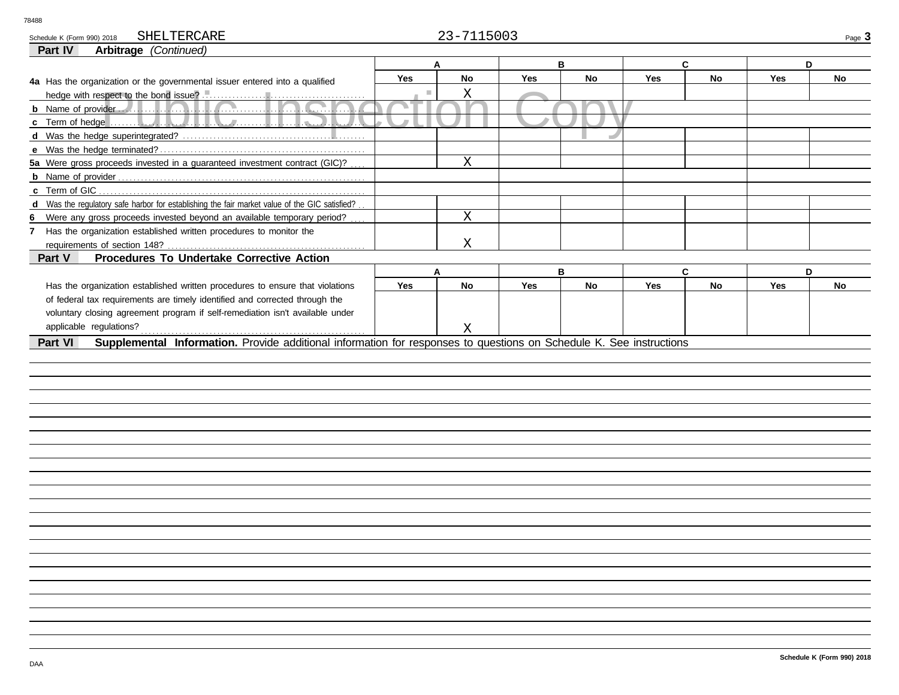Schedule K (Form 990) 2018 SHELTERCARE 23-7115003

## Part IV Arbitrage *(Continued)*

| | A | | B | | C | | D | |
|---|---|---|---|---|---|---|---|---|
| | Yes | No | Yes | No | Yes | No | Yes | No |
| **4a** Has the organization or the governmental issuer entered into a qualified hedge with respect to the bond issue? | | X | | | | | | |
| **b** Name of provider | | | | | | | | |
| **c** Term of hedge | | | | | | | | |
| **d** Was the hedge superintegrated? | | | | | | | | |
| **e** Was the hedge terminated? | | | | | | | | |
| **5a** Were gross proceeds invested in a guaranteed investment contract (GIC)? | | X | | | | | | |
| **b** Name of provider | | | | | | | | |
| **c** Term of GIC | | | | | | | | |
| **d** Was the regulatory safe harbor for establishing the fair market value of the GIC satisfied? | | | | | | | | |
| **6** Were any gross proceeds invested beyond an available temporary period? | | X | | | | | | |
| **7** Has the organization established written procedures to monitor the requirements of section 148? | | X | | | | | | |

## Part V Procedures To Undertake Corrective Action

| | A | | B | | C | | D | |
|---|---|---|---|---|---|---|---|---|
| | Yes | No | Yes | No | Yes | No | Yes | No |
| Has the organization established written procedures to ensure that violations of federal tax requirements are timely identified and corrected through the voluntary closing agreement program if self-remediation isn't available under applicable regulations? | | X | | | | | | |

## Part VI Supplemental Information. Provide additional information for responses to questions on Schedule K. See instructions

Schedule K (Form 990) 2018

DAA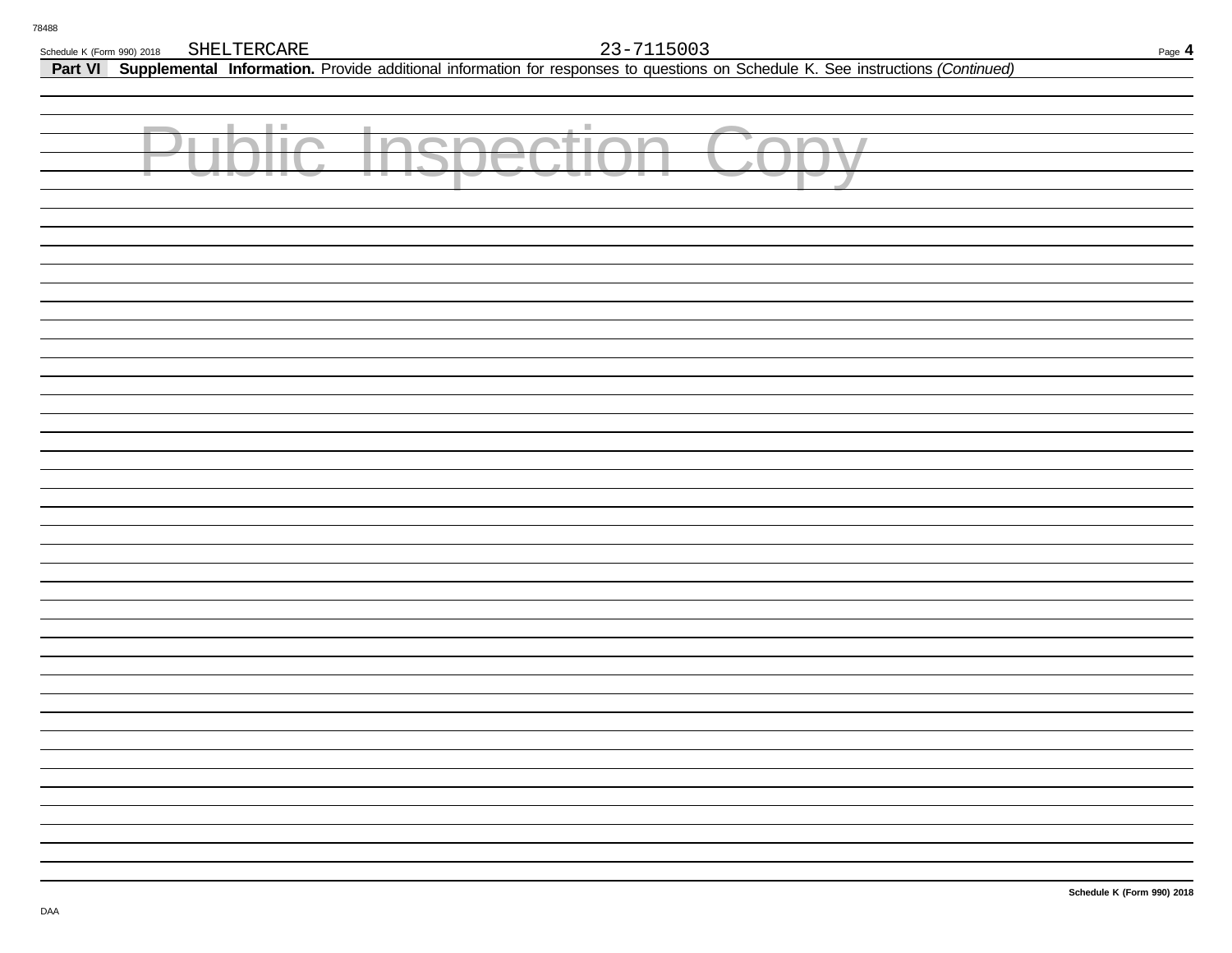Schedule K (Form 990) 2018 SHELTERCARE 23-7115003

**Part VI** **Supplemental Information.** Provide additional information for responses to questions on Schedule K. See instructions *(Continued)*

Public Inspection Copy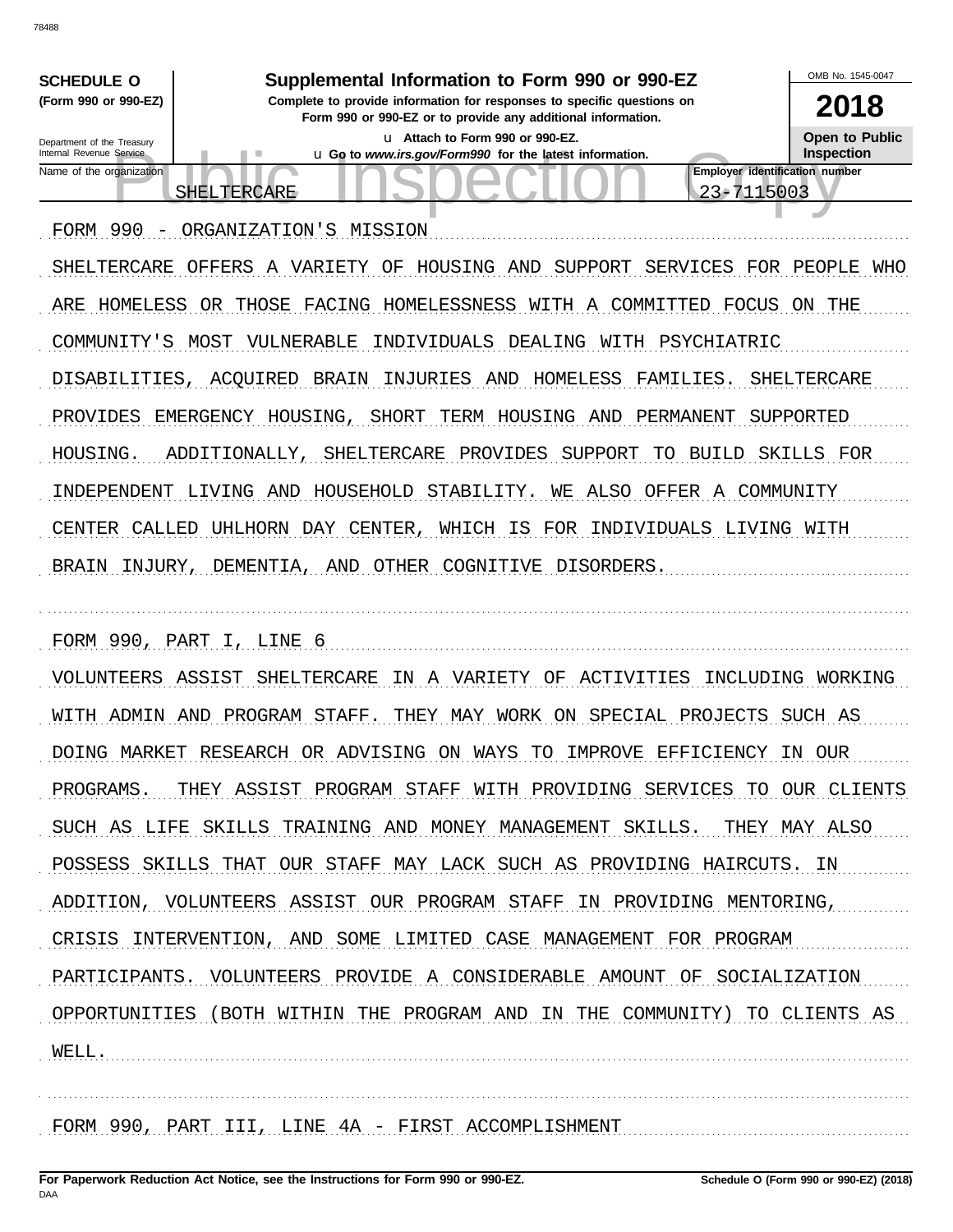**SCHEDULE O** (Form 990 or 990-EZ)

Department of the Treasury
Internal Revenue Service

# Supplemental Information to Form 990 or 990-EZ

**Complete to provide information for responses to specific questions on Form 990 or 990-EZ or to provide any additional information.**

u Attach to Form 990 or 990-EZ.

u Go to *www.irs.gov/Form990* for the latest information.

OMB No. 1545-0047

**2018**

**Open to Public Inspection**

| Name of the organization | Employer identification number |
|---|---|
| SHELTERCARE | 23-7115003 |

FORM 990 - ORGANIZATION'S MISSION

SHELTERCARE OFFERS A VARIETY OF HOUSING AND SUPPORT SERVICES FOR PEOPLE WHO ARE HOMELESS OR THOSE FACING HOMELESSNESS WITH A COMMITTED FOCUS ON THE COMMUNITY'S MOST VULNERABLE INDIVIDUALS DEALING WITH PSYCHIATRIC DISABILITIES, ACQUIRED BRAIN INJURIES AND HOMELESS FAMILIES. SHELTERCARE PROVIDES EMERGENCY HOUSING, SHORT TERM HOUSING AND PERMANENT SUPPORTED HOUSING. ADDITIONALLY, SHELTERCARE PROVIDES SUPPORT TO BUILD SKILLS FOR INDEPENDENT LIVING AND HOUSEHOLD STABILITY. WE ALSO OFFER A COMMUNITY CENTER CALLED UHLHORN DAY CENTER, WHICH IS FOR INDIVIDUALS LIVING WITH BRAIN INJURY, DEMENTIA, AND OTHER COGNITIVE DISORDERS.

FORM 990, PART I, LINE 6

VOLUNTEERS ASSIST SHELTERCARE IN A VARIETY OF ACTIVITIES INCLUDING WORKING WITH ADMIN AND PROGRAM STAFF. THEY MAY WORK ON SPECIAL PROJECTS SUCH AS DOING MARKET RESEARCH OR ADVISING ON WAYS TO IMPROVE EFFICIENCY IN OUR PROGRAMS. THEY ASSIST PROGRAM STAFF WITH PROVIDING SERVICES TO OUR CLIENTS SUCH AS LIFE SKILLS TRAINING AND MONEY MANAGEMENT SKILLS. THEY MAY ALSO POSSESS SKILLS THAT OUR STAFF MAY LACK SUCH AS PROVIDING HAIRCUTS. IN ADDITION, VOLUNTEERS ASSIST OUR PROGRAM STAFF IN PROVIDING MENTORING, CRISIS INTERVENTION, AND SOME LIMITED CASE MANAGEMENT FOR PROGRAM PARTICIPANTS. VOLUNTEERS PROVIDE A CONSIDERABLE AMOUNT OF SOCIALIZATION OPPORTUNITIES (BOTH WITHIN THE PROGRAM AND IN THE COMMUNITY) TO CLIENTS AS WELL.

FORM 990, PART III, LINE 4A - FIRST ACCOMPLISHMENT

**For Paperwork Reduction Act Notice, see the Instructions for Form 990 or 990-EZ.** **Schedule O (Form 990 or 990-EZ) (2018)**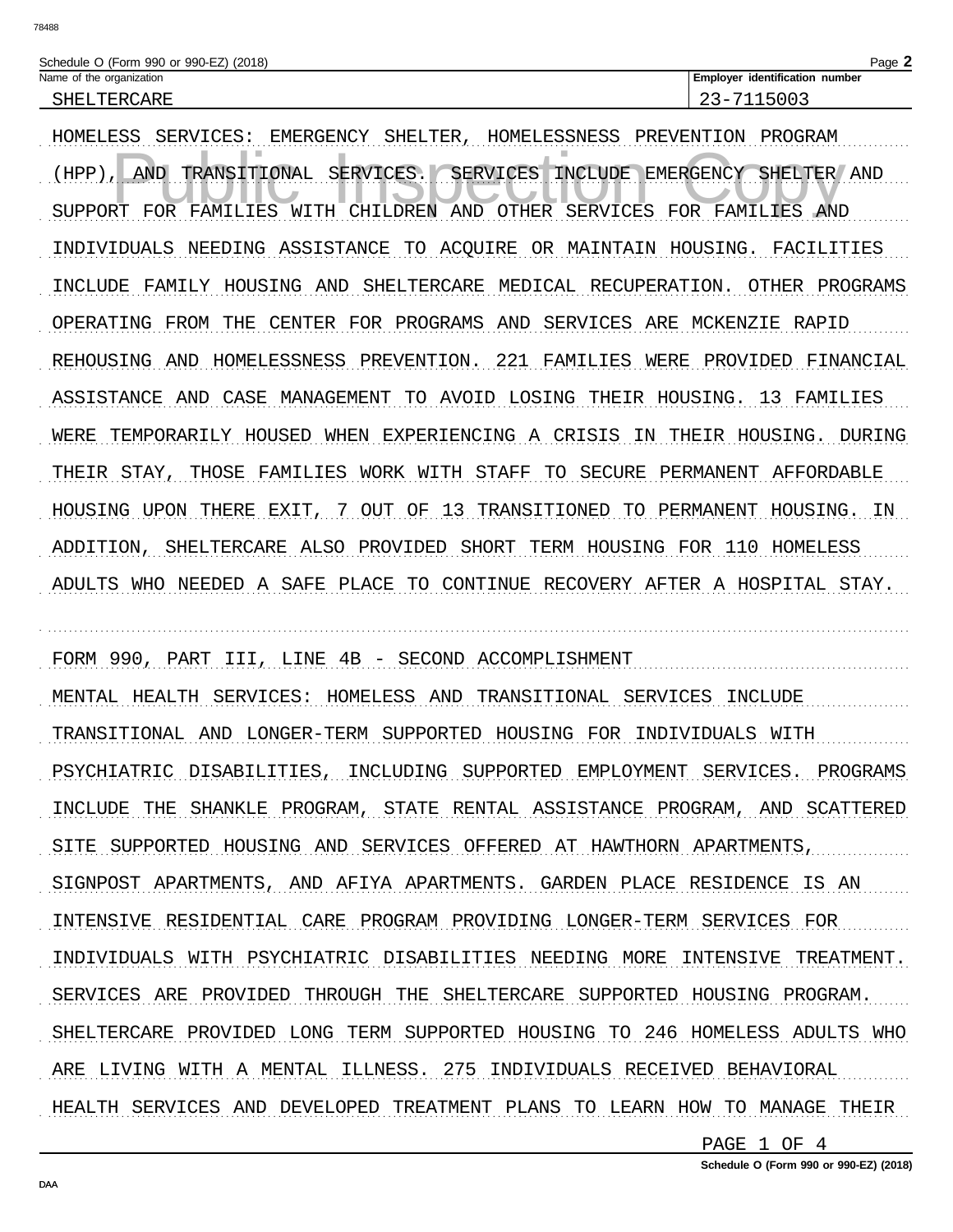Schedule O (Form 990 or 990-EZ) (2018)

| Name of the organization | Employer identification number |
|---|---|
| SHELTERCARE | 23-7115003 |

HOMELESS SERVICES: EMERGENCY SHELTER, HOMELESSNESS PREVENTION PROGRAM (HPP), AND TRANSITIONAL SERVICES. SERVICES INCLUDE EMERGENCY SHELTER AND SUPPORT FOR FAMILIES WITH CHILDREN AND OTHER SERVICES FOR FAMILIES AND INDIVIDUALS NEEDING ASSISTANCE TO ACQUIRE OR MAINTAIN HOUSING. FACILITIES INCLUDE FAMILY HOUSING AND SHELTERCARE MEDICAL RECUPERATION. OTHER PROGRAMS OPERATING FROM THE CENTER FOR PROGRAMS AND SERVICES ARE MCKENZIE RAPID REHOUSING AND HOMELESSNESS PREVENTION. 221 FAMILIES WERE PROVIDED FINANCIAL ASSISTANCE AND CASE MANAGEMENT TO AVOID LOSING THEIR HOUSING. 13 FAMILIES WERE TEMPORARILY HOUSED WHEN EXPERIENCING A CRISIS IN THEIR HOUSING. DURING THEIR STAY, THOSE FAMILIES WORK WITH STAFF TO SECURE PERMANENT AFFORDABLE HOUSING UPON THERE EXIT, 7 OUT OF 13 TRANSITIONED TO PERMANENT HOUSING. IN ADDITION, SHELTERCARE ALSO PROVIDED SHORT TERM HOUSING FOR 110 HOMELESS ADULTS WHO NEEDED A SAFE PLACE TO CONTINUE RECOVERY AFTER A HOSPITAL STAY.

FORM 990, PART III, LINE 4B - SECOND ACCOMPLISHMENT

MENTAL HEALTH SERVICES: HOMELESS AND TRANSITIONAL SERVICES INCLUDE TRANSITIONAL AND LONGER-TERM SUPPORTED HOUSING FOR INDIVIDUALS WITH PSYCHIATRIC DISABILITIES, INCLUDING SUPPORTED EMPLOYMENT SERVICES. PROGRAMS INCLUDE THE SHANKLE PROGRAM, STATE RENTAL ASSISTANCE PROGRAM, AND SCATTERED SITE SUPPORTED HOUSING AND SERVICES OFFERED AT HAWTHORN APARTMENTS, SIGNPOST APARTMENTS, AND AFIYA APARTMENTS. GARDEN PLACE RESIDENCE IS AN INTENSIVE RESIDENTIAL CARE PROGRAM PROVIDING LONGER-TERM SERVICES FOR INDIVIDUALS WITH PSYCHIATRIC DISABILITIES NEEDING MORE INTENSIVE TREATMENT. SERVICES ARE PROVIDED THROUGH THE SHELTERCARE SUPPORTED HOUSING PROGRAM. SHELTERCARE PROVIDED LONG TERM SUPPORTED HOUSING TO 246 HOMELESS ADULTS WHO ARE LIVING WITH A MENTAL ILLNESS. 275 INDIVIDUALS RECEIVED BEHAVIORAL HEALTH SERVICES AND DEVELOPED TREATMENT PLANS TO LEARN HOW TO MANAGE THEIR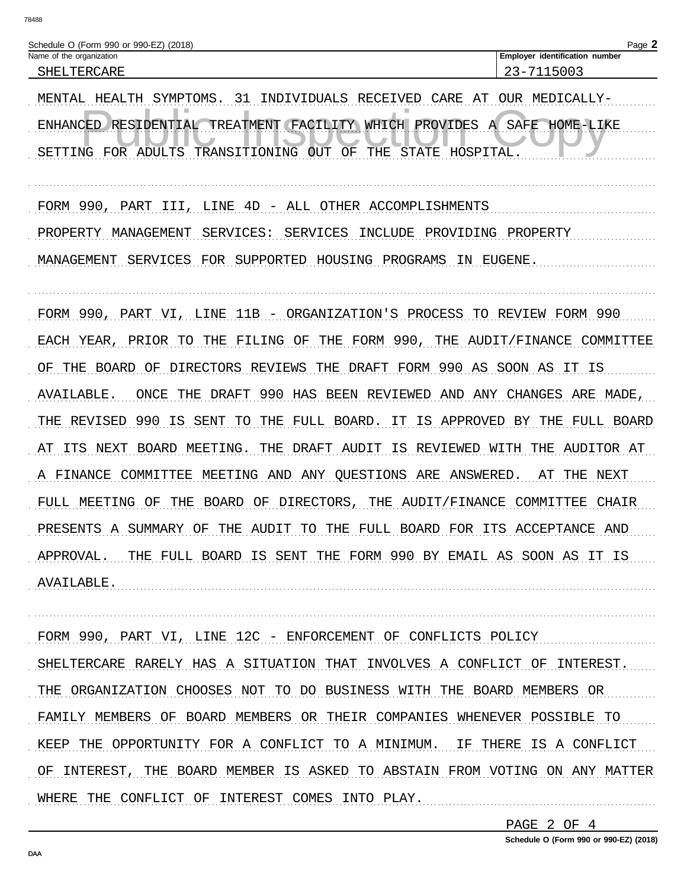Schedule O (Form 990 or 990-EZ) (2018)

| Name of the organization | Employer identification number |
| --- | --- |
| SHELTERCARE | 23-7115003 |

MENTAL HEALTH SYMPTOMS. 31 INDIVIDUALS RECEIVED CARE AT OUR MEDICALLY-ENHANCED RESIDENTIAL TREATMENT FACILITY WHICH PROVIDES A SAFE HOME-LIKE SETTING FOR ADULTS TRANSITIONING OUT OF THE STATE HOSPITAL.

FORM 990, PART III, LINE 4D - ALL OTHER ACCOMPLISHMENTS

PROPERTY MANAGEMENT SERVICES: SERVICES INCLUDE PROVIDING PROPERTY MANAGEMENT SERVICES FOR SUPPORTED HOUSING PROGRAMS IN EUGENE.

FORM 990, PART VI, LINE 11B - ORGANIZATION'S PROCESS TO REVIEW FORM 990

EACH YEAR, PRIOR TO THE FILING OF THE FORM 990, THE AUDIT/FINANCE COMMITTEE OF THE BOARD OF DIRECTORS REVIEWS THE DRAFT FORM 990 AS SOON AS IT IS AVAILABLE. ONCE THE DRAFT 990 HAS BEEN REVIEWED AND ANY CHANGES ARE MADE, THE REVISED 990 IS SENT TO THE FULL BOARD. IT IS APPROVED BY THE FULL BOARD AT ITS NEXT BOARD MEETING. THE DRAFT AUDIT IS REVIEWED WITH THE AUDITOR AT A FINANCE COMMITTEE MEETING AND ANY QUESTIONS ARE ANSWERED. AT THE NEXT FULL MEETING OF THE BOARD OF DIRECTORS, THE AUDIT/FINANCE COMMITTEE CHAIR PRESENTS A SUMMARY OF THE AUDIT TO THE FULL BOARD FOR ITS ACCEPTANCE AND APPROVAL. THE FULL BOARD IS SENT THE FORM 990 BY EMAIL AS SOON AS IT IS AVAILABLE.

FORM 990, PART VI, LINE 12C - ENFORCEMENT OF CONFLICTS POLICY

SHELTERCARE RARELY HAS A SITUATION THAT INVOLVES A CONFLICT OF INTEREST. THE ORGANIZATION CHOOSES NOT TO DO BUSINESS WITH THE BOARD MEMBERS OR FAMILY MEMBERS OF BOARD MEMBERS OR THEIR COMPANIES WHENEVER POSSIBLE TO KEEP THE OPPORTUNITY FOR A CONFLICT TO A MINIMUM. IF THERE IS A CONFLICT OF INTEREST, THE BOARD MEMBER IS ASKED TO ABSTAIN FROM VOTING ON ANY MATTER WHERE THE CONFLICT OF INTEREST COMES INTO PLAY.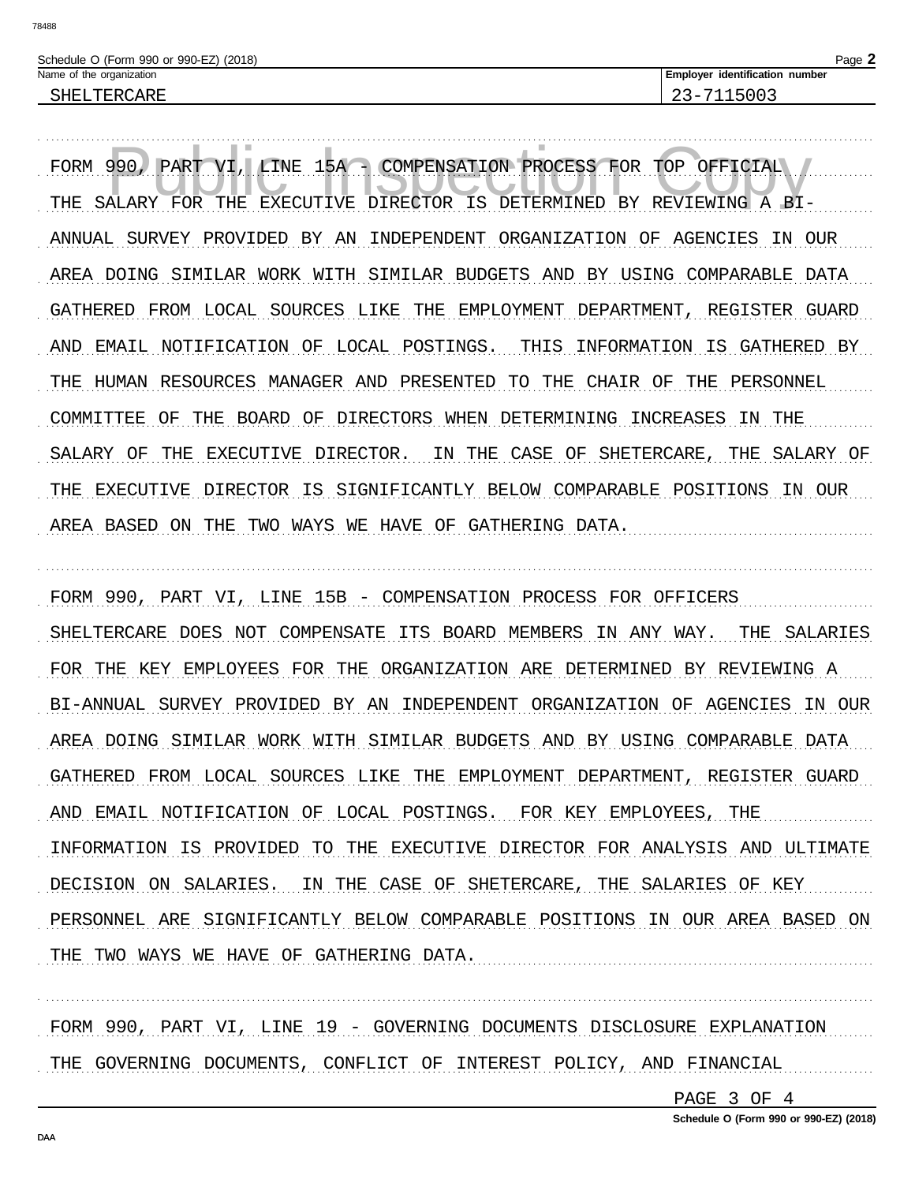Schedule O (Form 990 or 990-EZ) (2018)

| Name of the organization | Employer identification number |
|---|---|
| SHELTERCARE | 23-7115003 |

FORM 990, PART VI, LINE 15A - COMPENSATION PROCESS FOR TOP OFFICIAL

THE SALARY FOR THE EXECUTIVE DIRECTOR IS DETERMINED BY REVIEWING A BI-ANNUAL SURVEY PROVIDED BY AN INDEPENDENT ORGANIZATION OF AGENCIES IN OUR AREA DOING SIMILAR WORK WITH SIMILAR BUDGETS AND BY USING COMPARABLE DATA GATHERED FROM LOCAL SOURCES LIKE THE EMPLOYMENT DEPARTMENT, REGISTER GUARD AND EMAIL NOTIFICATION OF LOCAL POSTINGS. THIS INFORMATION IS GATHERED BY THE HUMAN RESOURCES MANAGER AND PRESENTED TO THE CHAIR OF THE PERSONNEL COMMITTEE OF THE BOARD OF DIRECTORS WHEN DETERMINING INCREASES IN THE SALARY OF THE EXECUTIVE DIRECTOR. IN THE CASE OF SHETERCARE, THE SALARY OF THE EXECUTIVE DIRECTOR IS SIGNIFICANTLY BELOW COMPARABLE POSITIONS IN OUR AREA BASED ON THE TWO WAYS WE HAVE OF GATHERING DATA.

FORM 990, PART VI, LINE 15B - COMPENSATION PROCESS FOR OFFICERS

SHELTERCARE DOES NOT COMPENSATE ITS BOARD MEMBERS IN ANY WAY. THE SALARIES FOR THE KEY EMPLOYEES FOR THE ORGANIZATION ARE DETERMINED BY REVIEWING A BI-ANNUAL SURVEY PROVIDED BY AN INDEPENDENT ORGANIZATION OF AGENCIES IN OUR AREA DOING SIMILAR WORK WITH SIMILAR BUDGETS AND BY USING COMPARABLE DATA GATHERED FROM LOCAL SOURCES LIKE THE EMPLOYMENT DEPARTMENT, REGISTER GUARD AND EMAIL NOTIFICATION OF LOCAL POSTINGS. FOR KEY EMPLOYEES, THE INFORMATION IS PROVIDED TO THE EXECUTIVE DIRECTOR FOR ANALYSIS AND ULTIMATE DECISION ON SALARIES. IN THE CASE OF SHETERCARE, THE SALARIES OF KEY PERSONNEL ARE SIGNIFICANTLY BELOW COMPARABLE POSITIONS IN OUR AREA BASED ON THE TWO WAYS WE HAVE OF GATHERING DATA.

FORM 990, PART VI, LINE 19 - GOVERNING DOCUMENTS DISCLOSURE EXPLANATION

THE GOVERNING DOCUMENTS, CONFLICT OF INTEREST POLICY, AND FINANCIAL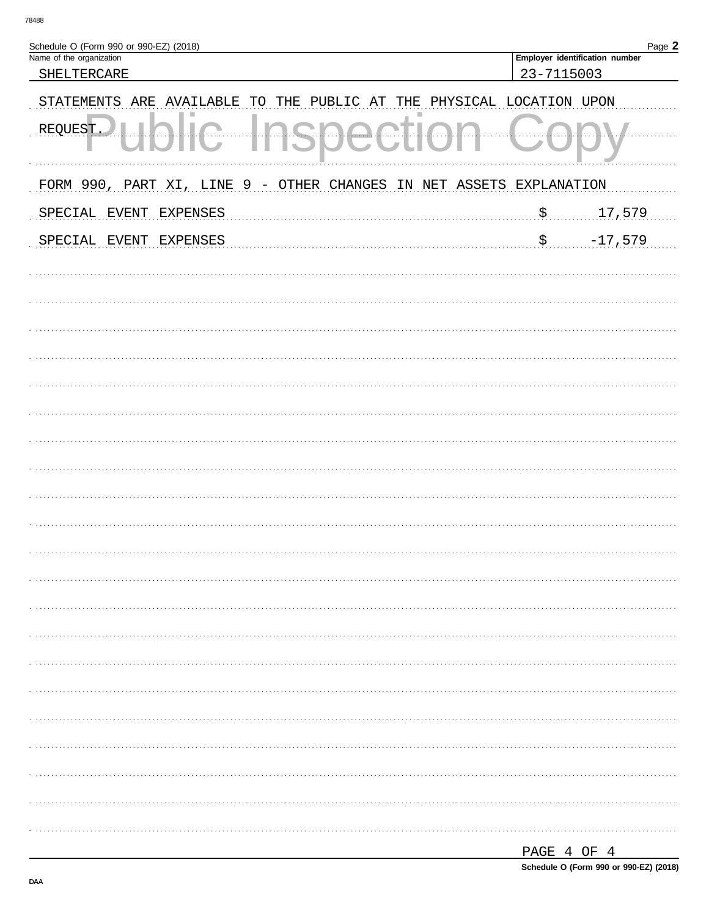Schedule O (Form 990 or 990-EZ) (2018)

| Name of the organization | Employer identification number |
| --- | --- |
| SHELTERCARE | 23-7115003 |

STATEMENTS ARE AVAILABLE TO THE PUBLIC AT THE PHYSICAL LOCATION UPON REQUEST.

FORM 990, PART XI, LINE 9 - OTHER CHANGES IN NET ASSETS EXPLANATION

| | |
| --- | --- |
| SPECIAL EVENT EXPENSES | $ 17,579 |
| SPECIAL EVENT EXPENSES | $ -17,579 |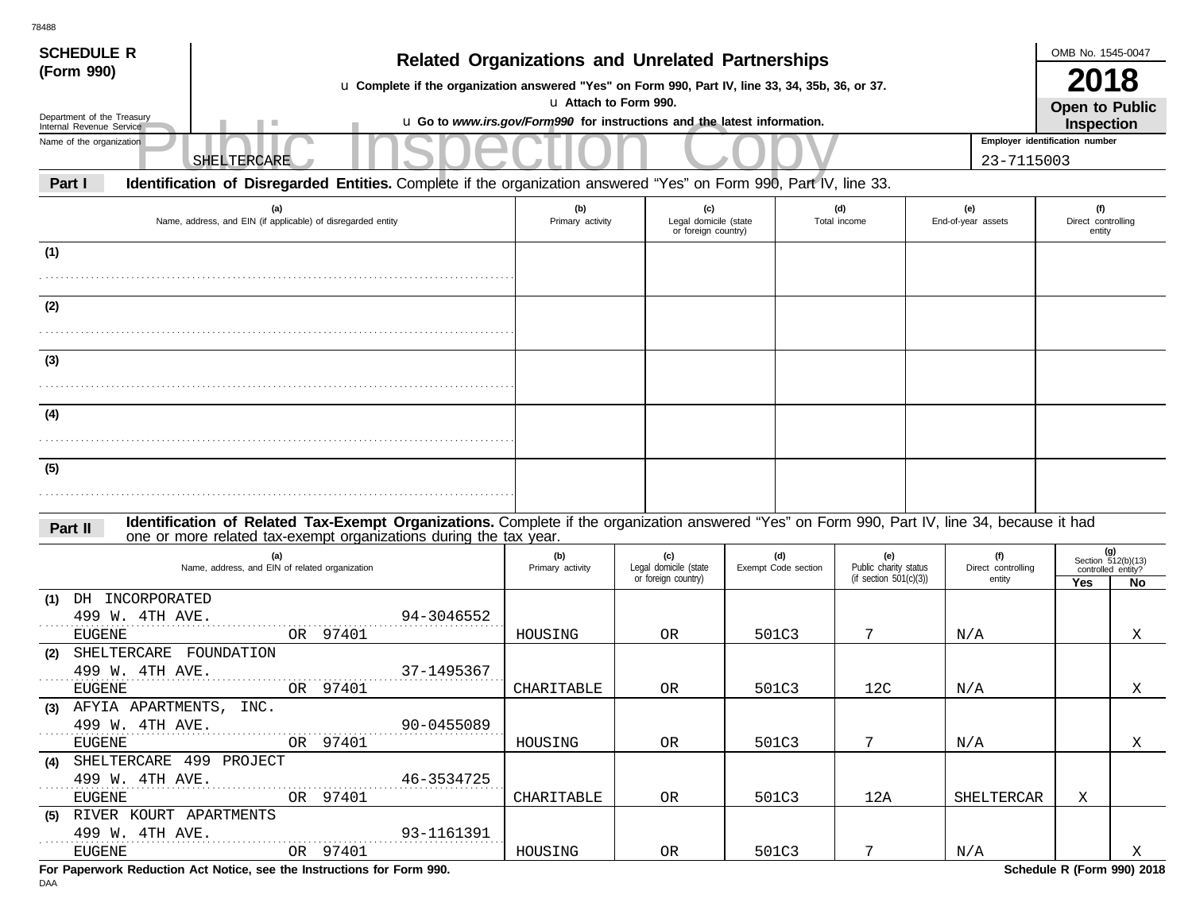78488

**SCHEDULE R (Form 990)**

Department of the Treasury
Internal Revenue Service

# Related Organizations and Unrelated Partnerships

u **Complete if the organization answered "Yes" on Form 990, Part IV, line 33, 34, 35b, 36, or 37.**

u **Attach to Form 990.**

u **Go to *www.irs.gov/Form990* for instructions and the latest information.**

OMB No. 1545-0047

**2018**

**Open to Public Inspection**

Public Inspection Copy

Name of the organization: SHELTERCARE

Employer identification number: 23-7115003

**Part I** **Identification of Disregarded Entities.** Complete if the organization answered "Yes" on Form 990, Part IV, line 33.

| | (a) Name, address, and EIN (if applicable) of disregarded entity | (b) Primary activity | (c) Legal domicile (state or foreign country) | (d) Total income | (e) End-of-year assets | (f) Direct controlling entity |
|---|---|---|---|---|---|---|
| (1) | | | | | | |
| (2) | | | | | | |
| (3) | | | | | | |
| (4) | | | | | | |
| (5) | | | | | | |

**Part II** **Identification of Related Tax-Exempt Organizations.** Complete if the organization answered "Yes" on Form 990, Part IV, line 34, because it had one or more related tax-exempt organizations during the tax year.

| | (a) Name, address, and EIN of related organization | (b) Primary activity | (c) Legal domicile (state or foreign country) | (d) Exempt Code section | (e) Public charity status (if section 501(c)(3)) | (f) Direct controlling entity | (g) Section 512(b)(13) controlled entity? Yes | No |
|---|---|---|---|---|---|---|---|---|
| (1) | DH INCORPORATED<br>499 W. 4TH AVE. 94-3046552<br>EUGENE OR 97401 | HOUSING | OR | 501C3 | 7 | N/A | | X |
| (2) | SHELTERCARE FOUNDATION<br>499 W. 4TH AVE. 37-1495367<br>EUGENE OR 97401 | CHARITABLE | OR | 501C3 | 12C | N/A | | X |
| (3) | AFYIA APARTMENTS, INC.<br>499 W. 4TH AVE. 90-0455089<br>EUGENE OR 97401 | HOUSING | OR | 501C3 | 7 | N/A | | X |
| (4) | SHELTERCARE 499 PROJECT<br>499 W. 4TH AVE. 46-3534725<br>EUGENE OR 97401 | CHARITABLE | OR | 501C3 | 12A | SHELTERCAR | X | |
| (5) | RIVER KOURT APARTMENTS<br>499 W. 4TH AVE. 93-1161391<br>EUGENE OR 97401 | HOUSING | OR | 501C3 | 7 | N/A | | X |

**For Paperwork Reduction Act Notice, see the Instructions for Form 990.**

**Schedule R (Form 990) 2018**

DAA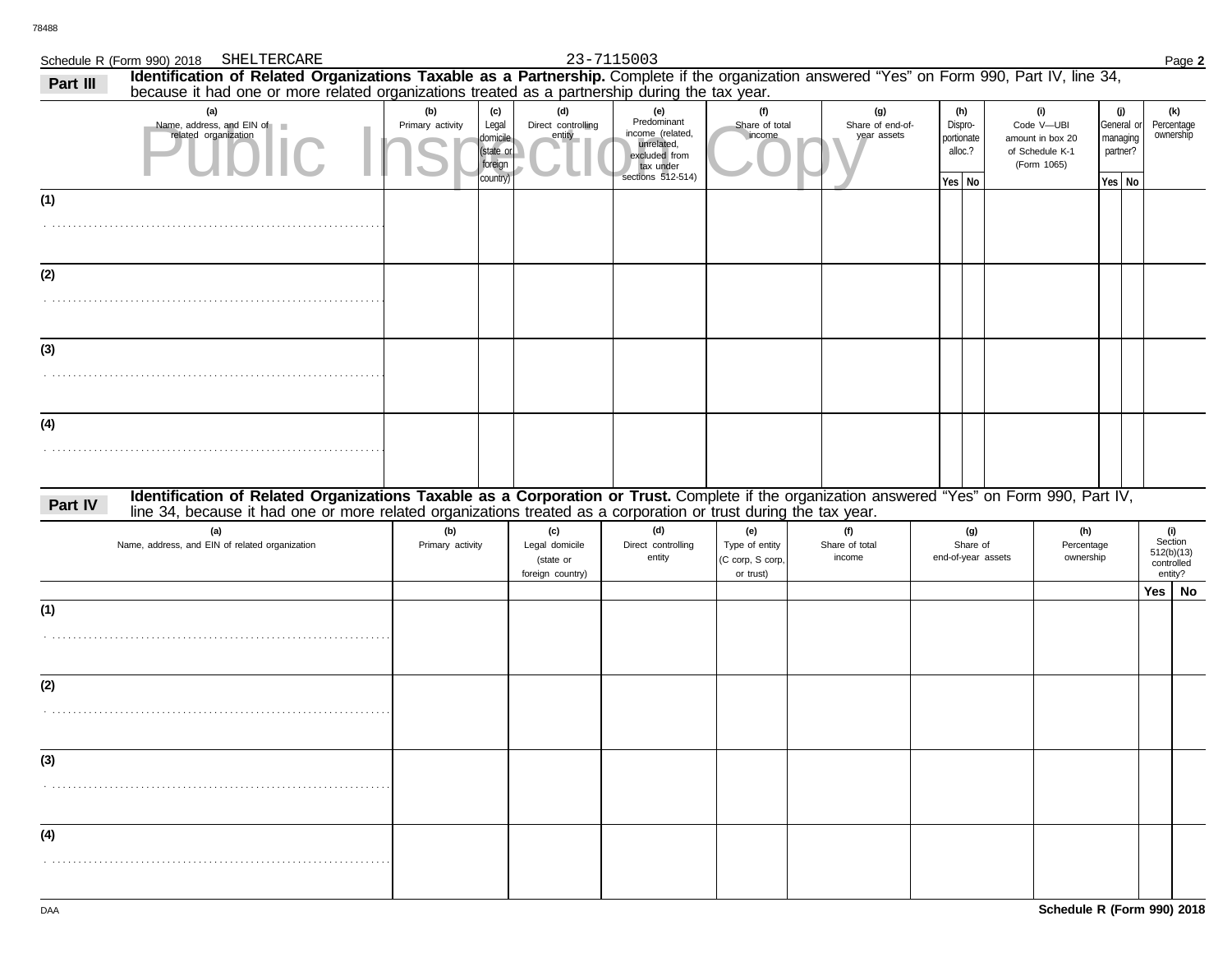Schedule R (Form 990) 2018 SHELTERCARE 23-7115003

## Part III Identification of Related Organizations Taxable as a Partnership.

Complete if the organization answered "Yes" on Form 990, Part IV, line 34, because it had one or more related organizations treated as a partnership during the tax year.

| (a) Name, address, and EIN of related organization | (b) Primary activity | (c) Legal domicile (state or foreign country) | (d) Direct controlling entity | (e) Predominant income (related, unrelated, excluded from tax under sections 512-514) | (f) Share of total income | (g) Share of end-of-year assets | (h) Dispro-portionate alloc.? Yes | (h) No | (i) Code V—UBI amount in box 20 of Schedule K-1 (Form 1065) | (j) General or managing partner? Yes | (j) No | (k) Percentage ownership |
|---|---|---|---|---|---|---|---|---|---|---|---|---|
| (1) | | | | | | | | | | | | |
| (2) | | | | | | | | | | | | |
| (3) | | | | | | | | | | | | |
| (4) | | | | | | | | | | | | |

## Part IV Identification of Related Organizations Taxable as a Corporation or Trust.

Complete if the organization answered "Yes" on Form 990, Part IV, line 34, because it had one or more related organizations treated as a corporation or trust during the tax year.

| (a) Name, address, and EIN of related organization | (b) Primary activity | (c) Legal domicile (state or foreign country) | (d) Direct controlling entity | (e) Type of entity (C corp, S corp, or trust) | (f) Share of total income | (g) Share of end-of-year assets | (h) Percentage ownership | (i) Section 512(b)(13) controlled entity? Yes | (i) No |
|---|---|---|---|---|---|---|---|---|---|
| (1) | | | | | | | | | |
| (2) | | | | | | | | | |
| (3) | | | | | | | | | |
| (4) | | | | | | | | | |

Schedule R (Form 990) 2018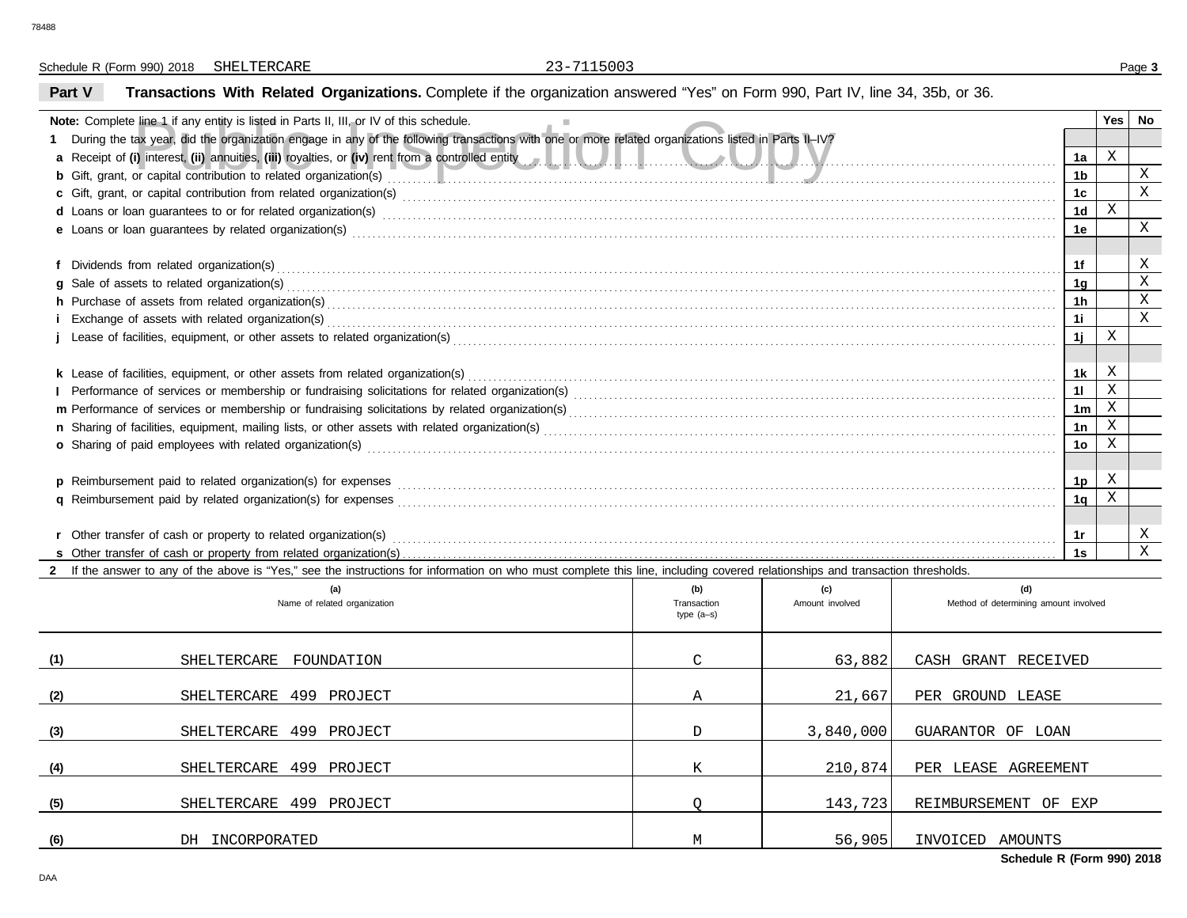Schedule R (Form 990) 2018 SHELTERCARE 23-7115003

## Part V Transactions With Related Organizations.

Complete if the organization answered "Yes" on Form 990, Part IV, line 34, 35b, or 36.

| Note: Complete line 1 if any entity is listed in Parts II, III, or IV of this schedule. | | Yes | No |
|---|---|---|---|
| **1** During the tax year, did the organization engage in any of the following transactions with one or more related organizations listed in Parts II–IV? | | | |
| **a** Receipt of **(i)** interest, **(ii)** annuities, **(iii)** royalties, or **(iv)** rent from a controlled entity | 1a | X | |
| **b** Gift, grant, or capital contribution to related organization(s) | 1b | | X |
| **c** Gift, grant, or capital contribution from related organization(s) | 1c | | X |
| **d** Loans or loan guarantees to or for related organization(s) | 1d | X | |
| **e** Loans or loan guarantees by related organization(s) | 1e | | X |
| **f** Dividends from related organization(s) | 1f | | X |
| **g** Sale of assets to related organization(s) | 1g | | X |
| **h** Purchase of assets from related organization(s) | 1h | | X |
| **i** Exchange of assets with related organization(s) | 1i | | X |
| **j** Lease of facilities, equipment, or other assets to related organization(s) | 1j | X | |
| **k** Lease of facilities, equipment, or other assets from related organization(s) | 1k | X | |
| **l** Performance of services or membership or fundraising solicitations for related organization(s) | 1l | X | |
| **m** Performance of services or membership or fundraising solicitations by related organization(s) | 1m | X | |
| **n** Sharing of facilities, equipment, mailing lists, or other assets with related organization(s) | 1n | X | |
| **o** Sharing of paid employees with related organization(s) | 1o | X | |
| **p** Reimbursement paid to related organization(s) for expenses | 1p | X | |
| **q** Reimbursement paid by related organization(s) for expenses | 1q | X | |
| **r** Other transfer of cash or property to related organization(s) | 1r | | X |
| **s** Other transfer of cash or property from related organization(s) | 1s | | X |

**2** If the answer to any of the above is "Yes," see the instructions for information on who must complete this line, including covered relationships and transaction thresholds.

| | (a) Name of related organization | (b) Transaction type (a–s) | (c) Amount involved | (d) Method of determining amount involved |
|---|---|---|---|---|
| (1) | SHELTERCARE FOUNDATION | C | 63,882 | CASH GRANT RECEIVED |
| (2) | SHELTERCARE 499 PROJECT | A | 21,667 | PER GROUND LEASE |
| (3) | SHELTERCARE 499 PROJECT | D | 3,840,000 | GUARANTOR OF LOAN |
| (4) | SHELTERCARE 499 PROJECT | K | 210,874 | PER LEASE AGREEMENT |
| (5) | SHELTERCARE 499 PROJECT | Q | 143,723 | REIMBURSEMENT OF EXP |
| (6) | DH INCORPORATED | M | 56,905 | INVOICED AMOUNTS |

Schedule R (Form 990) 2018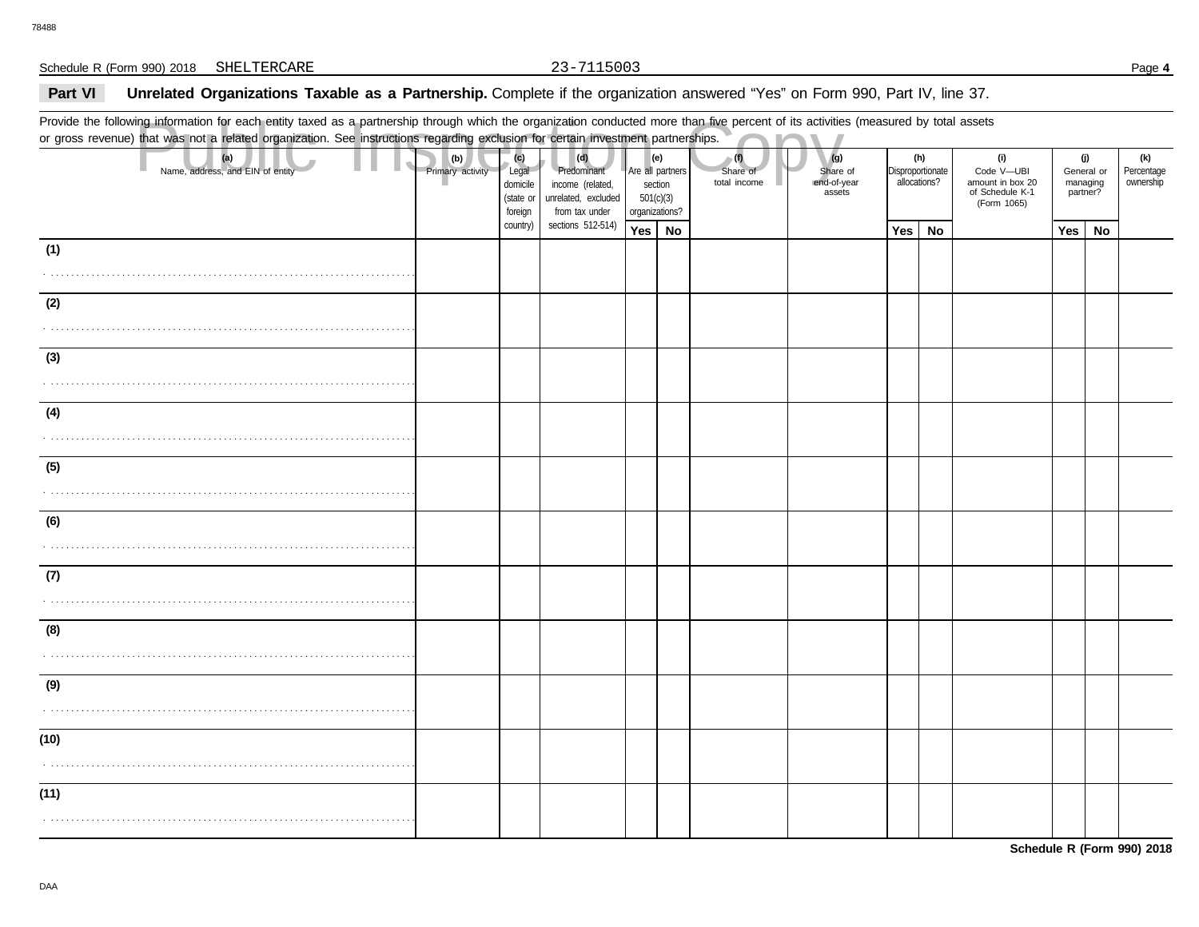Schedule R (Form 990) 2018 SHELTERCARE 23-7115003

**Part VI** **Unrelated Organizations Taxable as a Partnership.** Complete if the organization answered "Yes" on Form 990, Part IV, line 37.

Provide the following information for each entity taxed as a partnership through which the organization conducted more than five percent of its activities (measured by total assets or gross revenue) that was not a related organization. See instructions regarding exclusion for certain investment partnerships.

Public Inspection Copy

| (a) Name, address, and EIN of entity | (b) Primary activity | (c) Legal domicile (state or foreign country) | (d) Predominant income (related, unrelated, excluded from tax under sections 512-514) | (e) Are all partners section 501(c)(3) organizations? | | (f) Share of total income | (g) Share of end-of-year assets | (h) Disproportionate allocations? | | (i) Code V—UBI amount in box 20 of Schedule K-1 (Form 1065) | (j) General or managing partner? | | (k) Percentage ownership |
|---|---|---|---|---|---|---|---|---|---|---|---|---|---|
| | | | | Yes | No | | | Yes | No | | Yes | No | |
| (1) | | | | | | | | | | | | | |
| (2) | | | | | | | | | | | | | |
| (3) | | | | | | | | | | | | | |
| (4) | | | | | | | | | | | | | |
| (5) | | | | | | | | | | | | | |
| (6) | | | | | | | | | | | | | |
| (7) | | | | | | | | | | | | | |
| (8) | | | | | | | | | | | | | |
| (9) | | | | | | | | | | | | | |
| (10) | | | | | | | | | | | | | |
| (11) | | | | | | | | | | | | | |

**Schedule R (Form 990) 2018**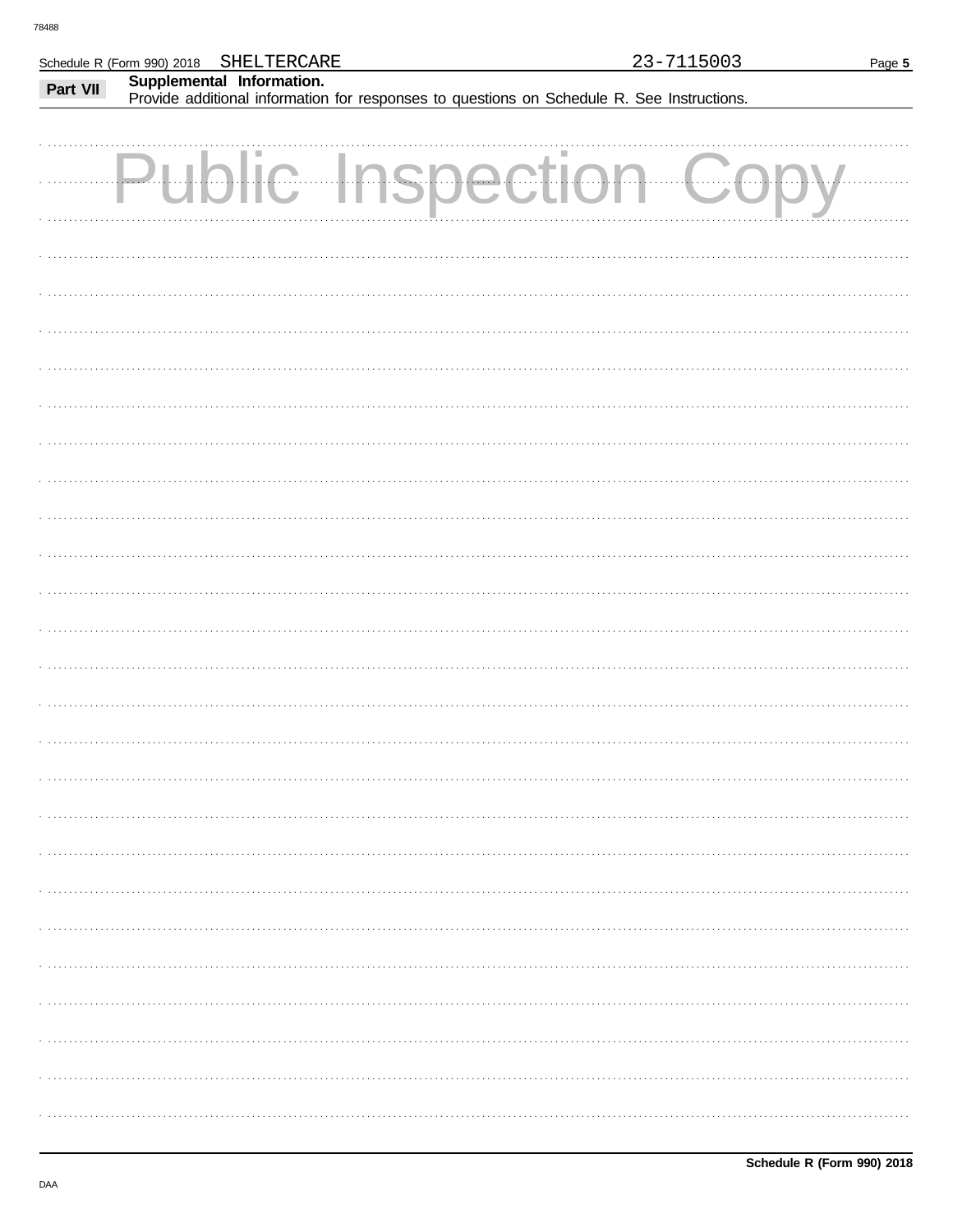Schedule R (Form 990) 2018 SHELTERCARE 23-7115003

## Part VII Supplemental Information.

Provide additional information for responses to questions on Schedule R. See Instructions.

Public Inspection Copy

**Schedule R (Form 990) 2018**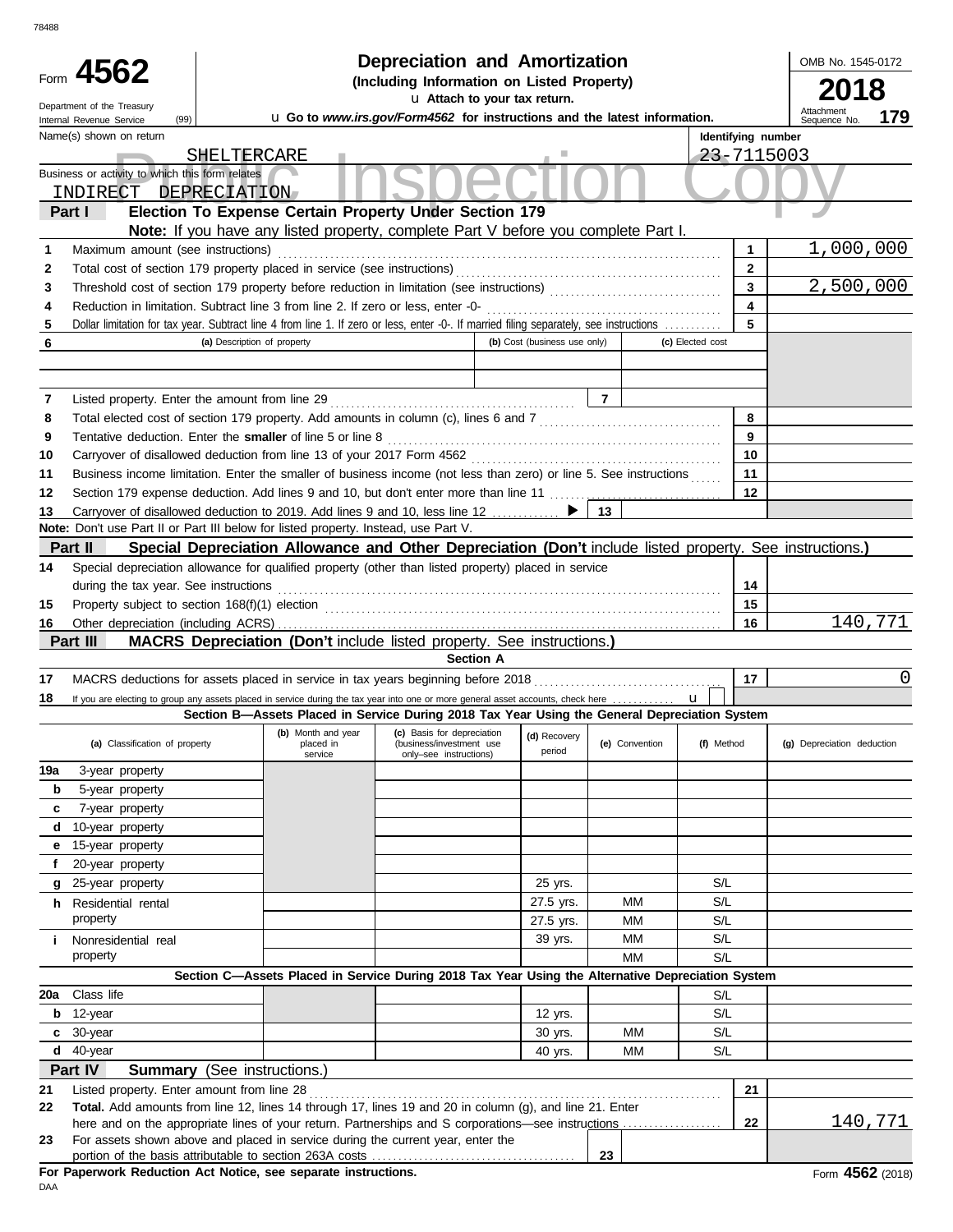78488

# Form 4562 — Depreciation and Amortization (Including Information on Listed Property)

Department of the Treasury
Internal Revenue Service (99)

u Attach to your tax return.

u Go to *www.irs.gov/Form4562* for instructions and the latest information.

OMB No. 1545-0172

**2018**

Attachment Sequence No. **179**

Public Inspection Copy

| Name(s) shown on return | Identifying number |
|---|---|
| SHELTERCARE | 23-7115003 |

Business or activity to which this form relates: INDIRECT DEPRECIATION

## Part I — Election To Expense Certain Property Under Section 179

**Note:** If you have any listed property, complete Part V before you complete Part I.

| | | | |
|---|---|---|---|
| 1 | Maximum amount (see instructions) | 1 | 1,000,000 |
| 2 | Total cost of section 179 property placed in service (see instructions) | 2 | |
| 3 | Threshold cost of section 179 property before reduction in limitation (see instructions) | 3 | 2,500,000 |
| 4 | Reduction in limitation. Subtract line 3 from line 2. If zero or less, enter -0- | 4 | |
| 5 | Dollar limitation for tax year. Subtract line 4 from line 1. If zero or less, enter -0-. If married filing separately, see instructions | 5 | |

| 6 | (a) Description of property | (b) Cost (business use only) | (c) Elected cost |
|---|---|---|---|
| | | | |
| | | | |

| | | | |
|---|---|---|---|
| 7 | Listed property. Enter the amount from line 29 | 7 | |
| 8 | Total elected cost of section 179 property. Add amounts in column (c), lines 6 and 7 | 8 | |
| 9 | Tentative deduction. Enter the **smaller** of line 5 or line 8 | 9 | |
| 10 | Carryover of disallowed deduction from line 13 of your 2017 Form 4562 | 10 | |
| 11 | Business income limitation. Enter the smaller of business income (not less than zero) or line 5. See instructions | 11 | |
| 12 | Section 179 expense deduction. Add lines 9 and 10, but don't enter more than line 11 | 12 | |
| 13 | Carryover of disallowed deduction to 2019. Add lines 9 and 10, less line 12 ▶ | 13 | |

**Note:** Don't use Part II or Part III below for listed property. Instead, use Part V.

## Part II — Special Depreciation Allowance and Other Depreciation (Don't include listed property. See instructions.)

| | | | |
|---|---|---|---|
| 14 | Special depreciation allowance for qualified property (other than listed property) placed in service during the tax year. See instructions | 14 | |
| 15 | Property subject to section 168(f)(1) election | 15 | |
| 16 | Other depreciation (including ACRS) | 16 | 140,771 |

## Part III — MACRS Depreciation (Don't include listed property. See instructions.)

### Section A

| | | | |
|---|---|---|---|
| 17 | MACRS deductions for assets placed in service in tax years beginning before 2018 | 17 | 0 |
| 18 | If you are electing to group any assets placed in service during the tax year into one or more general asset accounts, check here u | | |

### Section B—Assets Placed in Service During 2018 Tax Year Using the General Depreciation System

| (a) Classification of property | (b) Month and year placed in service | (c) Basis for depreciation (business/investment use only–see instructions) | (d) Recovery period | (e) Convention | (f) Method | (g) Depreciation deduction |
|---|---|---|---|---|---|---|
| 19a 3-year property | | | | | | |
| b 5-year property | | | | | | |
| c 7-year property | | | | | | |
| d 10-year property | | | | | | |
| e 15-year property | | | | | | |
| f 20-year property | | | | | | |
| g 25-year property | | | 25 yrs. | | S/L | |
| h Residential rental property | | | 27.5 yrs. | MM | S/L | |
| | | | 27.5 yrs. | MM | S/L | |
| i Nonresidential real property | | | 39 yrs. | MM | S/L | |
| | | | | MM | S/L | |

### Section C—Assets Placed in Service During 2018 Tax Year Using the Alternative Depreciation System

| | | | | | | |
|---|---|---|---|---|---|---|
| 20a Class life | | | | | S/L | |
| b 12-year | | | 12 yrs. | | S/L | |
| c 30-year | | | 30 yrs. | MM | S/L | |
| d 40-year | | | 40 yrs. | MM | S/L | |

## Part IV — Summary (See instructions.)

| | | | |
|---|---|---|---|
| 21 | Listed property. Enter amount from line 28 | 21 | |
| 22 | **Total.** Add amounts from line 12, lines 14 through 17, lines 19 and 20 in column (g), and line 21. Enter here and on the appropriate lines of your return. Partnerships and S corporations—see instructions | 22 | 140,771 |
| 23 | For assets shown above and placed in service during the current year, enter the portion of the basis attributable to section 263A costs | 23 | |

**For Paperwork Reduction Act Notice, see separate instructions.**

DAA

Form **4562** (2018)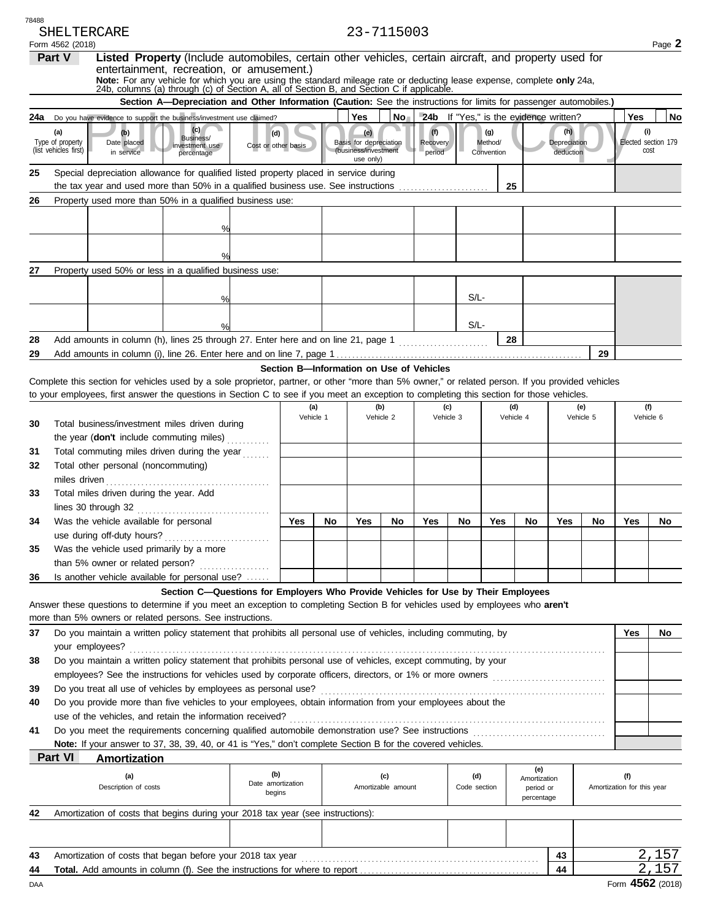78488
SHELTERCARE 23-7115003

Form 4562 (2018) Page **2**

**Part V** **Listed Property** (Include automobiles, certain other vehicles, certain aircraft, and property used for entertainment, recreation, or amusement.)

**Note:** For any vehicle for which you are using the standard mileage rate or deducting lease expense, complete **only** 24a, 24b, columns (a) through (c) of Section A, all of Section B, and Section C if applicable.

**Section A—Depreciation and Other Information (Caution:** See the instructions for limits for passenger automobiles.**)**

**24a** Do you have evidence to support the business/investment use claimed? Yes No **24b** If "Yes," is the evidence written? Yes No

| (a) Type of property (list vehicles first) | (b) Date placed in service | (c) Business/investment use percentage | (d) Cost or other basis | (e) Basis for depreciation (business/investment use only) | (f) Recovery period | (g) Method/Convention | (h) Depreciation deduction | (i) Elected section 179 cost |
|---|---|---|---|---|---|---|---|---|
| **25** Special depreciation allowance for qualified listed property placed in service during the tax year and used more than 50% in a qualified business use. See instructions | | | | | | **25** | | |
| **26** Property used more than 50% in a qualified business use: | | | | | | | | |
| | | % | | | | | | |
| | | % | | | | | | |
| **27** Property used 50% or less in a qualified business use: | | | | | | | | |
| | | % | | | | S/L- | | |
| | | % | | | | S/L- | | |
| **28** Add amounts in column (h), lines 25 through 27. Enter here and on line 21, page 1 | | | | | | **28** | | |
| **29** Add amounts in column (i), line 26. Enter here and on line 7, page 1 | | | | | | | **29** | |

**Section B—Information on Use of Vehicles**

Complete this section for vehicles used by a sole proprietor, partner, or other "more than 5% owner," or related person. If you provided vehicles to your employees, first answer the questions in Section C to see if you meet an exception to completing this section for those vehicles.

| | (a) Vehicle 1 | | (b) Vehicle 2 | | (c) Vehicle 3 | | (d) Vehicle 4 | | (e) Vehicle 5 | | (f) Vehicle 6 | |
|---|---|---|---|---|---|---|---|---|---|---|---|---|
| **30** Total business/investment miles driven during the year (**don't** include commuting miles) | | | | | | | | | | | | |
| **31** Total commuting miles driven during the year | | | | | | | | | | | | |
| **32** Total other personal (noncommuting) miles driven | | | | | | | | | | | | |
| **33** Total miles driven during the year. Add lines 30 through 32 | | | | | | | | | | | | |
| | **Yes** | **No** | **Yes** | **No** | **Yes** | **No** | **Yes** | **No** | **Yes** | **No** | **Yes** | **No** |
| **34** Was the vehicle available for personal use during off-duty hours? | | | | | | | | | | | | |
| **35** Was the vehicle used primarily by a more than 5% owner or related person? | | | | | | | | | | | | |
| **36** Is another vehicle available for personal use? | | | | | | | | | | | | |

**Section C—Questions for Employers Who Provide Vehicles for Use by Their Employees**

Answer these questions to determine if you meet an exception to completing Section B for vehicles used by employees who **aren't** more than 5% owners or related persons. See instructions.

| | Yes | No |
|---|---|---|
| **37** Do you maintain a written policy statement that prohibits all personal use of vehicles, including commuting, by your employees? | | |
| **38** Do you maintain a written policy statement that prohibits personal use of vehicles, except commuting, by your employees? See the instructions for vehicles used by corporate officers, directors, or 1% or more owners | | |
| **39** Do you treat all use of vehicles by employees as personal use? | | |
| **40** Do you provide more than five vehicles to your employees, obtain information from your employees about the use of the vehicles, and retain the information received? | | |
| **41** Do you meet the requirements concerning qualified automobile demonstration use? See instructions | | |

**Note:** If your answer to 37, 38, 39, 40, or 41 is "Yes," don't complete Section B for the covered vehicles.

**Part VI** **Amortization**

| (a) Description of costs | (b) Date amortization begins | (c) Amortizable amount | (d) Code section | (e) Amortization period or percentage | (f) Amortization for this year |
|---|---|---|---|---|---|
| **42** Amortization of costs that begins during your 2018 tax year (see instructions): | | | | | |
| | | | | | |
| **43** Amortization of costs that began before your 2018 tax year | | | | **43** | 2,157 |
| **44** **Total.** Add amounts in column (f). See the instructions for where to report | | | | **44** | 2,157 |

DAA Form **4562** (2018)